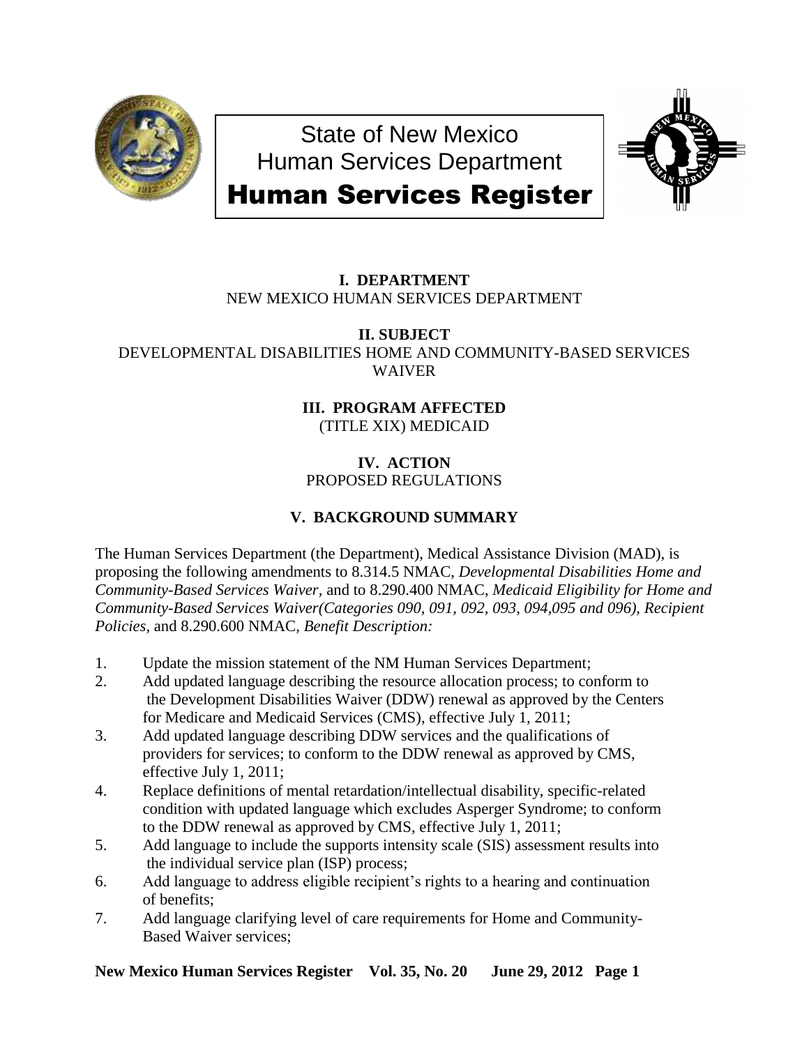State of New Mexico
Human Services Department
# Human Services Register

**I. DEPARTMENT**
NEW MEXICO HUMAN SERVICES DEPARTMENT

**II. SUBJECT**
DEVELOPMENTAL DISABILITIES HOME AND COMMUNITY-BASED SERVICES WAIVER

**III. PROGRAM AFFECTED**
(TITLE XIX) MEDICAID

**IV. ACTION**
PROPOSED REGULATIONS

**V. BACKGROUND SUMMARY**

The Human Services Department (the Department), Medical Assistance Division (MAD), is proposing the following amendments to 8.314.5 NMAC, *Developmental Disabilities Home and Community-Based Services Waiver*, and to 8.290.400 NMAC, *Medicaid Eligibility for Home and Community-Based Services Waiver(Categories 090, 091, 092, 093, 094,095 and 096), Recipient Policies*, and 8.290.600 NMAC, *Benefit Description:*

1. Update the mission statement of the NM Human Services Department;
2. Add updated language describing the resource allocation process; to conform to the Development Disabilities Waiver (DDW) renewal as approved by the Centers for Medicare and Medicaid Services (CMS), effective July 1, 2011;
3. Add updated language describing DDW services and the qualifications of providers for services; to conform to the DDW renewal as approved by CMS, effective July 1, 2011;
4. Replace definitions of mental retardation/intellectual disability, specific-related condition with updated language which excludes Asperger Syndrome; to conform to the DDW renewal as approved by CMS, effective July 1, 2011;
5. Add language to include the supports intensity scale (SIS) assessment results into the individual service plan (ISP) process;
6. Add language to address eligible recipient's rights to a hearing and continuation of benefits;
7. Add language clarifying level of care requirements for Home and Community-Based Waiver services;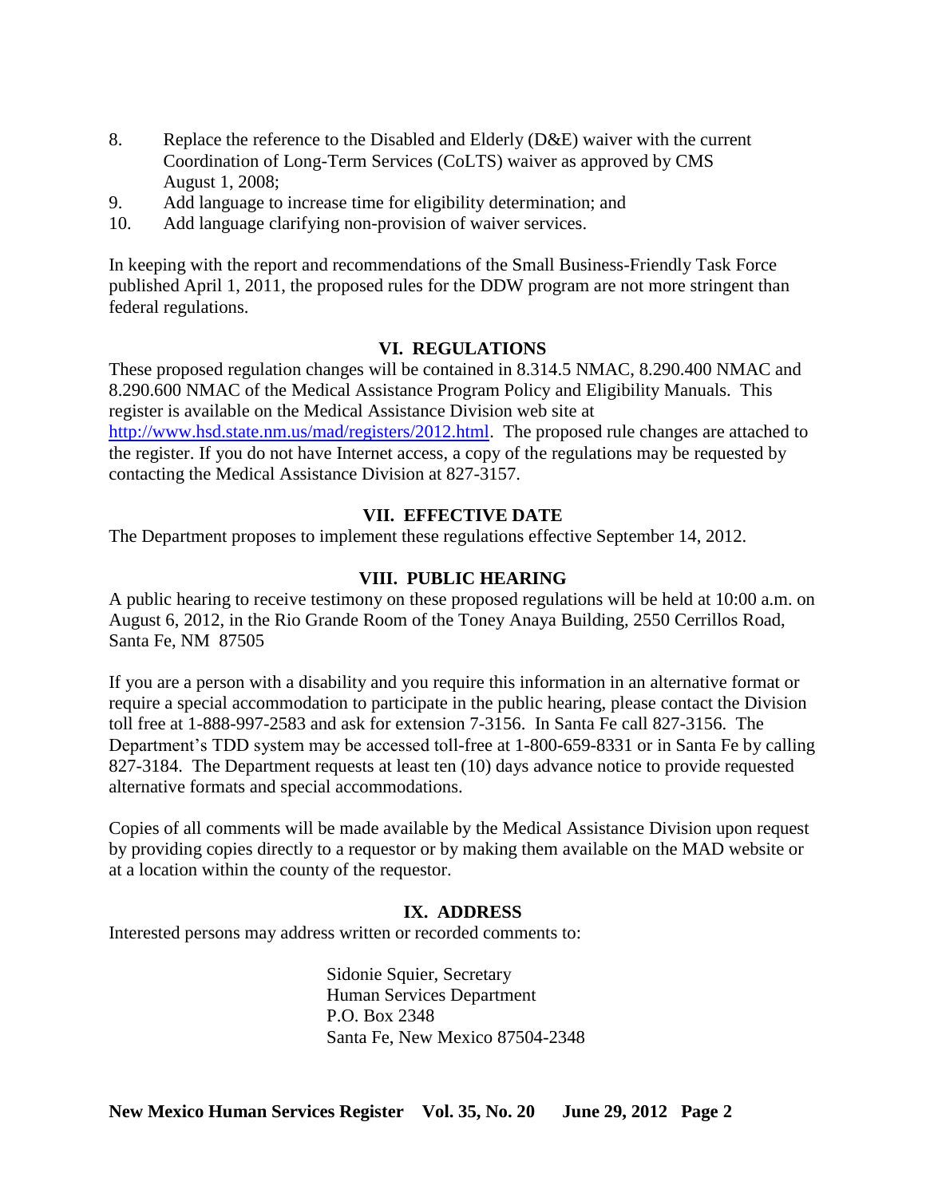8. Replace the reference to the Disabled and Elderly (D&E) waiver with the current Coordination of Long-Term Services (CoLTS) waiver as approved by CMS August 1, 2008;
9. Add language to increase time for eligibility determination; and
10. Add language clarifying non-provision of waiver services.

In keeping with the report and recommendations of the Small Business-Friendly Task Force published April 1, 2011, the proposed rules for the DDW program are not more stringent than federal regulations.

## VI. REGULATIONS

These proposed regulation changes will be contained in 8.314.5 NMAC, 8.290.400 NMAC and 8.290.600 NMAC of the Medical Assistance Program Policy and Eligibility Manuals. This register is available on the Medical Assistance Division web site at http://www.hsd.state.nm.us/mad/registers/2012.html. The proposed rule changes are attached to the register. If you do not have Internet access, a copy of the regulations may be requested by contacting the Medical Assistance Division at 827-3157.

## VII. EFFECTIVE DATE

The Department proposes to implement these regulations effective September 14, 2012.

## VIII. PUBLIC HEARING

A public hearing to receive testimony on these proposed regulations will be held at 10:00 a.m. on August 6, 2012, in the Rio Grande Room of the Toney Anaya Building, 2550 Cerrillos Road, Santa Fe, NM 87505

If you are a person with a disability and you require this information in an alternative format or require a special accommodation to participate in the public hearing, please contact the Division toll free at 1-888-997-2583 and ask for extension 7-3156. In Santa Fe call 827-3156. The Department's TDD system may be accessed toll-free at 1-800-659-8331 or in Santa Fe by calling 827-3184. The Department requests at least ten (10) days advance notice to provide requested alternative formats and special accommodations.

Copies of all comments will be made available by the Medical Assistance Division upon request by providing copies directly to a requestor or by making them available on the MAD website or at a location within the county of the requestor.

## IX. ADDRESS

Interested persons may address written or recorded comments to:

Sidonie Squier, Secretary
Human Services Department
P.O. Box 2348
Santa Fe, New Mexico 87504-2348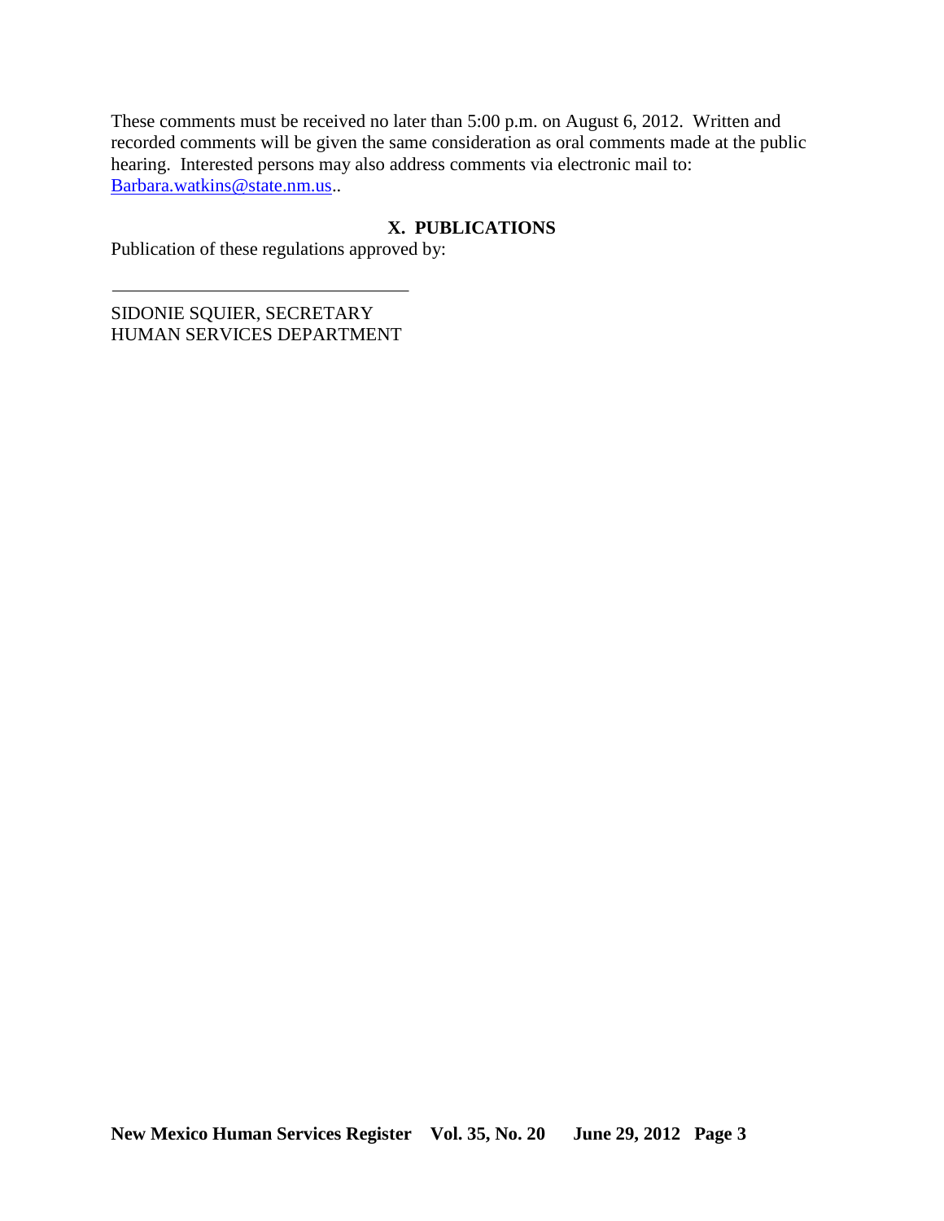These comments must be received no later than 5:00 p.m. on August 6, 2012. Written and recorded comments will be given the same consideration as oral comments made at the public hearing. Interested persons may also address comments via electronic mail to: Barbara.watkins@state.nm.us..

## X. PUBLICATIONS

Publication of these regulations approved by:

\_\_\_\_\_\_\_\_\_\_\_\_\_\_\_\_\_\_\_\_\_\_\_\_\_\_\_\_\_\_\_\_\_\_

SIDONIE SQUIER, SECRETARY
HUMAN SERVICES DEPARTMENT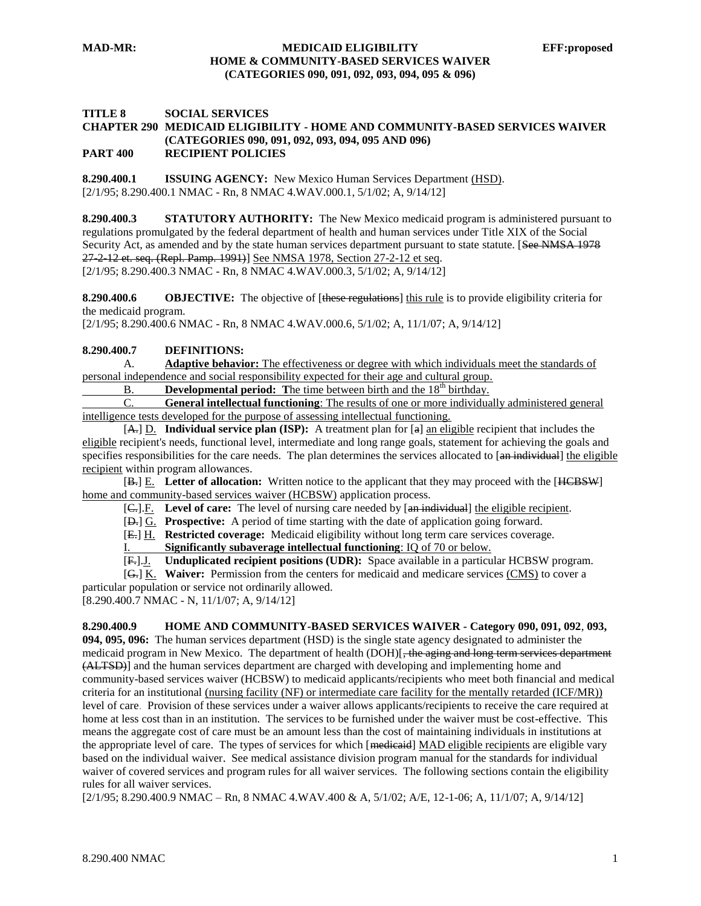**MAD-MR: MEDICAID ELIGIBILITY EFF:proposed**
**HOME & COMMUNITY-BASED SERVICES WAIVER**
**(CATEGORIES 090, 091, 092, 093, 094, 095 & 096)**

**TITLE 8 SOCIAL SERVICES**
**CHAPTER 290 MEDICAID ELIGIBILITY - HOME AND COMMUNITY-BASED SERVICES WAIVER (CATEGORIES 090, 091, 092, 093, 094, 095 AND 096)**
**PART 400 RECIPIENT POLICIES**

**8.290.400.1 ISSUING AGENCY:** New Mexico Human Services Department (HSD).
[2/1/95; 8.290.400.1 NMAC - Rn, 8 NMAC 4.WAV.000.1, 5/1/02; A, 9/14/12]

**8.290.400.3 STATUTORY AUTHORITY:** The New Mexico medicaid program is administered pursuant to regulations promulgated by the federal department of health and human services under Title XIX of the Social Security Act, as amended and by the state human services department pursuant to state statute. [~~See NMSA 1978 27-2-12 et. seq. (Repl. Pamp. 1991)~~] See NMSA 1978, Section 27-2-12 et seq.
[2/1/95; 8.290.400.3 NMAC - Rn, 8 NMAC 4.WAV.000.3, 5/1/02; A, 9/14/12]

**8.290.400.6 OBJECTIVE:** The objective of [~~these regulations~~] this rule is to provide eligibility criteria for the medicaid program.
[2/1/95; 8.290.400.6 NMAC - Rn, 8 NMAC 4.WAV.000.6, 5/1/02; A, 11/1/07; A, 9/14/12]

**8.290.400.7 DEFINITIONS:**

A. **Adaptive behavior:** The effectiveness or degree with which individuals meet the standards of personal independence and social responsibility expected for their age and cultural group.

B. **Developmental period:** The time between birth and the 18th birthday.

C. **General intellectual functioning**: The results of one or more individually administered general intelligence tests developed for the purpose of assessing intellectual functioning.

[~~A.~~] D. **Individual service plan (ISP):** A treatment plan for [~~a~~] an eligible recipient that includes the eligible recipient's needs, functional level, intermediate and long range goals, statement for achieving the goals and specifies responsibilities for the care needs. The plan determines the services allocated to [~~an individual~~] the eligible recipient within program allowances.

[~~B.~~] E. **Letter of allocation:** Written notice to the applicant that they may proceed with the [~~HCBSW~~] home and community-based services waiver (HCBSW) application process.

[~~C.~~] F. **Level of care:** The level of nursing care needed by [~~an individual~~] the eligible recipient.

[~~D.~~] G. **Prospective:** A period of time starting with the date of application going forward.

[~~E.~~] H. **Restricted coverage:** Medicaid eligibility without long term care services coverage.

I. **Significantly subaverage intellectual functioning**: IQ of 70 or below.

[~~F.~~] J. **Unduplicated recipient positions (UDR):** Space available in a particular HCBSW program.

[~~G.~~] K. **Waiver:** Permission from the centers for medicaid and medicare services (CMS) to cover a particular population or service not ordinarily allowed.
[8.290.400.7 NMAC - N, 11/1/07; A, 9/14/12]

**8.290.400.9 HOME AND COMMUNITY-BASED SERVICES WAIVER - Category 090, 091, 092, 093, 094, 095, 096:** The human services department (HSD) is the single state agency designated to administer the medicaid program in New Mexico. The department of health (DOH)[~~, the aging and long term services department (ALTSD)~~] and the human services department are charged with developing and implementing home and community-based services waiver (HCBSW) to medicaid applicants/recipients who meet both financial and medical criteria for an institutional (nursing facility (NF) or intermediate care facility for the mentally retarded (ICF/MR)) level of care. Provision of these services under a waiver allows applicants/recipients to receive the care required at home at less cost than in an institution. The services to be furnished under the waiver must be cost-effective. This means the aggregate cost of care must be an amount less than the cost of maintaining individuals in institutions at the appropriate level of care. The types of services for which [~~medicaid~~] MAD eligible recipients are eligible vary based on the individual waiver. See medical assistance division program manual for the standards for individual waiver of covered services and program rules for all waiver services. The following sections contain the eligibility rules for all waiver services.
[2/1/95; 8.290.400.9 NMAC – Rn, 8 NMAC 4.WAV.400 & A, 5/1/02; A/E, 12-1-06; A, 11/1/07; A, 9/14/12]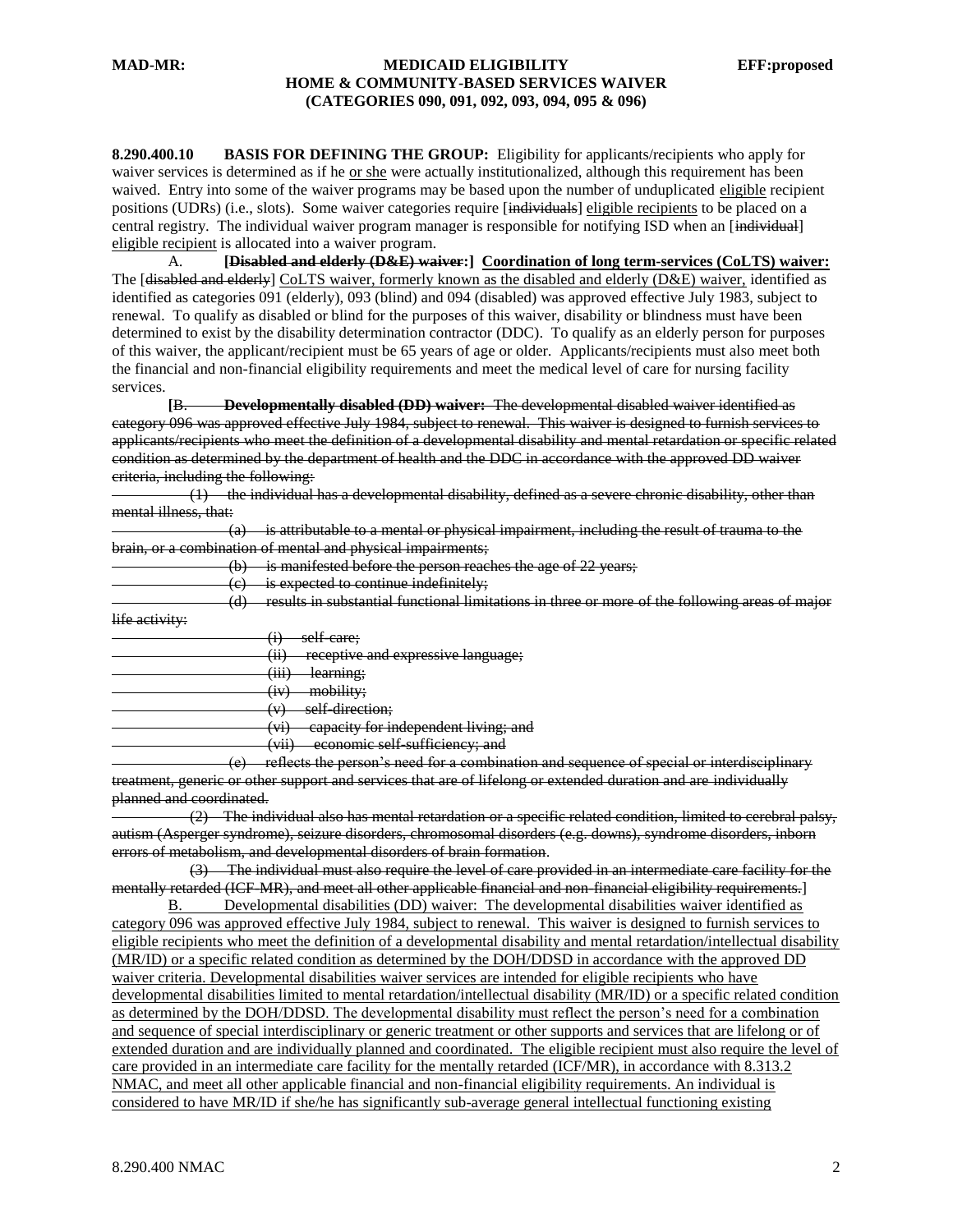**8.290.400.10 BASIS FOR DEFINING THE GROUP:** Eligibility for applicants/recipients who apply for waiver services is determined as if he or she were actually institutionalized, although this requirement has been waived. Entry into some of the waiver programs may be based upon the number of unduplicated eligible recipient positions (UDRs) (i.e., slots). Some waiver categories require [~~individuals~~] eligible recipients to be placed on a central registry. The individual waiver program manager is responsible for notifying ISD when an [~~individual~~] eligible recipient is allocated into a waiver program.

A. **[~~Disabled and elderly (D&E) waiver~~:] Coordination of long term-services (CoLTS) waiver:** The [~~disabled and elderly~~] CoLTS waiver, formerly known as the disabled and elderly (D&E) waiver, identified as identified as categories 091 (elderly), 093 (blind) and 094 (disabled) was approved effective July 1983, subject to renewal. To qualify as disabled or blind for the purposes of this waiver, disability or blindness must have been determined to exist by the disability determination contractor (DDC). To qualify as an elderly person for purposes of this waiver, the applicant/recipient must be 65 years of age or older. Applicants/recipients must also meet both the financial and non-financial eligibility requirements and meet the medical level of care for nursing facility services.

[~~B.~~ ~~**Developmentally disabled (DD) waiver:**~~ ~~The developmental disabled waiver identified as category 096 was approved effective July 1984, subject to renewal. This waiver is designed to furnish services to applicants/recipients who meet the definition of a developmental disability and mental retardation or specific related condition as determined by the department of health and the DDC in accordance with the approved DD waiver criteria, including the following:~~

~~(1) the individual has a developmental disability, defined as a severe chronic disability, other than mental illness, that:~~

~~(a) is attributable to a mental or physical impairment, including the result of trauma to the brain, or a combination of mental and physical impairments;~~

~~(b) is manifested before the person reaches the age of 22 years;~~

~~(c) is expected to continue indefinitely;~~

~~(d) results in substantial functional limitations in three or more of the following areas of major life activity:~~

~~(i) self-care;~~

~~(ii) receptive and expressive language;~~

~~(iii) learning;~~

~~(iv) mobility;~~

~~(v) self-direction;~~

~~(vi) capacity for independent living; and~~

~~(vii) economic self-sufficiency; and~~

~~(e) reflects the person's need for a combination and sequence of special or interdisciplinary treatment, generic or other support and services that are of lifelong or extended duration and are individually planned and coordinated.~~

~~(2) The individual also has mental retardation or a specific related condition, limited to cerebral palsy, autism (Asperger syndrome), seizure disorders, chromosomal disorders (e.g. downs), syndrome disorders, inborn errors of metabolism, and developmental disorders of brain formation.~~

~~(3) The individual must also require the level of care provided in an intermediate care facility for the mentally retarded (ICF-MR), and meet all other applicable financial and non-financial eligibility requirements.~~]

B. Developmental disabilities (DD) waiver: The developmental disabilities waiver identified as category 096 was approved effective July 1984, subject to renewal. This waiver is designed to furnish services to eligible recipients who meet the definition of a developmental disability and mental retardation/intellectual disability (MR/ID) or a specific related condition as determined by the DOH/DDSD in accordance with the approved DD waiver criteria. Developmental disabilities waiver services are intended for eligible recipients who have developmental disabilities limited to mental retardation/intellectual disability (MR/ID) or a specific related condition as determined by the DOH/DDSD. The developmental disability must reflect the person's need for a combination and sequence of special interdisciplinary or generic treatment or other supports and services that are lifelong or of extended duration and are individually planned and coordinated. The eligible recipient must also require the level of care provided in an intermediate care facility for the mentally retarded (ICF/MR), in accordance with 8.313.2 NMAC, and meet all other applicable financial and non-financial eligibility requirements. An individual is considered to have MR/ID if she/he has significantly sub-average general intellectual functioning existing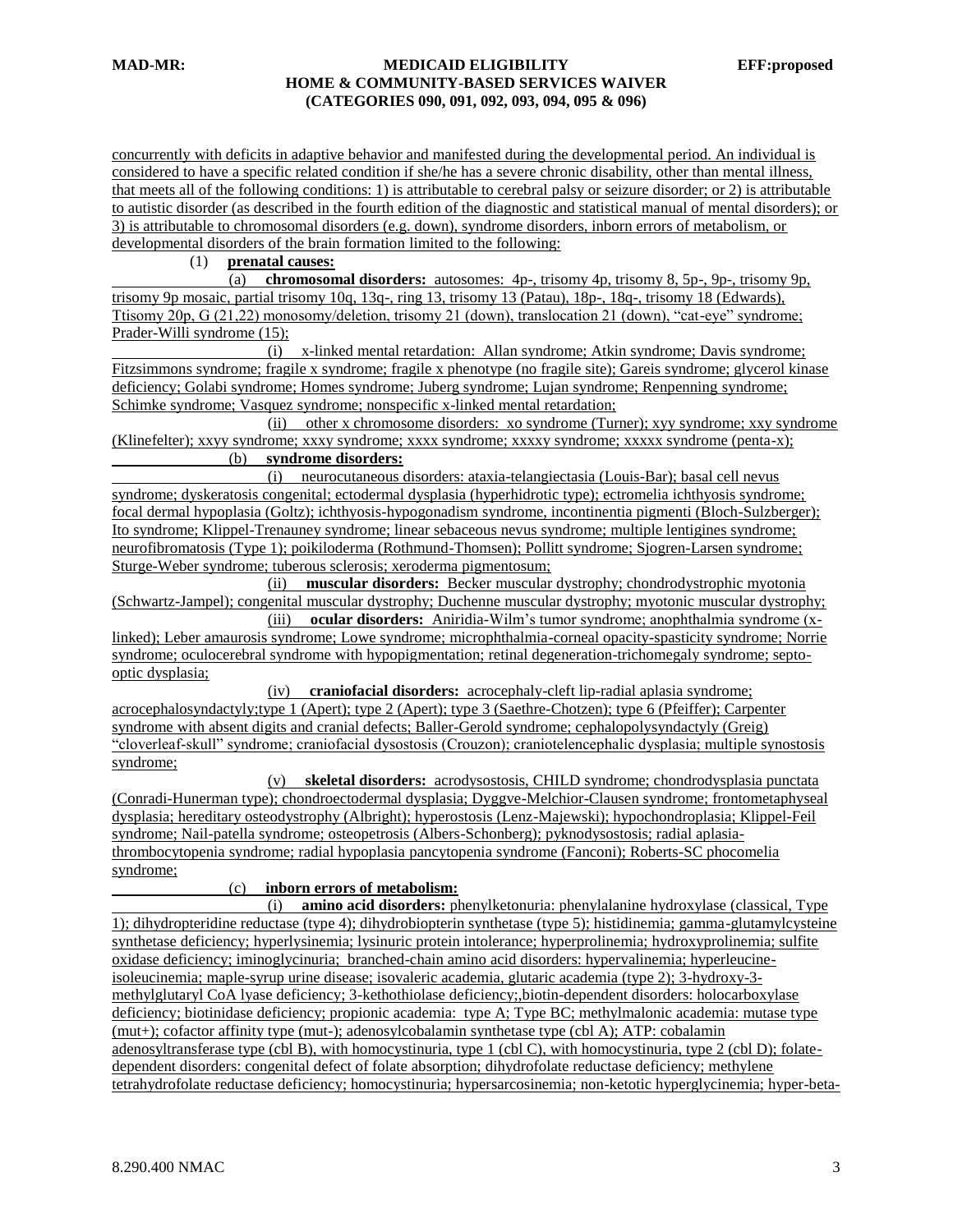concurrently with deficits in adaptive behavior and manifested during the developmental period. An individual is considered to have a specific related condition if she/he has a severe chronic disability, other than mental illness, that meets all of the following conditions: 1) is attributable to cerebral palsy or seizure disorder; or 2) is attributable to autistic disorder (as described in the fourth edition of the diagnostic and statistical manual of mental disorders); or 3) is attributable to chromosomal disorders (e.g. down), syndrome disorders, inborn errors of metabolism, or developmental disorders of the brain formation limited to the following:

(1) **prenatal causes:**

(a) **chromosomal disorders:** autosomes: 4p-, trisomy 4p, trisomy 8, 5p-, 9p-, trisomy 9p, trisomy 9p mosaic, partial trisomy 10q, 13q-, ring 13, trisomy 13 (Patau), 18p-, 18q-, trisomy 18 (Edwards), Ttisomy 20p, G (21,22) monosomy/deletion, trisomy 21 (down), translocation 21 (down), "cat-eye" syndrome; Prader-Willi syndrome (15);

(i) x-linked mental retardation: Allan syndrome; Atkin syndrome; Davis syndrome; Fitzsimmons syndrome; fragile x syndrome; fragile x phenotype (no fragile site); Gareis syndrome; glycerol kinase deficiency; Golabi syndrome; Homes syndrome; Juberg syndrome; Lujan syndrome; Renpenning syndrome; Schimke syndrome; Vasquez syndrome; nonspecific x-linked mental retardation;

(ii) other x chromosome disorders: xo syndrome (Turner); xyy syndrome; xxy syndrome (Klinefelter); xxyy syndrome; xxxy syndrome; xxxx syndrome; xxxxy syndrome; xxxxx syndrome (penta-x);

(b) **syndrome disorders:**

(i) neurocutaneous disorders: ataxia-telangiectasia (Louis-Bar); basal cell nevus syndrome; dyskeratosis congenital; ectodermal dysplasia (hyperhidrotic type); ectromelia ichthyosis syndrome; focal dermal hypoplasia (Goltz); ichthyosis-hypogonadism syndrome, incontinentia pigmenti (Bloch-Sulzberger); Ito syndrome; Klippel-Trenauney syndrome; linear sebaceous nevus syndrome; multiple lentigines syndrome; neurofibromatosis (Type 1); poikiloderma (Rothmund-Thomsen); Pollitt syndrome; Sjogren-Larsen syndrome; Sturge-Weber syndrome; tuberous sclerosis; xeroderma pigmentosum;

(ii) **muscular disorders:** Becker muscular dystrophy; chondrodystrophic myotonia (Schwartz-Jampel); congenital muscular dystrophy; Duchenne muscular dystrophy; myotonic muscular dystrophy;

(iii) **ocular disorders:** Aniridia-Wilm's tumor syndrome; anophthalmia syndrome (x-linked); Leber amaurosis syndrome; Lowe syndrome; microphthalmia-corneal opacity-spasticity syndrome; Norrie syndrome; oculocerebral syndrome with hypopigmentation; retinal degeneration-trichomegaly syndrome; septo-optic dysplasia;

(iv) **craniofacial disorders:** acrocephaly-cleft lip-radial aplasia syndrome; acrocephalosyndactyly;type 1 (Apert); type 2 (Apert); type 3 (Saethre-Chotzen); type 6 (Pfeiffer); Carpenter syndrome with absent digits and cranial defects; Baller-Gerold syndrome; cephalopolysyndactyly (Greig) "cloverleaf-skull" syndrome; craniofacial dysostosis (Crouzon); craniotelencephalic dysplasia; multiple synostosis syndrome;

(v) **skeletal disorders:** acrodysostosis, CHILD syndrome; chondrodysplasia punctata (Conradi-Hunerman type); chondroectodermal dysplasia; Dyggve-Melchior-Clausen syndrome; frontometaphyseal dysplasia; hereditary osteodystrophy (Albright); hyperostosis (Lenz-Majewski); hypochondroplasia; Klippel-Feil syndrome; Nail-patella syndrome; osteopetrosis (Albers-Schonberg); pyknodysostosis; radial aplasia-thrombocytopenia syndrome; radial hypoplasia pancytopenia syndrome (Fanconi); Roberts-SC phocomelia syndrome;

(c) **inborn errors of metabolism:**

(i) **amino acid disorders:** phenylketonuria: phenylalanine hydroxylase (classical, Type 1); dihydropteridine reductase (type 4); dihydrobiopterin synthetase (type 5); histidinemia; gamma-glutamylcysteine synthetase deficiency; hyperlysinemia; lysinuric protein intolerance; hyperprolinemia; hydroxyprolinemia; sulfite oxidase deficiency; iminoglycinuria; branched-chain amino acid disorders: hypervalinemia; hyperleucine-isoleucinemia; maple-syrup urine disease; isovaleric academia, glutaric academia (type 2); 3-hydroxy-3-methylglutaryl CoA lyase deficiency; 3-kethothiolase deficiency;,biotin-dependent disorders: holocarboxylase deficiency; biotinidase deficiency; propionic academia: type A; Type BC; methylmalonic academia: mutase type (mut+); cofactor affinity type (mut-); adenosylcobalamin synthetase type (cbl A); ATP: cobalamin adenosyltransferase type (cbl B), with homocystinuria, type 1 (cbl C), with homocystinuria, type 2 (cbl D); folate-dependent disorders: congenital defect of folate absorption; dihydrofolate reductase deficiency; methylene tetrahydrofolate reductase deficiency; homocystinuria; hypersarcosinemia; non-ketotic hyperglycinemia; hyper-beta-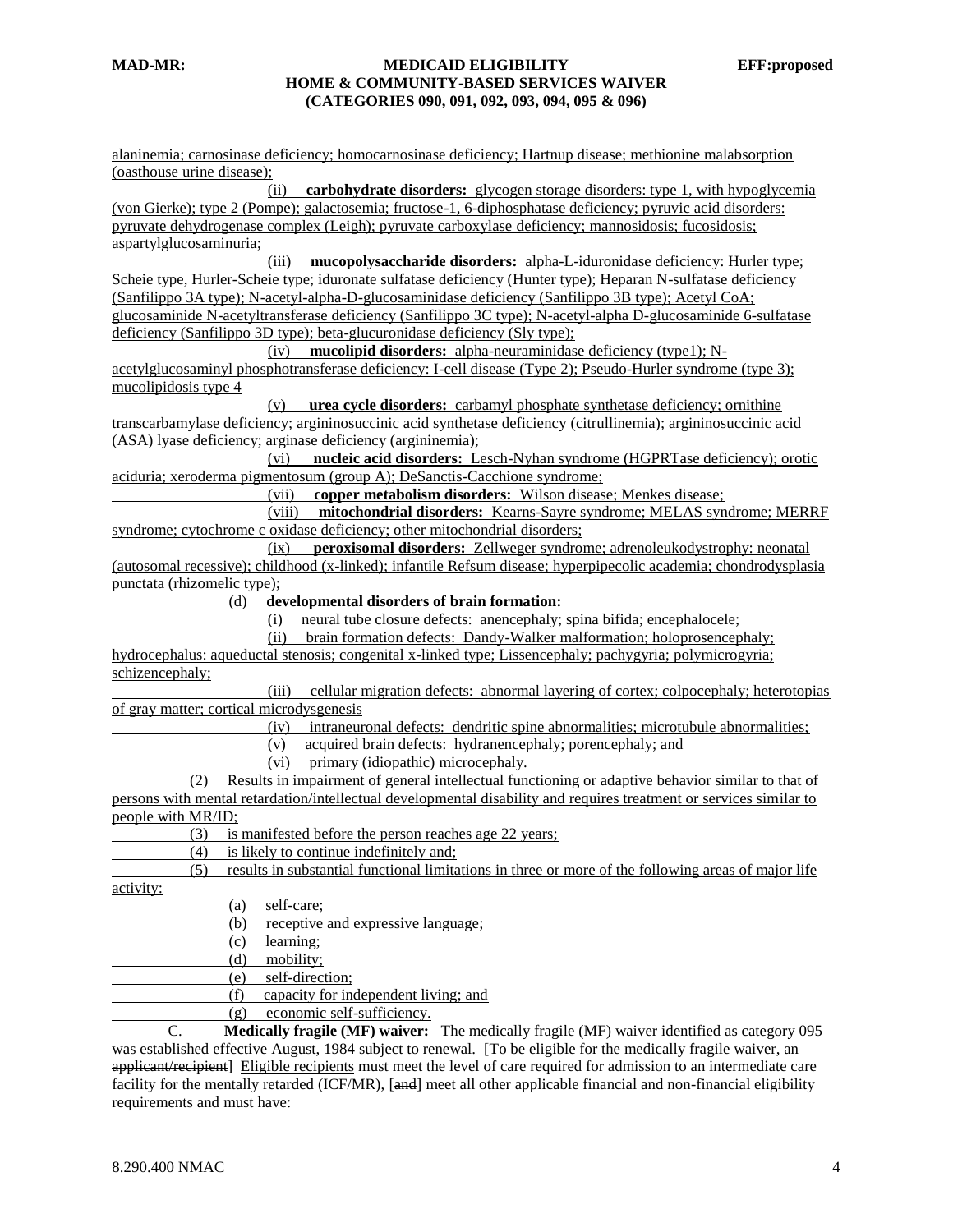alaninemia; carnosinase deficiency; homocarnosinase deficiency; Hartnup disease; methionine malabsorption (oasthouse urine disease);

(ii) **carbohydrate disorders:** glycogen storage disorders: type 1, with hypoglycemia (von Gierke); type 2 (Pompe); galactosemia; fructose-1, 6-diphosphatase deficiency; pyruvic acid disorders: pyruvate dehydrogenase complex (Leigh); pyruvate carboxylase deficiency; mannosidosis; fucosidosis; aspartylglucosaminuria;

(iii) **mucopolysaccharide disorders:** alpha-L-iduronidase deficiency: Hurler type; Scheie type, Hurler-Scheie type; iduronate sulfatase deficiency (Hunter type); Heparan N-sulfatase deficiency (Sanfilippo 3A type); N-acetyl-alpha-D-glucosaminidase deficiency (Sanfilippo 3B type); Acetyl CoA; glucosaminide N-acetyltransferase deficiency (Sanfilippo 3C type); N-acetyl-alpha D-glucosaminide 6-sulfatase deficiency (Sanfilippo 3D type); beta-glucuronidase deficiency (Sly type);

(iv) **mucolipid disorders:** alpha-neuraminidase deficiency (type1); N-acetylglucosaminyl phosphotransferase deficiency: I-cell disease (Type 2); Pseudo-Hurler syndrome (type 3); mucolipidosis type 4

(v) **urea cycle disorders:** carbamyl phosphate synthetase deficiency; ornithine transcarbamylase deficiency; argininosuccinic acid synthetase deficiency (citrullinemia); argininosuccinic acid (ASA) lyase deficiency; arginase deficiency (argininemia);

(vi) **nucleic acid disorders:** Lesch-Nyhan syndrome (HGPRTase deficiency); orotic aciduria; xeroderma pigmentosum (group A); DeSanctis-Cacchione syndrome;

(vii) **copper metabolism disorders:** Wilson disease; Menkes disease;

(viii) **mitochondrial disorders:** Kearns-Sayre syndrome; MELAS syndrome; MERRF syndrome; cytochrome c oxidase deficiency; other mitochondrial disorders;

(ix) **peroxisomal disorders:** Zellweger syndrome; adrenoleukodystrophy: neonatal (autosomal recessive); childhood (x-linked); infantile Refsum disease; hyperpipecolic academia; chondrodysplasia punctata (rhizomelic type);

(d) **developmental disorders of brain formation:**

(i) neural tube closure defects: anencephaly; spina bifida; encephalocele;

(ii) brain formation defects: Dandy-Walker malformation; holoprosencephaly; hydrocephalus: aqueductal stenosis; congenital x-linked type; Lissencephaly; pachygyria; polymicrogyria; schizencephaly;

(iii) cellular migration defects: abnormal layering of cortex; colpocephaly; heterotopias of gray matter; cortical microdysgenesis

(iv) intraneuronal defects: dendritic spine abnormalities; microtubule abnormalities;

(v) acquired brain defects: hydranencephaly; porencephaly; and

(vi) primary (idiopathic) microcephaly.

(2) Results in impairment of general intellectual functioning or adaptive behavior similar to that of persons with mental retardation/intellectual developmental disability and requires treatment or services similar to people with MR/ID;

(3) is manifested before the person reaches age 22 years;

(4) is likely to continue indefinitely and;

(5) results in substantial functional limitations in three or more of the following areas of major life activity:

(a) self-care;

(b) receptive and expressive language;

(c) learning;

(d) mobility;

(e) self-direction;

(f) capacity for independent living; and

(g) economic self-sufficiency.

C. **Medically fragile (MF) waiver:** The medically fragile (MF) waiver identified as category 095 was established effective August, 1984 subject to renewal. [~~To be eligible for the medically fragile waiver, an applicant/recipient~~] Eligible recipients must meet the level of care required for admission to an intermediate care facility for the mentally retarded (ICF/MR), [~~and~~] meet all other applicable financial and non-financial eligibility requirements and must have: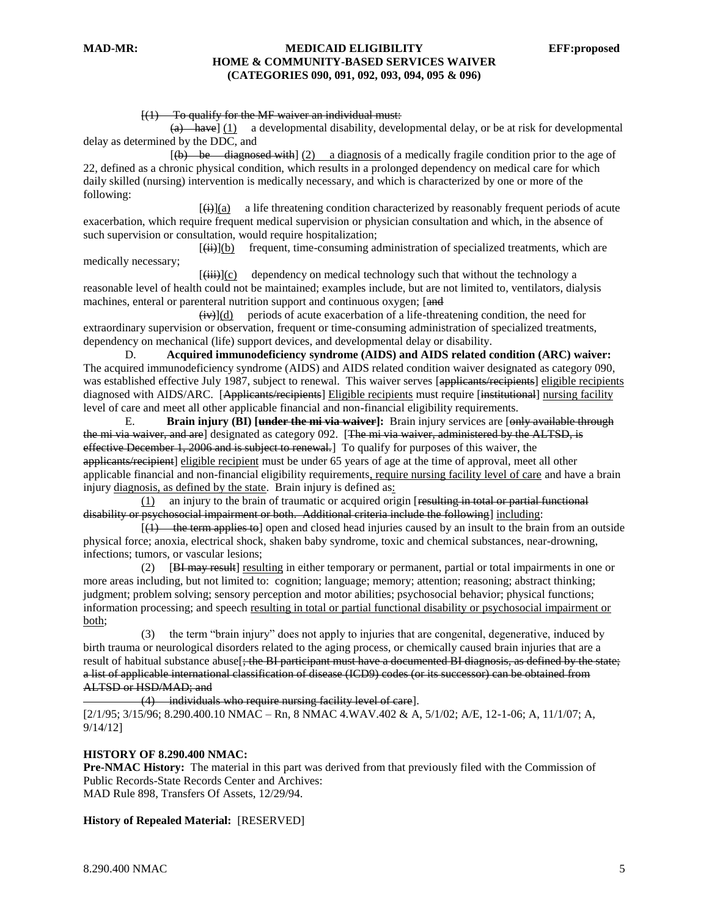[(1) To qualify for the MF waiver an individual must:

(a) have] (1) a developmental disability, developmental delay, or be at risk for developmental delay as determined by the DDC, and

[(b) be diagnosed with] (2) a diagnosis of a medically fragile condition prior to the age of 22, defined as a chronic physical condition, which results in a prolonged dependency on medical care for which daily skilled (nursing) intervention is medically necessary, and which is characterized by one or more of the following:

[(i)](a) a life threatening condition characterized by reasonably frequent periods of acute exacerbation, which require frequent medical supervision or physician consultation and which, in the absence of such supervision or consultation, would require hospitalization;

[(ii)](b) frequent, time-consuming administration of specialized treatments, which are medically necessary;

[(iii)](c) dependency on medical technology such that without the technology a reasonable level of health could not be maintained; examples include, but are not limited to, ventilators, dialysis machines, enteral or parenteral nutrition support and continuous oxygen; [and

(iv)](d) periods of acute exacerbation of a life-threatening condition, the need for extraordinary supervision or observation, frequent or time-consuming administration of specialized treatments, dependency on mechanical (life) support devices, and developmental delay or disability.

D. **Acquired immunodeficiency syndrome (AIDS) and AIDS related condition (ARC) waiver:** The acquired immunodeficiency syndrome (AIDS) and AIDS related condition waiver designated as category 090, was established effective July 1987, subject to renewal. This waiver serves [applicants/recipients] eligible recipients diagnosed with AIDS/ARC. [Applicants/recipients] Eligible recipients must require [institutional] nursing facility level of care and meet all other applicable financial and non-financial eligibility requirements.

E. **Brain injury (BI) [under the mi via waiver]:** Brain injury services are [only available through the mi via waiver, and are] designated as category 092. [The mi via waiver, administered by the ALTSD, is effective December 1, 2006 and is subject to renewal.] To qualify for purposes of this waiver, the [applicants/recipient] eligible recipient must be under 65 years of age at the time of approval, meet all other applicable financial and non-financial eligibility requirements, require nursing facility level of care and have a brain injury diagnosis, as defined by the state. Brain injury is defined as:

(1) an injury to the brain of traumatic or acquired origin [resulting in total or partial functional disability or psychosocial impairment or both. Additional criteria include the following] including:

[(1) the term applies to] open and closed head injuries caused by an insult to the brain from an outside physical force; anoxia, electrical shock, shaken baby syndrome, toxic and chemical substances, near-drowning, infections; tumors, or vascular lesions;

(2) [BI may result] resulting in either temporary or permanent, partial or total impairments in one or more areas including, but not limited to: cognition; language; memory; attention; reasoning; abstract thinking; judgment; problem solving; sensory perception and motor abilities; psychosocial behavior; physical functions; information processing; and speech resulting in total or partial functional disability or psychosocial impairment or both;

(3) the term "brain injury" does not apply to injuries that are congenital, degenerative, induced by birth trauma or neurological disorders related to the aging process, or chemically caused brain injuries that are a result of habitual substance abuse[; the BI participant must have a documented BI diagnosis, as defined by the state; a list of applicable international classification of disease (ICD9) codes (or its successor) can be obtained from ALTSD or HSD/MAD; and

(4) individuals who require nursing facility level of care].

[2/1/95; 3/15/96; 8.290.400.10 NMAC – Rn, 8 NMAC 4.WAV.402 & A, 5/1/02; A/E, 12-1-06; A, 11/1/07; A, 9/14/12]

**HISTORY OF 8.290.400 NMAC:**

**Pre-NMAC History:** The material in this part was derived from that previously filed with the Commission of Public Records-State Records Center and Archives:
MAD Rule 898, Transfers Of Assets, 12/29/94.

**History of Repealed Material:** [RESERVED]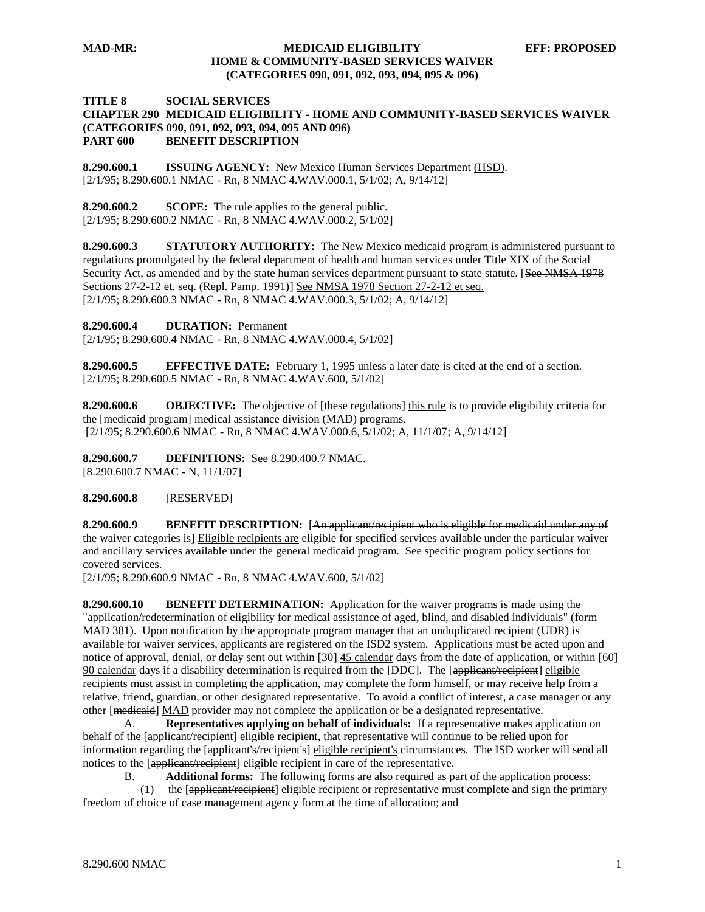**TITLE 8 SOCIAL SERVICES**
**CHAPTER 290 MEDICAID ELIGIBILITY - HOME AND COMMUNITY-BASED SERVICES WAIVER (CATEGORIES 090, 091, 092, 093, 094, 095 AND 096)**
**PART 600 BENEFIT DESCRIPTION**

**8.290.600.1 ISSUING AGENCY:** New Mexico Human Services Department (HSD).
[2/1/95; 8.290.600.1 NMAC - Rn, 8 NMAC 4.WAV.000.1, 5/1/02; A, 9/14/12]

**8.290.600.2 SCOPE:** The rule applies to the general public.
[2/1/95; 8.290.600.2 NMAC - Rn, 8 NMAC 4.WAV.000.2, 5/1/02]

**8.290.600.3 STATUTORY AUTHORITY:** The New Mexico medicaid program is administered pursuant to regulations promulgated by the federal department of health and human services under Title XIX of the Social Security Act, as amended and by the state human services department pursuant to state statute. [~~See NMSA 1978 Sections 27-2-12 et. seq. (Repl. Pamp. 1991)~~] See NMSA 1978 Section 27-2-12 et seq.
[2/1/95; 8.290.600.3 NMAC - Rn, 8 NMAC 4.WAV.000.3, 5/1/02; A, 9/14/12]

**8.290.600.4 DURATION:** Permanent
[2/1/95; 8.290.600.4 NMAC - Rn, 8 NMAC 4.WAV.000.4, 5/1/02]

**8.290.600.5 EFFECTIVE DATE:** February 1, 1995 unless a later date is cited at the end of a section.
[2/1/95; 8.290.600.5 NMAC - Rn, 8 NMAC 4.WAV.600, 5/1/02]

**8.290.600.6 OBJECTIVE:** The objective of [~~these regulations~~] this rule is to provide eligibility criteria for the [~~medicaid program~~] medical assistance division (MAD) programs.
[2/1/95; 8.290.600.6 NMAC - Rn, 8 NMAC 4.WAV.000.6, 5/1/02; A, 11/1/07; A, 9/14/12]

**8.290.600.7 DEFINITIONS:** See 8.290.400.7 NMAC.
[8.290.600.7 NMAC - N, 11/1/07]

**8.290.600.8** [RESERVED]

**8.290.600.9 BENEFIT DESCRIPTION:** [~~An applicant/recipient who is eligible for medicaid under any of the waiver categories is~~] Eligible recipients are eligible for specified services available under the particular waiver and ancillary services available under the general medicaid program. See specific program policy sections for covered services.
[2/1/95; 8.290.600.9 NMAC - Rn, 8 NMAC 4.WAV.600, 5/1/02]

**8.290.600.10 BENEFIT DETERMINATION:** Application for the waiver programs is made using the "application/redetermination of eligibility for medical assistance of aged, blind, and disabled individuals" (form MAD 381). Upon notification by the appropriate program manager that an unduplicated recipient (UDR) is available for waiver services, applicants are registered on the ISD2 system. Applications must be acted upon and notice of approval, denial, or delay sent out within [~~30~~] 45 calendar days from the date of application, or within [~~60~~] 90 calendar days if a disability determination is required from the [DDC]. The [~~applicant/recipient~~] eligible recipients must assist in completing the application, may complete the form himself, or may receive help from a relative, friend, guardian, or other designated representative. To avoid a conflict of interest, a case manager or any other [~~medicaid~~] MAD provider may not complete the application or be a designated representative.

A. **Representatives applying on behalf of individuals:** If a representative makes application on behalf of the [~~applicant/recipient~~] eligible recipient, that representative will continue to be relied upon for information regarding the [~~applicant's/recipient's~~] eligible recipient's circumstances. The ISD worker will send all notices to the [~~applicant/recipient~~] eligible recipient in care of the representative.

B. **Additional forms:** The following forms are also required as part of the application process:

(1) the [~~applicant/recipient~~] eligible recipient or representative must complete and sign the primary freedom of choice of case management agency form at the time of allocation; and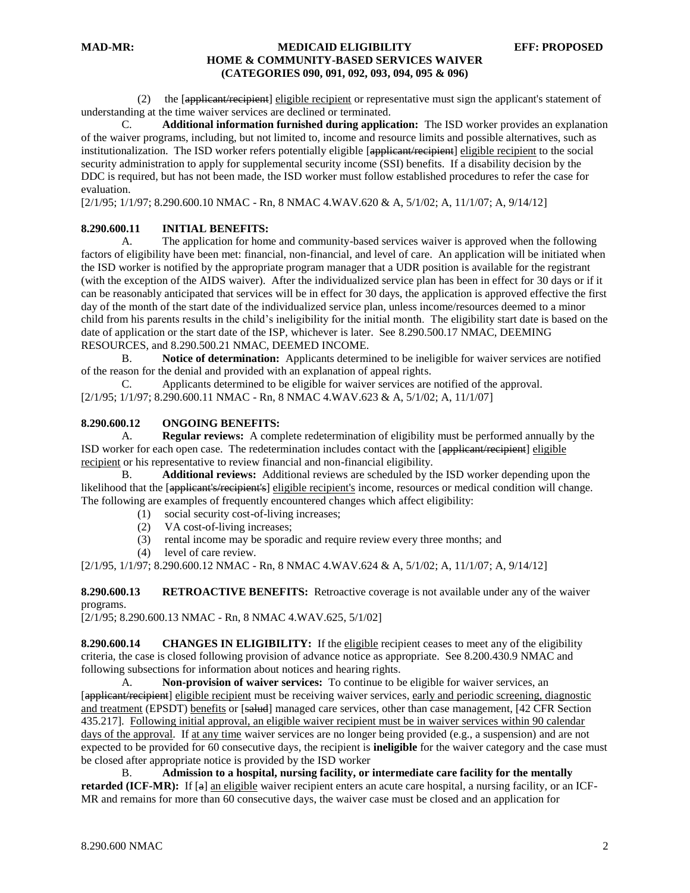(2) the [~~applicant/recipient~~] eligible recipient or representative must sign the applicant's statement of understanding at the time waiver services are declined or terminated.

C. **Additional information furnished during application:** The ISD worker provides an explanation of the waiver programs, including, but not limited to, income and resource limits and possible alternatives, such as institutionalization. The ISD worker refers potentially eligible [~~applicant/recipient~~] eligible recipient to the social security administration to apply for supplemental security income (SSI) benefits. If a disability decision by the DDC is required, but has not been made, the ISD worker must follow established procedures to refer the case for evaluation.

[2/1/95; 1/1/97; 8.290.600.10 NMAC - Rn, 8 NMAC 4.WAV.620 & A, 5/1/02; A, 11/1/07; A, 9/14/12]

**8.290.600.11 INITIAL BENEFITS:**

A. The application for home and community-based services waiver is approved when the following factors of eligibility have been met: financial, non-financial, and level of care. An application will be initiated when the ISD worker is notified by the appropriate program manager that a UDR position is available for the registrant (with the exception of the AIDS waiver). After the individualized service plan has been in effect for 30 days or if it can be reasonably anticipated that services will be in effect for 30 days, the application is approved effective the first day of the month of the start date of the individualized service plan, unless income/resources deemed to a minor child from his parents results in the child's ineligibility for the initial month. The eligibility start date is based on the date of application or the start date of the ISP, whichever is later. See 8.290.500.17 NMAC, DEEMING RESOURCES, and 8.290.500.21 NMAC, DEEMED INCOME.

B. **Notice of determination:** Applicants determined to be ineligible for waiver services are notified of the reason for the denial and provided with an explanation of appeal rights.

C. Applicants determined to be eligible for waiver services are notified of the approval.

[2/1/95; 1/1/97; 8.290.600.11 NMAC - Rn, 8 NMAC 4.WAV.623 & A, 5/1/02; A, 11/1/07]

**8.290.600.12 ONGOING BENEFITS:**

A. **Regular reviews:** A complete redetermination of eligibility must be performed annually by the ISD worker for each open case. The redetermination includes contact with the [~~applicant/recipient~~] eligible recipient or his representative to review financial and non-financial eligibility.

B. **Additional reviews:** Additional reviews are scheduled by the ISD worker depending upon the likelihood that the [~~applicant's/recipient's~~] eligible recipient's income, resources or medical condition will change. The following are examples of frequently encountered changes which affect eligibility:

(1) social security cost-of-living increases;
(2) VA cost-of-living increases;
(3) rental income may be sporadic and require review every three months; and
(4) level of care review.

[2/1/95, 1/1/97; 8.290.600.12 NMAC - Rn, 8 NMAC 4.WAV.624 & A, 5/1/02; A, 11/1/07; A, 9/14/12]

**8.290.600.13 RETROACTIVE BENEFITS:** Retroactive coverage is not available under any of the waiver programs.

[2/1/95; 8.290.600.13 NMAC - Rn, 8 NMAC 4.WAV.625, 5/1/02]

**8.290.600.14 CHANGES IN ELIGIBILITY:** If the eligible recipient ceases to meet any of the eligibility criteria, the case is closed following provision of advance notice as appropriate. See 8.200.430.9 NMAC and following subsections for information about notices and hearing rights.

A. **Non-provision of waiver services:** To continue to be eligible for waiver services, an [~~applicant/recipient~~] eligible recipient must be receiving waiver services, early and periodic screening, diagnostic and treatment (EPSDT) benefits or [~~salud~~] managed care services, other than case management, [42 CFR Section 435.217]. Following initial approval, an eligible waiver recipient must be in waiver services within 90 calendar days of the approval. If at any time waiver services are no longer being provided (e.g., a suspension) and are not expected to be provided for 60 consecutive days, the recipient is **ineligible** for the waiver category and the case must be closed after appropriate notice is provided by the ISD worker

B. **Admission to a hospital, nursing facility, or intermediate care facility for the mentally retarded (ICF-MR):** If [~~a~~] an eligible waiver recipient enters an acute care hospital, a nursing facility, or an ICF-MR and remains for more than 60 consecutive days, the waiver case must be closed and an application for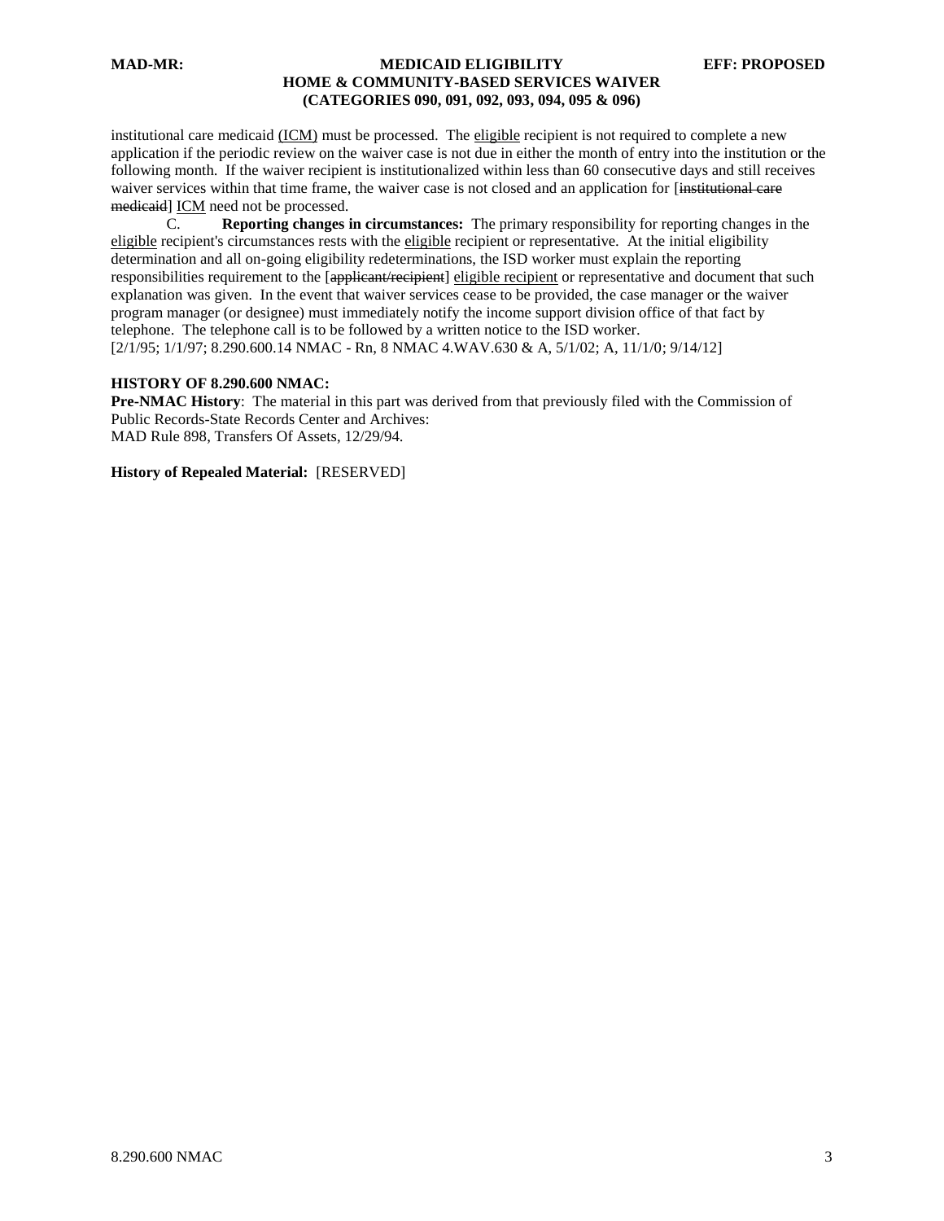institutional care medicaid (ICM) must be processed. The eligible recipient is not required to complete a new application if the periodic review on the waiver case is not due in either the month of entry into the institution or the following month. If the waiver recipient is institutionalized within less than 60 consecutive days and still receives waiver services within that time frame, the waiver case is not closed and an application for [~~institutional care medicaid~~] ICM need not be processed.

C. **Reporting changes in circumstances:** The primary responsibility for reporting changes in the eligible recipient's circumstances rests with the eligible recipient or representative. At the initial eligibility determination and all on-going eligibility redeterminations, the ISD worker must explain the reporting responsibilities requirement to the [~~applicant/recipient~~] eligible recipient or representative and document that such explanation was given. In the event that waiver services cease to be provided, the case manager or the waiver program manager (or designee) must immediately notify the income support division office of that fact by telephone. The telephone call is to be followed by a written notice to the ISD worker.

[2/1/95; 1/1/97; 8.290.600.14 NMAC - Rn, 8 NMAC 4.WAV.630 & A, 5/1/02; A, 11/1/0; 9/14/12]

**HISTORY OF 8.290.600 NMAC:**

**Pre-NMAC History**: The material in this part was derived from that previously filed with the Commission of Public Records-State Records Center and Archives:

MAD Rule 898, Transfers Of Assets, 12/29/94.

**History of Repealed Material:** [RESERVED]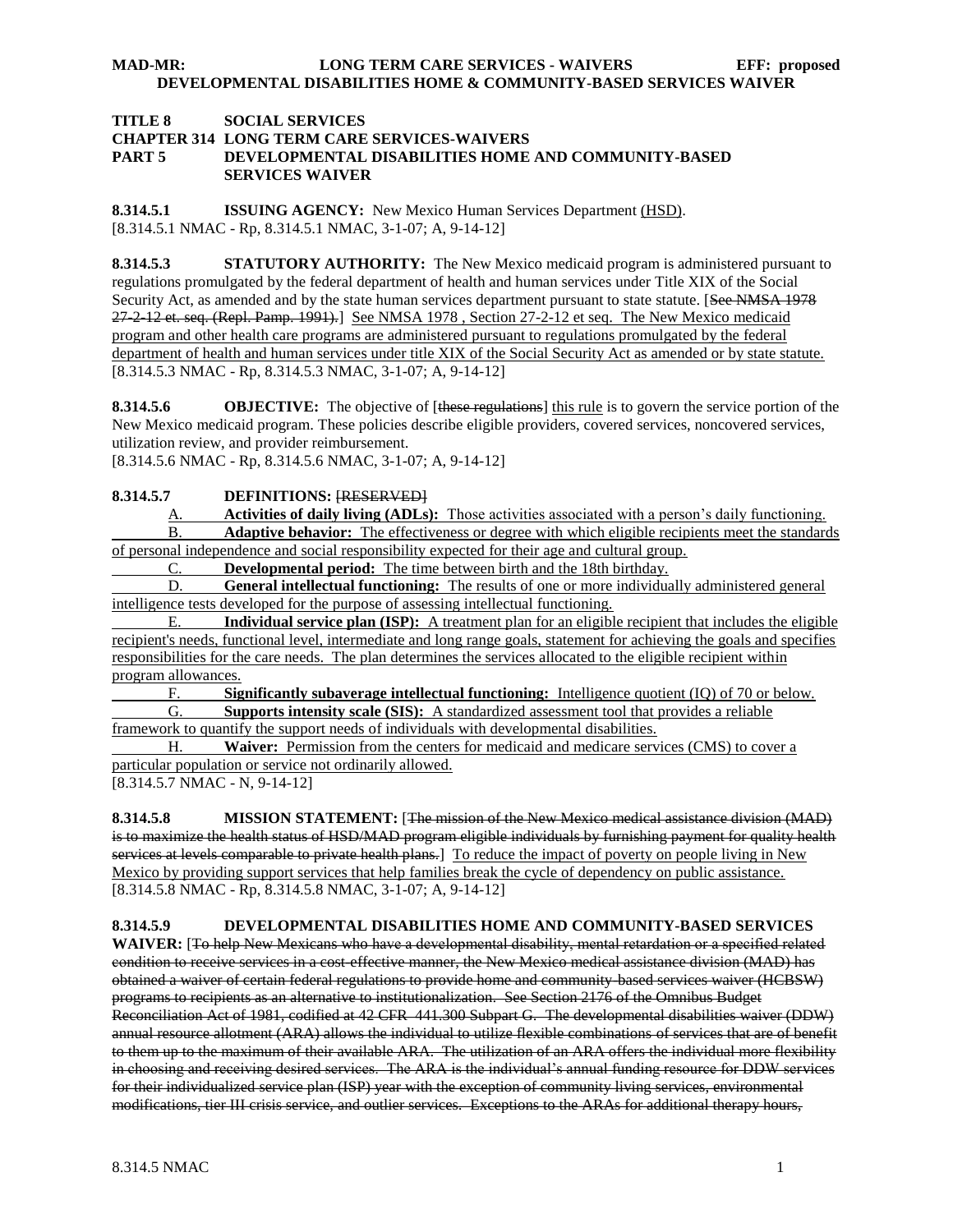**TITLE 8 SOCIAL SERVICES**
**CHAPTER 314 LONG TERM CARE SERVICES-WAIVERS**
**PART 5 DEVELOPMENTAL DISABILITIES HOME AND COMMUNITY-BASED SERVICES WAIVER**

**8.314.5.1 ISSUING AGENCY:** New Mexico Human Services Department (HSD).
[8.314.5.1 NMAC - Rp, 8.314.5.1 NMAC, 3-1-07; A, 9-14-12]

**8.314.5.3 STATUTORY AUTHORITY:** The New Mexico medicaid program is administered pursuant to regulations promulgated by the federal department of health and human services under Title XIX of the Social Security Act, as amended and by the state human services department pursuant to state statute. [~~See NMSA 1978 27-2-12 et. seq. (Repl. Pamp. 1991).~~] See NMSA 1978 , Section 27-2-12 et seq. The New Mexico medicaid program and other health care programs are administered pursuant to regulations promulgated by the federal department of health and human services under title XIX of the Social Security Act as amended or by state statute.
[8.314.5.3 NMAC - Rp, 8.314.5.3 NMAC, 3-1-07; A, 9-14-12]

**8.314.5.6 OBJECTIVE:** The objective of [~~these regulations~~] this rule is to govern the service portion of the New Mexico medicaid program. These policies describe eligible providers, covered services, noncovered services, utilization review, and provider reimbursement.
[8.314.5.6 NMAC - Rp, 8.314.5.6 NMAC, 3-1-07; A, 9-14-12]

**8.314.5.7 DEFINITIONS:** ~~[RESERVED]~~

A. **Activities of daily living (ADLs):** Those activities associated with a person's daily functioning.

B. **Adaptive behavior:** The effectiveness or degree with which eligible recipients meet the standards of personal independence and social responsibility expected for their age and cultural group.

C. **Developmental period:** The time between birth and the 18th birthday.

D. **General intellectual functioning:** The results of one or more individually administered general intelligence tests developed for the purpose of assessing intellectual functioning.

E. **Individual service plan (ISP):** A treatment plan for an eligible recipient that includes the eligible recipient's needs, functional level, intermediate and long range goals, statement for achieving the goals and specifies responsibilities for the care needs. The plan determines the services allocated to the eligible recipient within program allowances.

F. **Significantly subaverage intellectual functioning:** Intelligence quotient (IQ) of 70 or below.

G. **Supports intensity scale (SIS):** A standardized assessment tool that provides a reliable framework to quantify the support needs of individuals with developmental disabilities.

H. **Waiver:** Permission from the centers for medicaid and medicare services (CMS) to cover a particular population or service not ordinarily allowed.

[8.314.5.7 NMAC - N, 9-14-12]

**8.314.5.8 MISSION STATEMENT:** [~~The mission of the New Mexico medical assistance division (MAD) is to maximize the health status of HSD/MAD program eligible individuals by furnishing payment for quality health services at levels comparable to private health plans.~~] To reduce the impact of poverty on people living in New Mexico by providing support services that help families break the cycle of dependency on public assistance.
[8.314.5.8 NMAC - Rp, 8.314.5.8 NMAC, 3-1-07; A, 9-14-12]

**8.314.5.9 DEVELOPMENTAL DISABILITIES HOME AND COMMUNITY-BASED SERVICES WAIVER:** [~~To help New Mexicans who have a developmental disability, mental retardation or a specified related condition to receive services in a cost-effective manner, the New Mexico medical assistance division (MAD) has obtained a waiver of certain federal regulations to provide home and community-based services waiver (HCBSW) programs to recipients as an alternative to institutionalization. See Section 2176 of the Omnibus Budget Reconciliation Act of 1981, codified at 42 CFR 441.300 Subpart G. The developmental disabilities waiver (DDW) annual resource allotment (ARA) allows the individual to utilize flexible combinations of services that are of benefit to them up to the maximum of their available ARA. The utilization of an ARA offers the individual more flexibility in choosing and receiving desired services. The ARA is the individual's annual funding resource for DDW services for their individualized service plan (ISP) year with the exception of community living services, environmental modifications, tier III crisis service, and outlier services. Exceptions to the ARAs for additional therapy hours,~~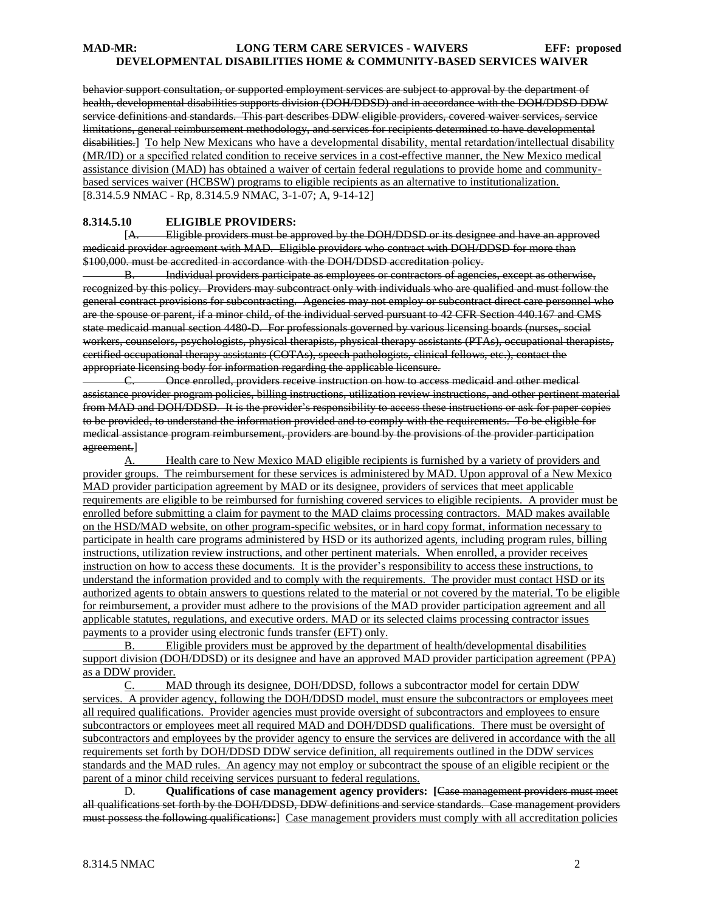behavior support consultation, or supported employment services are subject to approval by the department of health, developmental disabilities supports division (DOH/DDSD) and in accordance with the DOH/DDSD DDW service definitions and standards. This part describes DDW eligible providers, covered waiver services, service limitations, general reimbursement methodology, and services for recipients determined to have developmental disabilities.] To help New Mexicans who have a developmental disability, mental retardation/intellectual disability (MR/ID) or a specified related condition to receive services in a cost-effective manner, the New Mexico medical assistance division (MAD) has obtained a waiver of certain federal regulations to provide home and community-based services waiver (HCBSW) programs to eligible recipients as an alternative to institutionalization.
[8.314.5.9 NMAC - Rp, 8.314.5.9 NMAC, 3-1-07; A, 9-14-12]

**8.314.5.10 ELIGIBLE PROVIDERS:**

[A. Eligible providers must be approved by the DOH/DDSD or its designee and have an approved medicaid provider agreement with MAD. Eligible providers who contract with DOH/DDSD for more than $100,000. must be accredited in accordance with the DOH/DDSD accreditation policy.

B. Individual providers participate as employees or contractors of agencies, except as otherwise, recognized by this policy. Providers may subcontract only with individuals who are qualified and must follow the general contract provisions for subcontracting. Agencies may not employ or subcontract direct care personnel who are the spouse or parent, if a minor child, of the individual served pursuant to 42 CFR Section 440.167 and CMS state medicaid manual section 4480-D. For professionals governed by various licensing boards (nurses, social workers, counselors, psychologists, physical therapists, physical therapy assistants (PTAs), occupational therapists, certified occupational therapy assistants (COTAs), speech pathologists, clinical fellows, etc.), contact the appropriate licensing body for information regarding the applicable licensure.

C. Once enrolled, providers receive instruction on how to access medicaid and other medical assistance provider program policies, billing instructions, utilization review instructions, and other pertinent material from MAD and DOH/DDSD. It is the provider's responsibility to access these instructions or ask for paper copies to be provided, to understand the information provided and to comply with the requirements. To be eligible for medical assistance program reimbursement, providers are bound by the provisions of the provider participation agreement.]

A. Health care to New Mexico MAD eligible recipients is furnished by a variety of providers and provider groups. The reimbursement for these services is administered by MAD. Upon approval of a New Mexico MAD provider participation agreement by MAD or its designee, providers of services that meet applicable requirements are eligible to be reimbursed for furnishing covered services to eligible recipients. A provider must be enrolled before submitting a claim for payment to the MAD claims processing contractors. MAD makes available on the HSD/MAD website, on other program-specific websites, or in hard copy format, information necessary to participate in health care programs administered by HSD or its authorized agents, including program rules, billing instructions, utilization review instructions, and other pertinent materials. When enrolled, a provider receives instruction on how to access these documents. It is the provider's responsibility to access these instructions, to understand the information provided and to comply with the requirements. The provider must contact HSD or its authorized agents to obtain answers to questions related to the material or not covered by the material. To be eligible for reimbursement, a provider must adhere to the provisions of the MAD provider participation agreement and all applicable statutes, regulations, and executive orders. MAD or its selected claims processing contractor issues payments to a provider using electronic funds transfer (EFT) only.

B. Eligible providers must be approved by the department of health/developmental disabilities support division (DOH/DDSD) or its designee and have an approved MAD provider participation agreement (PPA) as a DDW provider.

C. MAD through its designee, DOH/DDSD, follows a subcontractor model for certain DDW services. A provider agency, following the DOH/DDSD model, must ensure the subcontractors or employees meet all required qualifications. Provider agencies must provide oversight of subcontractors and employees to ensure subcontractors or employees meet all required MAD and DOH/DDSD qualifications. There must be oversight of subcontractors and employees by the provider agency to ensure the services are delivered in accordance with the all requirements set forth by DOH/DDSD DDW service definition, all requirements outlined in the DDW services standards and the MAD rules. An agency may not employ or subcontract the spouse of an eligible recipient or the parent of a minor child receiving services pursuant to federal regulations.

D. **Qualifications of case management agency providers: [**Case management providers must meet all qualifications set forth by the DOH/DDSD, DDW definitions and service standards. Case management providers must possess the following qualifications:] Case management providers must comply with all accreditation policies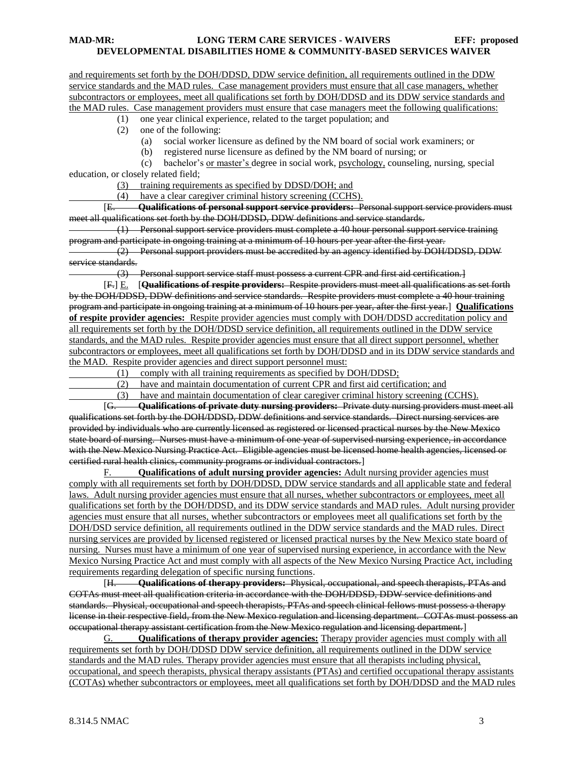and requirements set forth by the DOH/DDSD, DDW service definition, all requirements outlined in the DDW service standards and the MAD rules. Case management providers must ensure that all case managers, whether subcontractors or employees, meet all qualifications set forth by DOH/DDSD and its DDW service standards and the MAD rules. Case management providers must ensure that case managers meet the following qualifications:

(1) one year clinical experience, related to the target population; and

(2) one of the following:

(a) social worker licensure as defined by the NM board of social work examiners; or

(b) registered nurse licensure as defined by the NM board of nursing; or

(c) bachelor's or master's degree in social work, psychology, counseling, nursing, special education, or closely related field;

(3) training requirements as specified by DDSD/DOH; and

(4) have a clear caregiver criminal history screening (CCHS).

[E. **Qualifications of personal support service providers:** Personal support service providers must meet all qualifications set forth by the DOH/DDSD, DDW definitions and service standards.

(1) Personal support service providers must complete a 40 hour personal support service training program and participate in ongoing training at a minimum of 10 hours per year after the first year.

(2) Personal support providers must be accredited by an agency identified by DOH/DDSD, DDW service standards.

(3) Personal support service staff must possess a current CPR and first aid certification.]

[F.] E. [**Qualifications of respite providers:** Respite providers must meet all qualifications as set forth by the DOH/DDSD, DDW definitions and service standards. Respite providers must complete a 40 hour training program and participate in ongoing training at a minimum of 10 hours per year, after the first year.] **Qualifications of respite provider agencies:** Respite provider agencies must comply with DOH/DDSD accreditation policy and all requirements set forth by the DOH/DDSD service definition, all requirements outlined in the DDW service standards, and the MAD rules. Respite provider agencies must ensure that all direct support personnel, whether subcontractors or employees, meet all qualifications set forth by DOH/DDSD and in its DDW service standards and the MAD. Respite provider agencies and direct support personnel must:

(1) comply with all training requirements as specified by DOH/DDSD;

(2) have and maintain documentation of current CPR and first aid certification; and

(3) have and maintain documentation of clear caregiver criminal history screening (CCHS).

[G. **Qualifications of private duty nursing providers:** Private duty nursing providers must meet all qualifications set forth by the DOH/DDSD, DDW definitions and service standards. Direct nursing services are provided by individuals who are currently licensed as registered or licensed practical nurses by the New Mexico state board of nursing. Nurses must have a minimum of one year of supervised nursing experience, in accordance with the New Mexico Nursing Practice Act. Eligible agencies must be licensed home health agencies, licensed or certified rural health clinics, community programs or individual contractors.]

F. **Qualifications of adult nursing provider agencies:** Adult nursing provider agencies must comply with all requirements set forth by DOH/DDSD, DDW service standards and all applicable state and federal laws. Adult nursing provider agencies must ensure that all nurses, whether subcontractors or employees, meet all qualifications set forth by the DOH/DDSD, and its DDW service standards and MAD rules. Adult nursing provider agencies must ensure that all nurses, whether subcontractors or employees meet all qualifications set forth by the DOH/DSD service definition, all requirements outlined in the DDW service standards and the MAD rules. Direct nursing services are provided by licensed registered or licensed practical nurses by the New Mexico state board of nursing. Nurses must have a minimum of one year of supervised nursing experience, in accordance with the New Mexico Nursing Practice Act and must comply with all aspects of the New Mexico Nursing Practice Act, including requirements regarding delegation of specific nursing functions.

[H. **Qualifications of therapy providers:** Physical, occupational, and speech therapists, PTAs and COTAs must meet all qualification criteria in accordance with the DOH/DDSD, DDW service definitions and standards. Physical, occupational and speech therapists, PTAs and speech clinical fellows must possess a therapy license in their respective field, from the New Mexico regulation and licensing department. COTAs must possess an occupational therapy assistant certification from the New Mexico regulation and licensing department.]

G. **Qualifications of therapy provider agencies:** Therapy provider agencies must comply with all requirements set forth by DOH/DDSD DDW service definition, all requirements outlined in the DDW service standards and the MAD rules. Therapy provider agencies must ensure that all therapists including physical, occupational, and speech therapists, physical therapy assistants (PTAs) and certified occupational therapy assistants (COTAs) whether subcontractors or employees, meet all qualifications set forth by DOH/DDSD and the MAD rules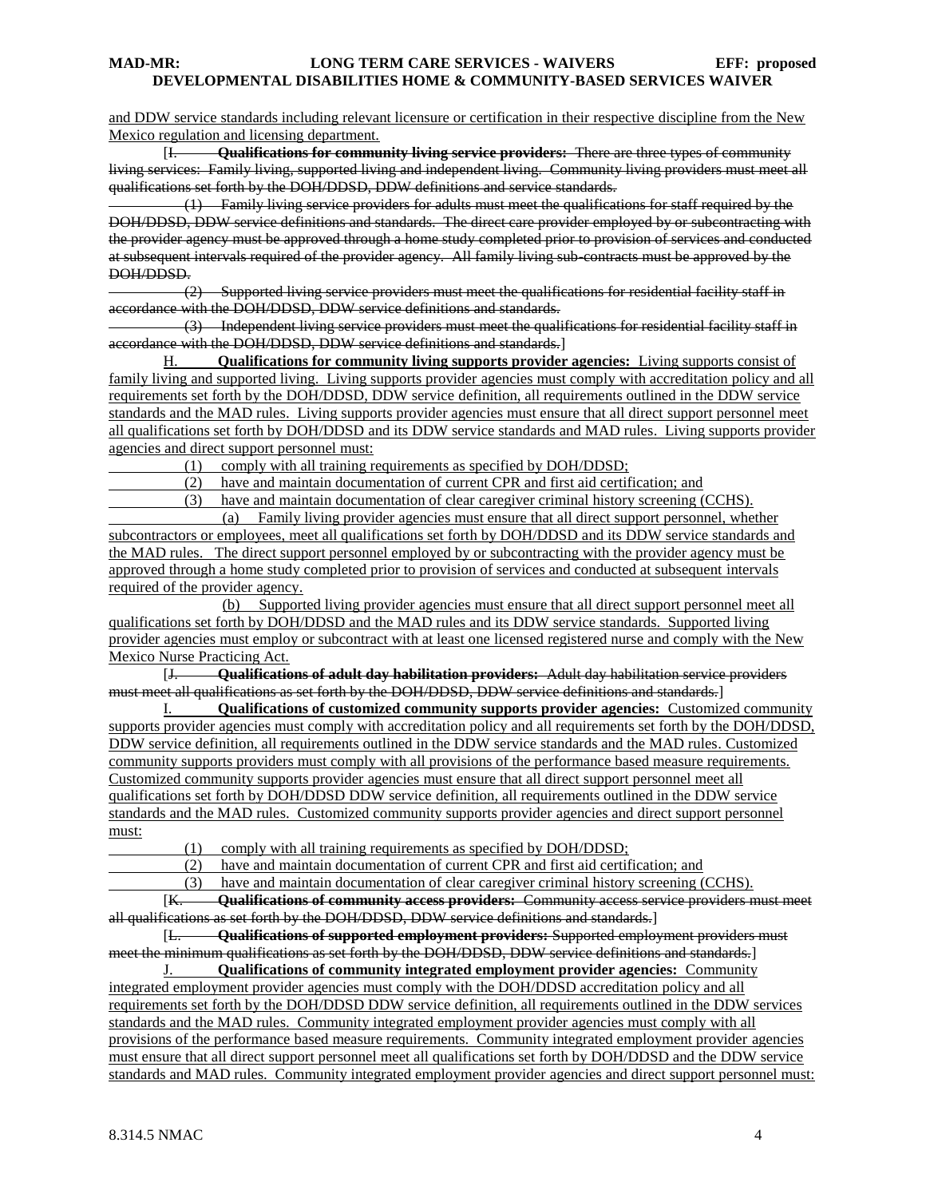and DDW service standards including relevant licensure or certification in their respective discipline from the New Mexico regulation and licensing department.

[~~I. **Qualifications for community living service providers:** There are three types of community living services: Family living, supported living and independent living. Community living providers must meet all qualifications set forth by the DOH/DDSD, DDW definitions and service standards.~~

~~(1) Family living service providers for adults must meet the qualifications for staff required by the DOH/DDSD, DDW service definitions and standards. The direct care provider employed by or subcontracting with the provider agency must be approved through a home study completed prior to provision of services and conducted at subsequent intervals required of the provider agency. All family living sub-contracts must be approved by the DOH/DDSD.~~

~~(2) Supported living service providers must meet the qualifications for residential facility staff in accordance with the DOH/DDSD, DDW service definitions and standards.~~

~~(3) Independent living service providers must meet the qualifications for residential facility staff in accordance with the DOH/DDSD, DDW service definitions and standards.~~]

H. **Qualifications for community living supports provider agencies:** Living supports consist of family living and supported living. Living supports provider agencies must comply with accreditation policy and all requirements set forth by the DOH/DDSD, DDW service definition, all requirements outlined in the DDW service standards and the MAD rules. Living supports provider agencies must ensure that all direct support personnel meet all qualifications set forth by DOH/DDSD and its DDW service standards and MAD rules. Living supports provider agencies and direct support personnel must:

(1) comply with all training requirements as specified by DOH/DDSD;

(2) have and maintain documentation of current CPR and first aid certification; and

(3) have and maintain documentation of clear caregiver criminal history screening (CCHS).

(a) Family living provider agencies must ensure that all direct support personnel, whether subcontractors or employees, meet all qualifications set forth by DOH/DDSD and its DDW service standards and the MAD rules. The direct support personnel employed by or subcontracting with the provider agency must be approved through a home study completed prior to provision of services and conducted at subsequent intervals required of the provider agency.

(b) Supported living provider agencies must ensure that all direct support personnel meet all qualifications set forth by DOH/DDSD and the MAD rules and its DDW service standards. Supported living provider agencies must employ or subcontract with at least one licensed registered nurse and comply with the New Mexico Nurse Practicing Act.

[~~J. **Qualifications of adult day habilitation providers:** Adult day habilitation service providers must meet all qualifications as set forth by the DOH/DDSD, DDW service definitions and standards.~~]

I. **Qualifications of customized community supports provider agencies:** Customized community supports provider agencies must comply with accreditation policy and all requirements set forth by the DOH/DDSD, DDW service definition, all requirements outlined in the DDW service standards and the MAD rules. Customized community supports providers must comply with all provisions of the performance based measure requirements. Customized community supports provider agencies must ensure that all direct support personnel meet all qualifications set forth by DOH/DDSD DDW service definition, all requirements outlined in the DDW service standards and the MAD rules. Customized community supports provider agencies and direct support personnel must:

(1) comply with all training requirements as specified by DOH/DDSD;

(2) have and maintain documentation of current CPR and first aid certification; and

(3) have and maintain documentation of clear caregiver criminal history screening (CCHS).

[~~K. **Qualifications of community access providers:** Community access service providers must meet all qualifications as set forth by the DOH/DDSD, DDW service definitions and standards.~~]

[~~L. **Qualifications of supported employment providers:** Supported employment providers must meet the minimum qualifications as set forth by the DOH/DDSD, DDW service definitions and standards.~~]

J. **Qualifications of community integrated employment provider agencies:** Community integrated employment provider agencies must comply with the DOH/DDSD accreditation policy and all requirements set forth by the DOH/DDSD DDW service definition, all requirements outlined in the DDW services standards and the MAD rules. Community integrated employment provider agencies must comply with all provisions of the performance based measure requirements. Community integrated employment provider agencies must ensure that all direct support personnel meet all qualifications set forth by DOH/DDSD and the DDW service standards and MAD rules. Community integrated employment provider agencies and direct support personnel must: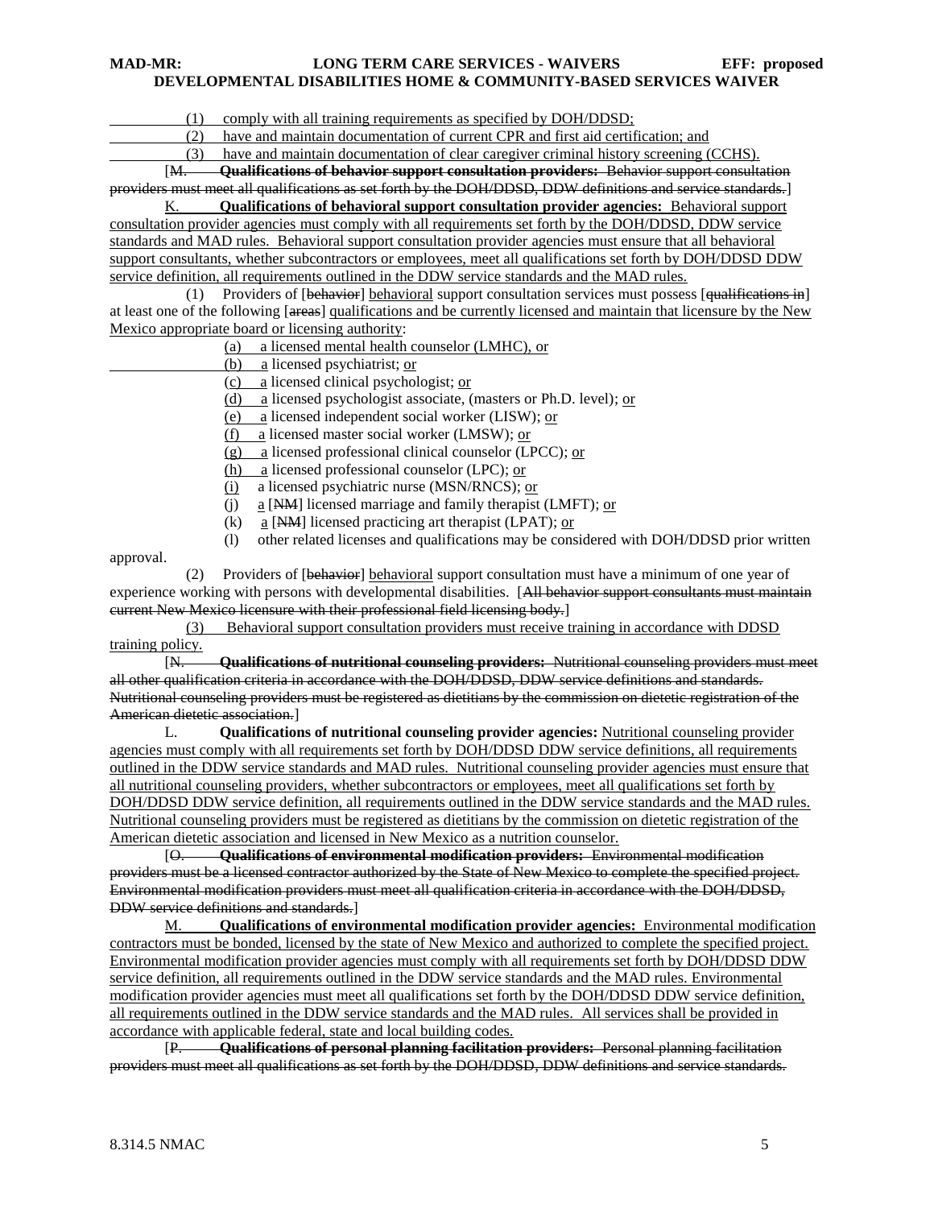(1) comply with all training requirements as specified by DOH/DDSD;

(2) have and maintain documentation of current CPR and first aid certification; and

(3) have and maintain documentation of clear caregiver criminal history screening (CCHS).

[~~M. **Qualifications of behavior support consultation providers:** Behavior support consultation providers must meet all qualifications as set forth by the DOH/DDSD, DDW definitions and service standards.~~]

K. **Qualifications of behavioral support consultation provider agencies:** Behavioral support consultation provider agencies must comply with all requirements set forth by the DOH/DDSD, DDW service standards and MAD rules. Behavioral support consultation provider agencies must ensure that all behavioral support consultants, whether subcontractors or employees, meet all qualifications set forth by DOH/DDSD DDW service definition, all requirements outlined in the DDW service standards and the MAD rules.

(1) Providers of [~~behavior~~] behavioral support consultation services must possess [~~qualifications in~~] at least one of the following [~~areas~~] qualifications and be currently licensed and maintain that licensure by the New Mexico appropriate board or licensing authority:

(a) a licensed mental health counselor (LMHC), or

(b) a licensed psychiatrist; or

(c) a licensed clinical psychologist; or

(d) a licensed psychologist associate, (masters or Ph.D. level); or

(e) a licensed independent social worker (LISW); or

(f) a licensed master social worker (LMSW); or

(g) a licensed professional clinical counselor (LPCC); or

(h) a licensed professional counselor (LPC); or

(i) a licensed psychiatric nurse (MSN/RNCS); or

(j) a [~~NM~~] licensed marriage and family therapist (LMFT); or

(k) a [~~NM~~] licensed practicing art therapist (LPAT); or

(l) other related licenses and qualifications may be considered with DOH/DDSD prior written approval.

(2) Providers of [~~behavior~~] behavioral support consultation must have a minimum of one year of experience working with persons with developmental disabilities. [~~All behavior support consultants must maintain current New Mexico licensure with their professional field licensing body.~~]

(3) Behavioral support consultation providers must receive training in accordance with DDSD training policy.

[~~N. **Qualifications of nutritional counseling providers:** Nutritional counseling providers must meet all other qualification criteria in accordance with the DOH/DDSD, DDW service definitions and standards. Nutritional counseling providers must be registered as dietitians by the commission on dietetic registration of the American dietetic association.~~]

L. **Qualifications of nutritional counseling provider agencies:** Nutritional counseling provider agencies must comply with all requirements set forth by DOH/DDSD DDW service definitions, all requirements outlined in the DDW service standards and MAD rules. Nutritional counseling provider agencies must ensure that all nutritional counseling providers, whether subcontractors or employees, meet all qualifications set forth by DOH/DDSD DDW service definition, all requirements outlined in the DDW service standards and the MAD rules. Nutritional counseling providers must be registered as dietitians by the commission on dietetic registration of the American dietetic association and licensed in New Mexico as a nutrition counselor.

[~~O. **Qualifications of environmental modification providers:** Environmental modification providers must be a licensed contractor authorized by the State of New Mexico to complete the specified project. Environmental modification providers must meet all qualification criteria in accordance with the DOH/DDSD, DDW service definitions and standards.~~]

M. **Qualifications of environmental modification provider agencies:** Environmental modification contractors must be bonded, licensed by the state of New Mexico and authorized to complete the specified project. Environmental modification provider agencies must comply with all requirements set forth by DOH/DDSD DDW service definition, all requirements outlined in the DDW service standards and the MAD rules. Environmental modification provider agencies must meet all qualifications set forth by the DOH/DDSD DDW service definition, all requirements outlined in the DDW service standards and the MAD rules. All services shall be provided in accordance with applicable federal, state and local building codes.

[~~P. **Qualifications of personal planning facilitation providers:** Personal planning facilitation providers must meet all qualifications as set forth by the DOH/DDSD, DDW definitions and service standards.~~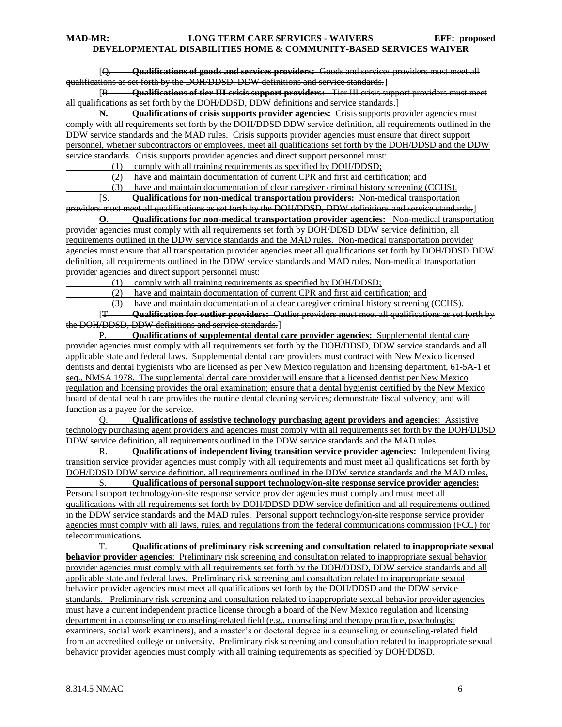[~~Q. **Qualifications of goods and services providers:** Goods and services providers must meet all qualifications as set forth by the DOH/DDSD, DDW definitions and service standards.~~]

[~~R. **Qualifications of tier III crisis support providers:** Tier III crisis support providers must meet all qualifications as set forth by the DOH/DDSD, DDW definitions and service standards.~~]

**N. Qualifications of crisis supports provider agencies:** Crisis supports provider agencies must comply with all requirements set forth by the DOH/DDSD DDW service definition, all requirements outlined in the DDW service standards and the MAD rules. Crisis supports provider agencies must ensure that direct support personnel, whether subcontractors or employees, meet all qualifications set forth by the DOH/DDSD and the DDW service standards. Crisis supports provider agencies and direct support personnel must:

(1) comply with all training requirements as specified by DOH/DDSD;

(2) have and maintain documentation of current CPR and first aid certification; and

(3) have and maintain documentation of clear caregiver criminal history screening (CCHS).

[~~S. **Qualifications for non-medical transportation providers:** Non-medical transportation providers must meet all qualifications as set forth by the DOH/DDSD, DDW definitions and service standards.~~]

**O. Qualifications for non-medical transportation provider agencies:** Non-medical transportation provider agencies must comply with all requirements set forth by DOH/DDSD DDW service definition, all requirements outlined in the DDW service standards and the MAD rules. Non-medical transportation provider agencies must ensure that all transportation provider agencies meet all qualifications set forth by DOH/DDSD DDW definition, all requirements outlined in the DDW service standards and MAD rules. Non-medical transportation provider agencies and direct support personnel must:

(1) comply with all training requirements as specified by DOH/DDSD;

(2) have and maintain documentation of current CPR and first aid certification; and

(3) have and maintain documentation of a clear caregiver criminal history screening (CCHS).

[~~T. **Qualification for outlier providers:** Outlier providers must meet all qualifications as set forth by the DOH/DDSD, DDW definitions and service standards.~~]

P. **Qualifications of supplemental dental care provider agencies:** Supplemental dental care provider agencies must comply with all requirements set forth by the DOH/DDSD, DDW service standards and all applicable state and federal laws. Supplemental dental care providers must contract with New Mexico licensed dentists and dental hygienists who are licensed as per New Mexico regulation and licensing department, 61-5A-1 et seq., NMSA 1978. The supplemental dental care provider will ensure that a licensed dentist per New Mexico regulation and licensing provides the oral examination; ensure that a dental hygienist certified by the New Mexico board of dental health care provides the routine dental cleaning services; demonstrate fiscal solvency; and will function as a payee for the service.

Q. **Qualifications of assistive technology purchasing agent providers and agencies**: Assistive technology purchasing agent providers and agencies must comply with all requirements set forth by the DOH/DDSD DDW service definition, all requirements outlined in the DDW service standards and the MAD rules.

R. **Qualifications of independent living transition service provider agencies:** Independent living transition service provider agencies must comply with all requirements and must meet all qualifications set forth by DOH/DDSD DDW service definition, all requirements outlined in the DDW service standards and the MAD rules.

S. **Qualifications of personal support technology/on-site response service provider agencies:** Personal support technology/on-site response service provider agencies must comply and must meet all qualifications with all requirements set forth by DOH/DDSD DDW service definition and all requirements outlined in the DDW service standards and the MAD rules. Personal support technology/on-site response service provider agencies must comply with all laws, rules, and regulations from the federal communications commission (FCC) for telecommunications.

T. **Qualifications of preliminary risk screening and consultation related to inappropriate sexual behavior provider agencies**: Preliminary risk screening and consultation related to inappropriate sexual behavior provider agencies must comply with all requirements set forth by the DOH/DDSD, DDW service standards and all applicable state and federal laws. Preliminary risk screening and consultation related to inappropriate sexual behavior provider agencies must meet all qualifications set forth by the DOH/DDSD and the DDW service standards. Preliminary risk screening and consultation related to inappropriate sexual behavior provider agencies must have a current independent practice license through a board of the New Mexico regulation and licensing department in a counseling or counseling-related field (e.g., counseling and therapy practice, psychologist examiners, social work examiners), and a master's or doctoral degree in a counseling or counseling-related field from an accredited college or university. Preliminary risk screening and consultation related to inappropriate sexual behavior provider agencies must comply with all training requirements as specified by DOH/DDSD.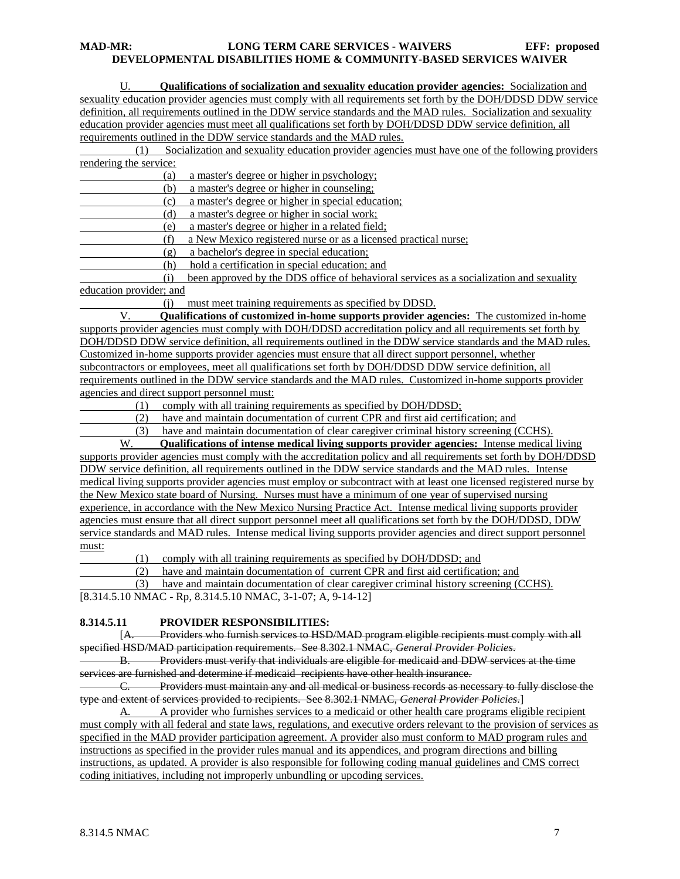U. **Qualifications of socialization and sexuality education provider agencies:** Socialization and sexuality education provider agencies must comply with all requirements set forth by the DOH/DDSD DDW service definition, all requirements outlined in the DDW service standards and the MAD rules. Socialization and sexuality education provider agencies must meet all qualifications set forth by DOH/DDSD DDW service definition, all requirements outlined in the DDW service standards and the MAD rules.

(1) Socialization and sexuality education provider agencies must have one of the following providers rendering the service:

(a) a master's degree or higher in psychology;

(b) a master's degree or higher in counseling;

(c) a master's degree or higher in special education;

(d) a master's degree or higher in social work;

(e) a master's degree or higher in a related field;

(f) a New Mexico registered nurse or as a licensed practical nurse;

(g) a bachelor's degree in special education;

(h) hold a certification in special education; and

(i) been approved by the DDS office of behavioral services as a socialization and sexuality education provider; and

(j) must meet training requirements as specified by DDSD.

V. **Qualifications of customized in-home supports provider agencies:** The customized in-home supports provider agencies must comply with DOH/DDSD accreditation policy and all requirements set forth by DOH/DDSD DDW service definition, all requirements outlined in the DDW service standards and the MAD rules. Customized in-home supports provider agencies must ensure that all direct support personnel, whether subcontractors or employees, meet all qualifications set forth by DOH/DDSD DDW service definition, all requirements outlined in the DDW service standards and the MAD rules. Customized in-home supports provider agencies and direct support personnel must:

(1) comply with all training requirements as specified by DOH/DDSD;

(2) have and maintain documentation of current CPR and first aid certification; and

(3) have and maintain documentation of clear caregiver criminal history screening (CCHS).

W. **Qualifications of intense medical living supports provider agencies:** Intense medical living supports provider agencies must comply with the accreditation policy and all requirements set forth by DOH/DDSD DDW service definition, all requirements outlined in the DDW service standards and the MAD rules. Intense medical living supports provider agencies must employ or subcontract with at least one licensed registered nurse by the New Mexico state board of Nursing. Nurses must have a minimum of one year of supervised nursing experience, in accordance with the New Mexico Nursing Practice Act. Intense medical living supports provider agencies must ensure that all direct support personnel meet all qualifications set forth by the DOH/DDSD, DDW service standards and MAD rules. Intense medical living supports provider agencies and direct support personnel must:

(1) comply with all training requirements as specified by DOH/DDSD; and

(2) have and maintain documentation of current CPR and first aid certification; and

(3) have and maintain documentation of clear caregiver criminal history screening (CCHS).

[8.314.5.10 NMAC - Rp, 8.314.5.10 NMAC, 3-1-07; A, 9-14-12]

**8.314.5.11 PROVIDER RESPONSIBILITIES:**

[~~A. Providers who furnish services to HSD/MAD program eligible recipients must comply with all specified HSD/MAD participation requirements. See 8.302.1 NMAC, *General Provider Policies*.~~

~~B. Providers must verify that individuals are eligible for medicaid and DDW services at the time services are furnished and determine if medicaid recipients have other health insurance.~~

~~C. Providers must maintain any and all medical or business records as necessary to fully disclose the type and extent of services provided to recipients. See 8.302.1 NMAC, *General Provider Policies*.~~]

A. A provider who furnishes services to a medicaid or other health care programs eligible recipient must comply with all federal and state laws, regulations, and executive orders relevant to the provision of services as specified in the MAD provider participation agreement. A provider also must conform to MAD program rules and instructions as specified in the provider rules manual and its appendices, and program directions and billing instructions, as updated. A provider is also responsible for following coding manual guidelines and CMS correct coding initiatives, including not improperly unbundling or upcoding services.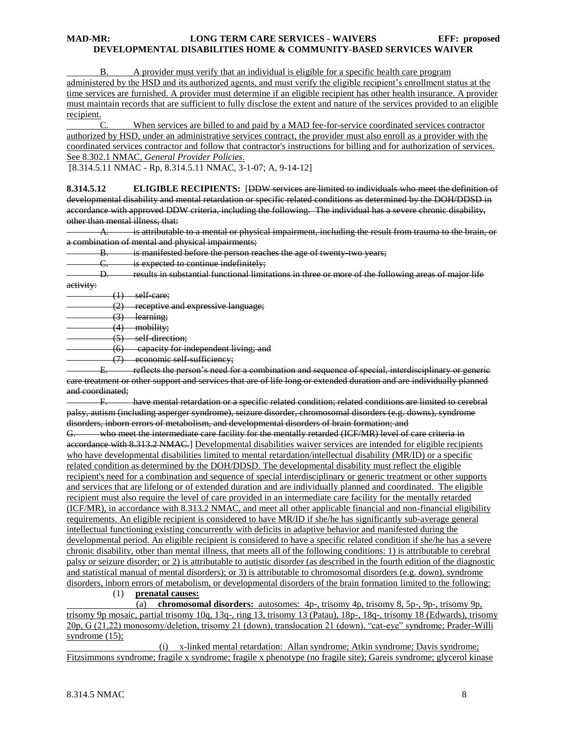B. A provider must verify that an individual is eligible for a specific health care program administered by the HSD and its authorized agents, and must verify the eligible recipient's enrollment status at the time services are furnished. A provider must determine if an eligible recipient has other health insurance. A provider must maintain records that are sufficient to fully disclose the extent and nature of the services provided to an eligible recipient.

C. When services are billed to and paid by a MAD fee-for-service coordinated services contractor authorized by HSD, under an administrative services contract, the provider must also enroll as a provider with the coordinated services contractor and follow that contractor's instructions for billing and for authorization of services. See 8.302.1 NMAC, *General Provider Policies*.

[8.314.5.11 NMAC - Rp, 8.314.5.11 NMAC, 3-1-07; A, 9-14-12]

**8.314.5.12 ELIGIBLE RECIPIENTS:** [~~DDW services are limited to individuals who meet the definition of developmental disability and mental retardation or specific related conditions as determined by the DOH/DDSD in accordance with approved DDW criteria, including the following. The individual has a severe chronic disability, other than mental illness, that:~~

~~A. is attributable to a mental or physical impairment, including the result from trauma to the brain, or a combination of mental and physical impairments;~~

~~B. is manifested before the person reaches the age of twenty-two years;~~

~~C. is expected to continue indefinitely;~~

~~D. results in substantial functional limitations in three or more of the following areas of major life activity:~~

~~(1) self-care;~~

~~(2) receptive and expressive language;~~

~~(3) learning;~~

~~(4) mobility;~~

~~(5) self-direction;~~

~~(6) capacity for independent living; and~~

~~(7) economic self-sufficiency;~~

~~E. reflects the person's need for a combination and sequence of special, interdisciplinary or generic care treatment or other support and services that are of life long or extended duration and are individually planned and coordinated;~~

~~F. have mental retardation or a specific related condition; related conditions are limited to cerebral palsy, autism (including asperger syndrome), seizure disorder, chromosomal disorders (e.g. downs), syndrome disorders, inborn errors of metabolism, and developmental disorders of brain formation; and~~

~~G. who meet the intermediate care facility for the mentally retarded (ICF/MR) level of care criteria in accordance with 8.313.2 NMAC.~~] Developmental disabilities waiver services are intended for eligible recipients who have developmental disabilities limited to mental retardation/intellectual disability (MR/ID) or a specific related condition as determined by the DOH/DDSD. The developmental disability must reflect the eligible recipient's need for a combination and sequence of special interdisciplinary or generic treatment or other supports and services that are lifelong or of extended duration and are individually planned and coordinated. The eligible recipient must also require the level of care provided in an intermediate care facility for the mentally retarded (ICF/MR), in accordance with 8.313.2 NMAC, and meet all other applicable financial and non-financial eligibility requirements. An eligible recipient is considered to have MR/ID if she/he has significantly sub-average general intellectual functioning existing concurrently with deficits in adaptive behavior and manifested during the developmental period. An eligible recipient is considered to have a specific related condition if she/he has a severe chronic disability, other than mental illness, that meets all of the following conditions: 1) is attributable to cerebral palsy or seizure disorder; or 2) is attributable to autistic disorder (as described in the fourth edition of the diagnostic and statistical manual of mental disorders); or 3) is attributable to chromosomal disorders (e.g. down), syndrome disorders, inborn errors of metabolism, or developmental disorders of the brain formation limited to the following:

(1) **prenatal causes:**

(a) **chromosomal disorders:** autosomes: 4p-, trisomy 4p, trisomy 8, 5p-, 9p-, trisomy 9p, trisomy 9p mosaic, partial trisomy 10q, 13q-, ring 13, trisomy 13 (Patau), 18p-, 18q-, trisomy 18 (Edwards), trisomy 20p, G (21,22) monosomy/deletion, trisomy 21 (down), translocation 21 (down), "cat-eye" syndrome; Prader-Willi syndrome (15);

(i) x-linked mental retardation: Allan syndrome; Atkin syndrome; Davis syndrome; Fitzsimmons syndrome; fragile x syndrome; fragile x phenotype (no fragile site); Gareis syndrome; glycerol kinase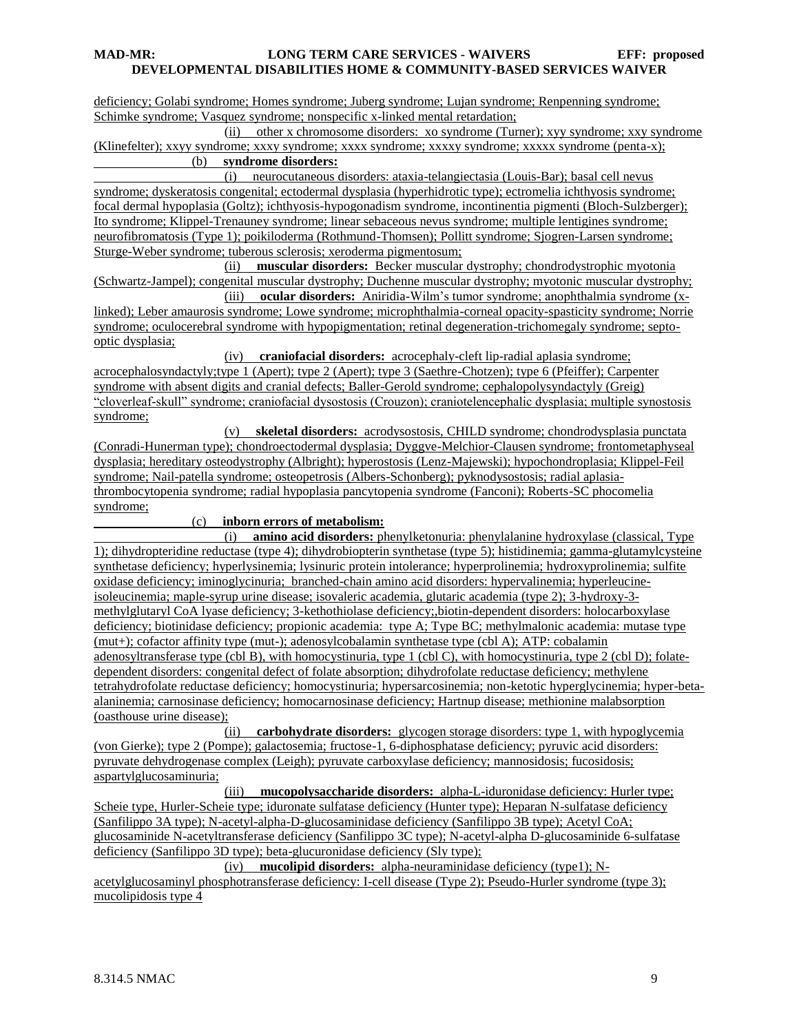deficiency; Golabi syndrome; Homes syndrome; Juberg syndrome; Lujan syndrome; Renpenning syndrome; Schimke syndrome; Vasquez syndrome; nonspecific x-linked mental retardation;

(ii) other x chromosome disorders: xo syndrome (Turner); xyy syndrome; xxy syndrome (Klinefelter); xxyy syndrome; xxxy syndrome; xxxx syndrome; xxxxy syndrome; xxxxx syndrome (penta-x);

(b) **syndrome disorders:**

(i) neurocutaneous disorders: ataxia-telangiectasia (Louis-Bar); basal cell nevus syndrome; dyskeratosis congenital; ectodermal dysplasia (hyperhidrotic type); ectromelia ichthyosis syndrome; focal dermal hypoplasia (Goltz); ichthyosis-hypogonadism syndrome, incontinentia pigmenti (Bloch-Sulzberger); Ito syndrome; Klippel-Trenauney syndrome; linear sebaceous nevus syndrome; multiple lentigines syndrome; neurofibromatosis (Type 1); poikiloderma (Rothmund-Thomsen); Pollitt syndrome; Sjogren-Larsen syndrome; Sturge-Weber syndrome; tuberous sclerosis; xeroderma pigmentosum;

(ii) **muscular disorders:** Becker muscular dystrophy; chondrodystrophic myotonia (Schwartz-Jampel); congenital muscular dystrophy; Duchenne muscular dystrophy; myotonic muscular dystrophy;

(iii) **ocular disorders:** Aniridia-Wilm's tumor syndrome; anophthalmia syndrome (x-linked); Leber amaurosis syndrome; Lowe syndrome; microphthalmia-corneal opacity-spasticity syndrome; Norrie syndrome; oculocerebral syndrome with hypopigmentation; retinal degeneration-trichomegaly syndrome; septo-optic dysplasia;

(iv) **craniofacial disorders:** acrocephaly-cleft lip-radial aplasia syndrome; acrocephalosyndactyly;type 1 (Apert); type 2 (Apert); type 3 (Saethre-Chotzen); type 6 (Pfeiffer); Carpenter syndrome with absent digits and cranial defects; Baller-Gerold syndrome; cephalopolysyndactyly (Greig) "cloverleaf-skull" syndrome; craniofacial dysostosis (Crouzon); craniotelencephalic dysplasia; multiple synostosis syndrome;

(v) **skeletal disorders:** acrodysostosis, CHILD syndrome; chondrodysplasia punctata (Conradi-Hunerman type); chondroectodermal dysplasia; Dyggve-Melchior-Clausen syndrome; frontometaphyseal dysplasia; hereditary osteodystrophy (Albright); hyperostosis (Lenz-Majewski); hypochondroplasia; Klippel-Feil syndrome; Nail-patella syndrome; osteopetrosis (Albers-Schonberg); pyknodysostosis; radial aplasia-thrombocytopenia syndrome; radial hypoplasia pancytopenia syndrome (Fanconi); Roberts-SC phocomelia syndrome;

(c) **inborn errors of metabolism:**

(i) **amino acid disorders:** phenylketonuria: phenylalanine hydroxylase (classical, Type 1); dihydropteridine reductase (type 4); dihydrobiopterin synthetase (type 5); histidinemia; gamma-glutamylcysteine synthetase deficiency; hyperlysinemia; lysinuric protein intolerance; hyperprolinemia; hydroxyprolinemia; sulfite oxidase deficiency; iminoglycinuria; branched-chain amino acid disorders: hypervalinemia; hyperleucine-isoleucinemia; maple-syrup urine disease; isovaleric academia, glutaric academia (type 2); 3-hydroxy-3-methylglutaryl CoA lyase deficiency; 3-kethothiolase deficiency;,biotin-dependent disorders: holocarboxylase deficiency; biotinidase deficiency; propionic academia: type A; Type BC; methylmalonic academia: mutase type (mut+); cofactor affinity type (mut-); adenosylcobalamin synthetase type (cbl A); ATP: cobalamin adenosyltransferase type (cbl B), with homocystinuria, type 1 (cbl C), with homocystinuria, type 2 (cbl D); folate-dependent disorders: congenital defect of folate absorption; dihydrofolate reductase deficiency; methylene tetrahydrofolate reductase deficiency; homocystinuria; hypersarcosinemia; non-ketotic hyperglycinemia; hyper-beta-alaninemia; carnosinase deficiency; homocarnosinase deficiency; Hartnup disease; methionine malabsorption (oasthouse urine disease);

(ii) **carbohydrate disorders:** glycogen storage disorders: type 1, with hypoglycemia (von Gierke); type 2 (Pompe); galactosemia; fructose-1, 6-diphosphatase deficiency; pyruvic acid disorders: pyruvate dehydrogenase complex (Leigh); pyruvate carboxylase deficiency; mannosidosis; fucosidosis; aspartylglucosaminuria;

(iii) **mucopolysaccharide disorders:** alpha-L-iduronidase deficiency: Hurler type; Scheie type, Hurler-Scheie type; iduronate sulfatase deficiency (Hunter type); Heparan N-sulfatase deficiency (Sanfilippo 3A type); N-acetyl-alpha-D-glucosaminidase deficiency (Sanfilippo 3B type); Acetyl CoA; glucosaminide N-acetyltransferase deficiency (Sanfilippo 3C type); N-acetyl-alpha D-glucosaminide 6-sulfatase deficiency (Sanfilippo 3D type); beta-glucuronidase deficiency (Sly type);

(iv) **mucolipid disorders:** alpha-neuraminidase deficiency (type1); N-acetylglucosaminyl phosphotransferase deficiency: I-cell disease (Type 2); Pseudo-Hurler syndrome (type 3); mucolipidosis type 4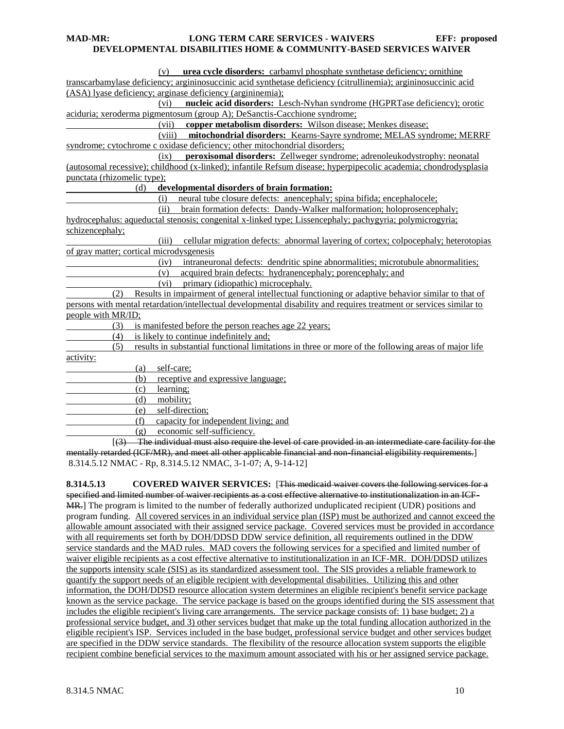(v) **urea cycle disorders:** carbamyl phosphate synthetase deficiency; ornithine transcarbamylase deficiency; argininosuccinic acid synthetase deficiency (citrullinemia); argininosuccinic acid (ASA) lyase deficiency; arginase deficiency (argininemia);

(vi) **nucleic acid disorders:** Lesch-Nyhan syndrome (HGPRTase deficiency); orotic aciduria; xeroderma pigmentosum (group A); DeSanctis-Cacchione syndrome;

(vii) **copper metabolism disorders:** Wilson disease; Menkes disease;

(viii) **mitochondrial disorders:** Kearns-Sayre syndrome; MELAS syndrome; MERRF syndrome; cytochrome c oxidase deficiency; other mitochondrial disorders;

(ix) **peroxisomal disorders:** Zellweger syndrome; adrenoleukodystrophy: neonatal (autosomal recessive); childhood (x-linked); infantile Refsum disease; hyperpipecolic academia; chondrodysplasia punctata (rhizomelic type);

(d) **developmental disorders of brain formation:**

(i) neural tube closure defects: anencephaly; spina bifida; encephalocele;

(ii) brain formation defects: Dandy-Walker malformation; holoprosencephaly; hydrocephalus: aqueductal stenosis; congenital x-linked type; Lissencephaly; pachygyria; polymicrogyria; schizencephaly;

(iii) cellular migration defects: abnormal layering of cortex; colpocephaly; heterotopias of gray matter; cortical microdysgenesis

(iv) intraneuronal defects: dendritic spine abnormalities; microtubule abnormalities;

(v) acquired brain defects: hydranencephaly; porencephaly; and

(vi) primary (idiopathic) microcephaly.

(2) Results in impairment of general intellectual functioning or adaptive behavior similar to that of persons with mental retardation/intellectual developmental disability and requires treatment or services similar to people with MR/ID;

(3) is manifested before the person reaches age 22 years;

(4) is likely to continue indefinitely and;

(5) results in substantial functional limitations in three or more of the following areas of major life activity:

(a) self-care;

(b) receptive and expressive language;

(c) learning;

(d) mobility;

(e) self-direction;

(f) capacity for independent living; and

(g) economic self-sufficiency.

[~~(3) The individual must also require the level of care provided in an intermediate care facility for the mentally retarded (ICF/MR), and meet all other applicable financial and non-financial eligibility requirements.~~]

8.314.5.12 NMAC - Rp, 8.314.5.12 NMAC, 3-1-07; A, 9-14-12]

**8.314.5.13 COVERED WAIVER SERVICES:** [~~This medicaid waiver covers the following services for a specified and limited number of waiver recipients as a cost effective alternative to institutionalization in an ICF-MR.~~] The program is limited to the number of federally authorized unduplicated recipient (UDR) positions and program funding. All covered services in an individual service plan (ISP) must be authorized and cannot exceed the allowable amount associated with their assigned service package. Covered services must be provided in accordance with all requirements set forth by DOH/DDSD DDW service definition, all requirements outlined in the DDW service standards and the MAD rules. MAD covers the following services for a specified and limited number of waiver eligible recipients as a cost effective alternative to institutionalization in an ICF-MR. DOH/DDSD utilizes the supports intensity scale (SIS) as its standardized assessment tool. The SIS provides a reliable framework to quantify the support needs of an eligible recipient with developmental disabilities. Utilizing this and other information, the DOH/DDSD resource allocation system determines an eligible recipient's benefit service package known as the service package. The service package is based on the groups identified during the SIS assessment that includes the eligible recipient's living care arrangements. The service package consists of: 1) base budget; 2) a professional service budget, and 3) other services budget that make up the total funding allocation authorized in the eligible recipient's ISP. Services included in the base budget, professional service budget and other services budget are specified in the DDW service standards. The flexibility of the resource allocation system supports the eligible recipient combine beneficial services to the maximum amount associated with his or her assigned service package.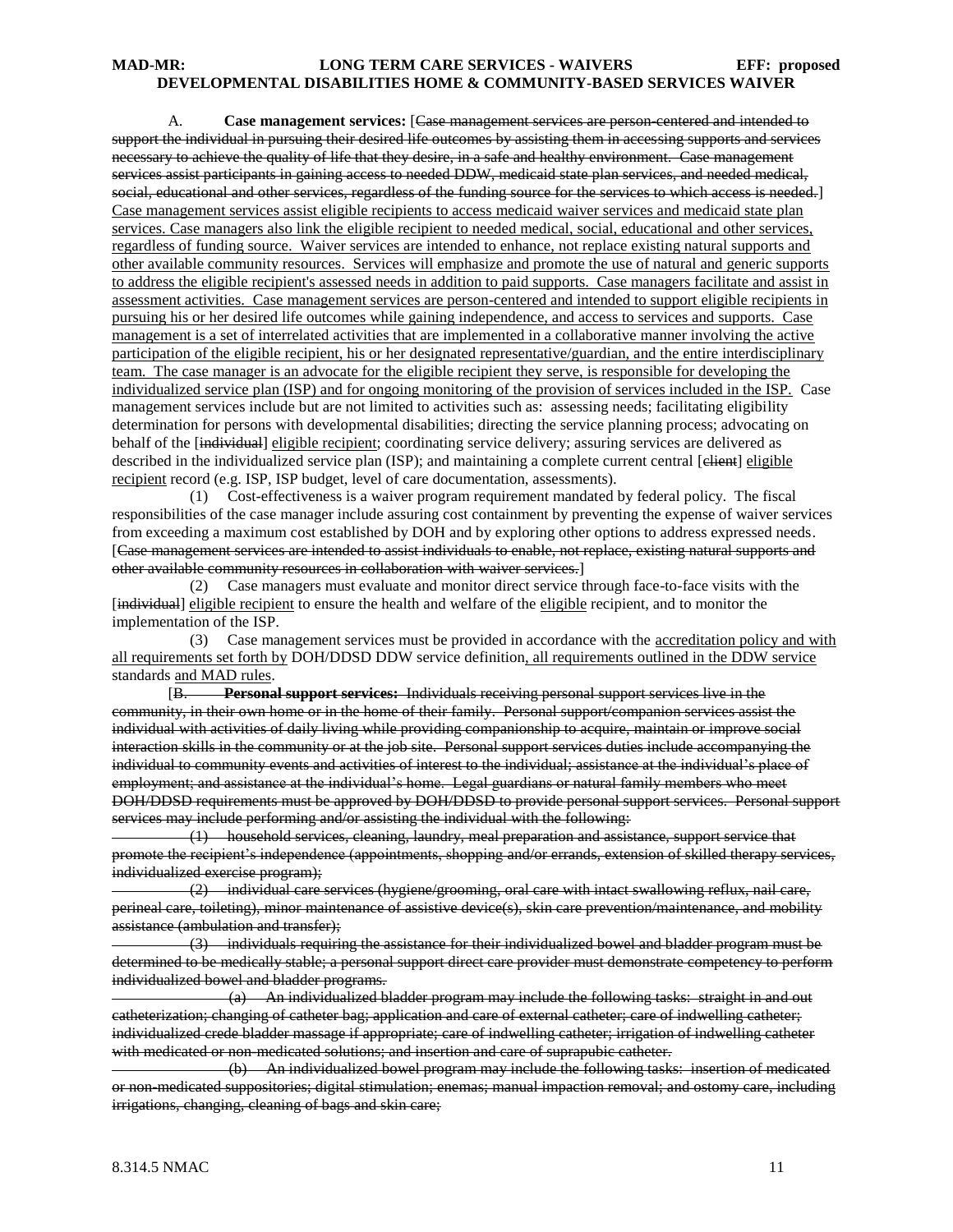A. **Case management services:** [~~Case management services are person-centered and intended to support the individual in pursuing their desired life outcomes by assisting them in accessing supports and services necessary to achieve the quality of life that they desire, in a safe and healthy environment. Case management services assist participants in gaining access to needed DDW, medicaid state plan services, and needed medical, social, educational and other services, regardless of the funding source for the services to which access is needed.~~] <u>Case management services assist eligible recipients to access medicaid waiver services and medicaid state plan services. Case managers also link the eligible recipient to needed medical, social, educational and other services, regardless of funding source. Waiver services are intended to enhance, not replace existing natural supports and other available community resources. Services will emphasize and promote the use of natural and generic supports to address the eligible recipient's assessed needs in addition to paid supports. Case managers facilitate and assist in assessment activities. Case management services are person-centered and intended to support eligible recipients in pursuing his or her desired life outcomes while gaining independence, and access to services and supports. Case management is a set of interrelated activities that are implemented in a collaborative manner involving the active participation of the eligible recipient, his or her designated representative/guardian, and the entire interdisciplinary team. The case manager is an advocate for the eligible recipient they serve, is responsible for developing the individualized service plan (ISP) and for ongoing monitoring of the provision of services included in the ISP.</u> Case management services include but are not limited to activities such as: assessing needs; facilitating eligibility determination for persons with developmental disabilities; directing the service planning process; advocating on behalf of the [~~individual~~] <u>eligible recipient</u>; coordinating service delivery; assuring services are delivered as described in the individualized service plan (ISP); and maintaining a complete current central [~~client~~] <u>eligible recipient</u> record (e.g. ISP, ISP budget, level of care documentation, assessments).

(1) Cost-effectiveness is a waiver program requirement mandated by federal policy. The fiscal responsibilities of the case manager include assuring cost containment by preventing the expense of waiver services from exceeding a maximum cost established by DOH and by exploring other options to address expressed needs. [~~Case management services are intended to assist individuals to enable, not replace, existing natural supports and other available community resources in collaboration with waiver services.~~]

(2) Case managers must evaluate and monitor direct service through face-to-face visits with the [~~individual~~] <u>eligible recipient</u> to ensure the health and welfare of the <u>eligible</u> recipient, and to monitor the implementation of the ISP.

(3) Case management services must be provided in accordance with the <u>accreditation policy and with all requirements set forth by</u> DOH/DDSD DDW service definition<u>, all requirements outlined in the DDW service standards</u> <u>and MAD rules</u>.

[~~B. **Personal support services:** Individuals receiving personal support services live in the community, in their own home or in the home of their family. Personal support/companion services assist the individual with activities of daily living while providing companionship to acquire, maintain or improve social interaction skills in the community or at the job site. Personal support services duties include accompanying the individual to community events and activities of interest to the individual; assistance at the individual's place of employment; and assistance at the individual's home. Legal guardians or natural family members who meet DOH/DDSD requirements must be approved by DOH/DDSD to provide personal support services. Personal support services may include performing and/or assisting the individual with the following:~~

~~(1) household services, cleaning, laundry, meal preparation and assistance, support service that promote the recipient's independence (appointments, shopping and/or errands, extension of skilled therapy services, individualized exercise program);~~

~~(2) individual care services (hygiene/grooming, oral care with intact swallowing reflux, nail care, perineal care, toileting), minor maintenance of assistive device(s), skin care prevention/maintenance, and mobility assistance (ambulation and transfer);~~

~~(3) individuals requiring the assistance for their individualized bowel and bladder program must be determined to be medically stable; a personal support direct care provider must demonstrate competency to perform individualized bowel and bladder programs.~~

~~(a) An individualized bladder program may include the following tasks: straight in and out catheterization; changing of catheter bag; application and care of external catheter; care of indwelling catheter; individualized crede bladder massage if appropriate; care of indwelling catheter; irrigation of indwelling catheter with medicated or non-medicated solutions; and insertion and care of suprapubic catheter.~~

~~(b) An individualized bowel program may include the following tasks: insertion of medicated or non-medicated suppositories; digital stimulation; enemas; manual impaction removal; and ostomy care, including irrigations, changing, cleaning of bags and skin care;~~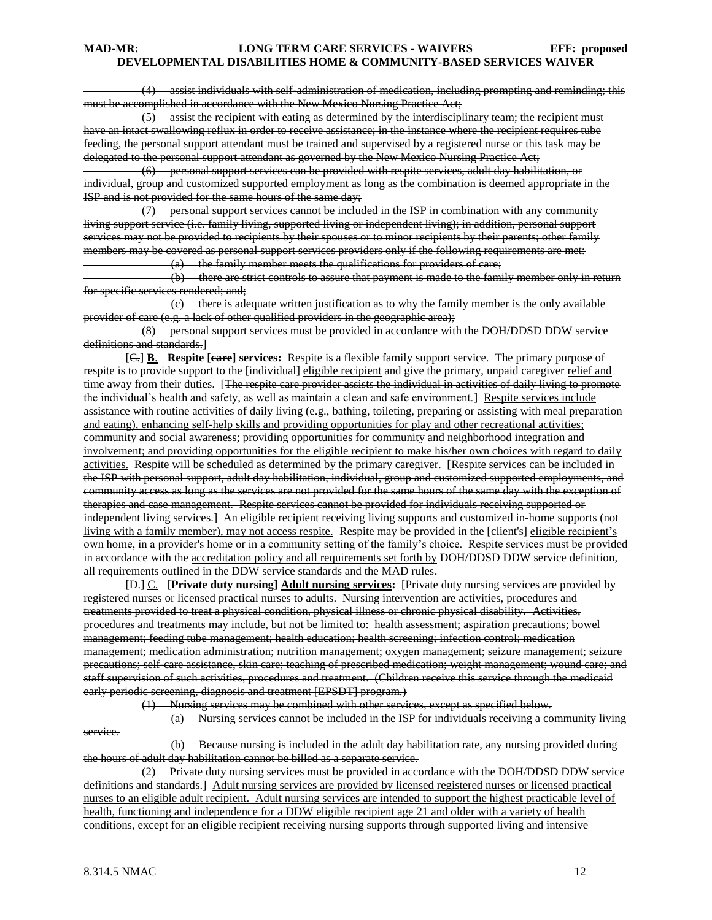(4) assist individuals with self-administration of medication, including prompting and reminding; this must be accomplished in accordance with the New Mexico Nursing Practice Act;

(5) assist the recipient with eating as determined by the interdisciplinary team; the recipient must have an intact swallowing reflux in order to receive assistance; in the instance where the recipient requires tube feeding, the personal support attendant must be trained and supervised by a registered nurse or this task may be delegated to the personal support attendant as governed by the New Mexico Nursing Practice Act;

(6) personal support services can be provided with respite services, adult day habilitation, or individual, group and customized supported employment as long as the combination is deemed appropriate in the ISP and is not provided for the same hours of the same day;

(7) personal support services cannot be included in the ISP in combination with any community living support service (i.e. family living, supported living or independent living); in addition, personal support services may not be provided to recipients by their spouses or to minor recipients by their parents; other family members may be covered as personal support services providers only if the following requirements are met:

(a) the family member meets the qualifications for providers of care;

(b) there are strict controls to assure that payment is made to the family member only in return for specific services rendered; and;

(c) there is adequate written justification as to why the family member is the only available provider of care (e.g. a lack of other qualified providers in the geographic area);

(8) personal support services must be provided in accordance with the DOH/DDSD DDW service definitions and standards.]

[C.] **B. Respite [care] services:** Respite is a flexible family support service. The primary purpose of respite is to provide support to the [individual] eligible recipient and give the primary, unpaid caregiver relief and time away from their duties. [The respite care provider assists the individual in activities of daily living to promote the individual's health and safety, as well as maintain a clean and safe environment.] Respite services include assistance with routine activities of daily living (e.g., bathing, toileting, preparing or assisting with meal preparation and eating), enhancing self-help skills and providing opportunities for play and other recreational activities; community and social awareness; providing opportunities for community and neighborhood integration and involvement; and providing opportunities for the eligible recipient to make his/her own choices with regard to daily activities. Respite will be scheduled as determined by the primary caregiver. [Respite services can be included in the ISP with personal support, adult day habilitation, individual, group and customized supported employments, and community access as long as the services are not provided for the same hours of the same day with the exception of therapies and case management. Respite services cannot be provided for individuals receiving supported or independent living services.] An eligible recipient receiving living supports and customized in-home supports (not living with a family member), may not access respite. Respite may be provided in the [client's] eligible recipient's own home, in a provider's home or in a community setting of the family's choice. Respite services must be provided in accordance with the accreditation policy and all requirements set forth by DOH/DDSD DDW service definition, all requirements outlined in the DDW service standards and the MAD rules.

[D.] C. [**Private duty nursing**] **Adult nursing services:** [Private duty nursing services are provided by registered nurses or licensed practical nurses to adults. Nursing intervention are activities, procedures and treatments provided to treat a physical condition, physical illness or chronic physical disability. Activities, procedures and treatments may include, but not be limited to: health assessment; aspiration precautions; bowel management; feeding tube management; health education; health screening; infection control; medication management; medication administration; nutrition management; oxygen management; seizure management; seizure precautions; self-care assistance, skin care; teaching of prescribed medication; weight management; wound care; and staff supervision of such activities, procedures and treatment. (Children receive this service through the medicaid early periodic screening, diagnosis and treatment [EPSDT] program.)

(1) Nursing services may be combined with other services, except as specified below.

(a) Nursing services cannot be included in the ISP for individuals receiving a community living service.

(b) Because nursing is included in the adult day habilitation rate, any nursing provided during the hours of adult day habilitation cannot be billed as a separate service.

(2) Private duty nursing services must be provided in accordance with the DOH/DDSD DDW service definitions and standards.] Adult nursing services are provided by licensed registered nurses or licensed practical nurses to an eligible adult recipient. Adult nursing services are intended to support the highest practicable level of health, functioning and independence for a DDW eligible recipient age 21 and older with a variety of health conditions, except for an eligible recipient receiving nursing supports through supported living and intensive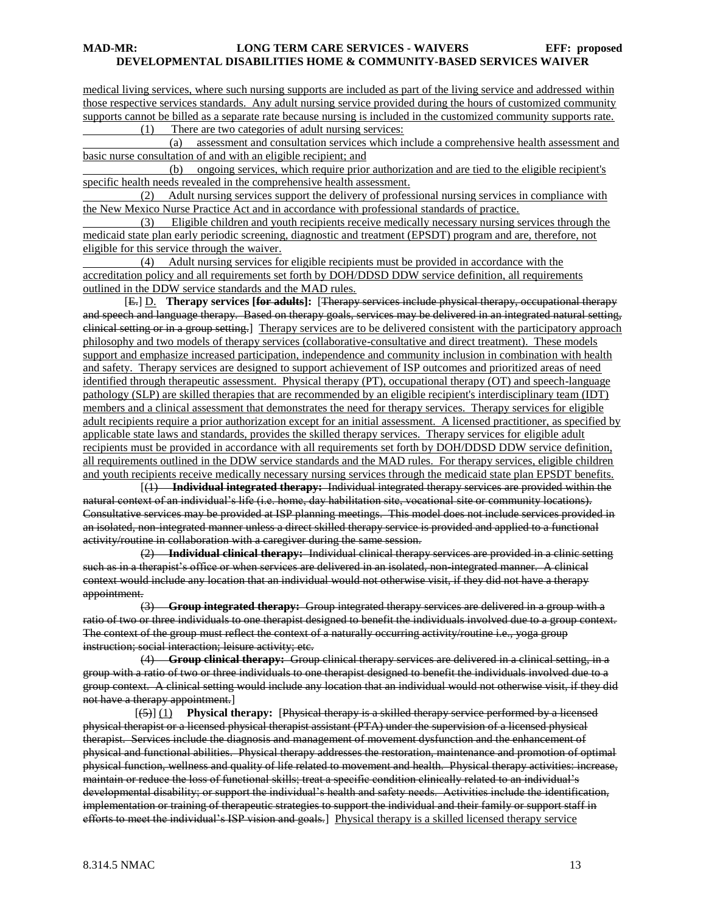medical living services, where such nursing supports are included as part of the living service and addressed within those respective services standards. Any adult nursing service provided during the hours of customized community supports cannot be billed as a separate rate because nursing is included in the customized community supports rate.

(1) There are two categories of adult nursing services:

(a) assessment and consultation services which include a comprehensive health assessment and basic nurse consultation of and with an eligible recipient; and

(b) ongoing services, which require prior authorization and are tied to the eligible recipient's specific health needs revealed in the comprehensive health assessment.

(2) Adult nursing services support the delivery of professional nursing services in compliance with the New Mexico Nurse Practice Act and in accordance with professional standards of practice.

(3) Eligible children and youth recipients receive medically necessary nursing services through the medicaid state plan early periodic screening, diagnostic and treatment (EPSDT) program and are, therefore, not eligible for this service through the waiver.

(4) Adult nursing services for eligible recipients must be provided in accordance with the accreditation policy and all requirements set forth by DOH/DDSD DDW service definition, all requirements outlined in the DDW service standards and the MAD rules.

[~~E.~~] D. **Therapy services [~~for adults~~]:** [~~Therapy services include physical therapy, occupational therapy and speech and language therapy. Based on therapy goals, services may be delivered in an integrated natural setting, clinical setting or in a group setting.~~] Therapy services are to be delivered consistent with the participatory approach philosophy and two models of therapy services (collaborative-consultative and direct treatment). These models support and emphasize increased participation, independence and community inclusion in combination with health and safety. Therapy services are designed to support achievement of ISP outcomes and prioritized areas of need identified through therapeutic assessment. Physical therapy (PT), occupational therapy (OT) and speech-language pathology (SLP) are skilled therapies that are recommended by an eligible recipient's interdisciplinary team (IDT) members and a clinical assessment that demonstrates the need for therapy services. Therapy services for eligible adult recipients require a prior authorization except for an initial assessment. A licensed practitioner, as specified by applicable state laws and standards, provides the skilled therapy services. Therapy services for eligible adult recipients must be provided in accordance with all requirements set forth by DOH/DDSD DDW service definition, all requirements outlined in the DDW service standards and the MAD rules. For therapy services, eligible children and youth recipients receive medically necessary nursing services through the medicaid state plan EPSDT benefits.

[~~(1) **Individual integrated therapy:** Individual integrated therapy services are provided within the natural context of an individual's life (i.e. home, day habilitation site, vocational site or community locations). Consultative services may be provided at ISP planning meetings. This model does not include services provided in an isolated, non-integrated manner unless a direct skilled therapy service is provided and applied to a functional activity/routine in collaboration with a caregiver during the same session.~~

~~(2) **Individual clinical therapy:** Individual clinical therapy services are provided in a clinic setting such as in a therapist's office or when services are delivered in an isolated, non-integrated manner. A clinical context would include any location that an individual would not otherwise visit, if they did not have a therapy appointment.~~

~~(3) **Group integrated therapy:** Group integrated therapy services are delivered in a group with a ratio of two or three individuals to one therapist designed to benefit the individuals involved due to a group context. The context of the group must reflect the context of a naturally occurring activity/routine i.e., yoga group instruction; social interaction; leisure activity; etc.~~

~~(4) **Group clinical therapy:** Group clinical therapy services are delivered in a clinical setting, in a group with a ratio of two or three individuals to one therapist designed to benefit the individuals involved due to a group context. A clinical setting would include any location that an individual would not otherwise visit, if they did not have a therapy appointment.~~]

[~~(5)~~] (1) **Physical therapy:** [~~Physical therapy is a skilled therapy service performed by a licensed physical therapist or a licensed physical therapist assistant (PTA) under the supervision of a licensed physical therapist. Services include the diagnosis and management of movement dysfunction and the enhancement of physical and functional abilities. Physical therapy addresses the restoration, maintenance and promotion of optimal physical function, wellness and quality of life related to movement and health. Physical therapy activities: increase, maintain or reduce the loss of functional skills; treat a specific condition clinically related to an individual's developmental disability; or support the individual's health and safety needs. Activities include the identification, implementation or training of therapeutic strategies to support the individual and their family or support staff in efforts to meet the individual's ISP vision and goals.~~] Physical therapy is a skilled licensed therapy service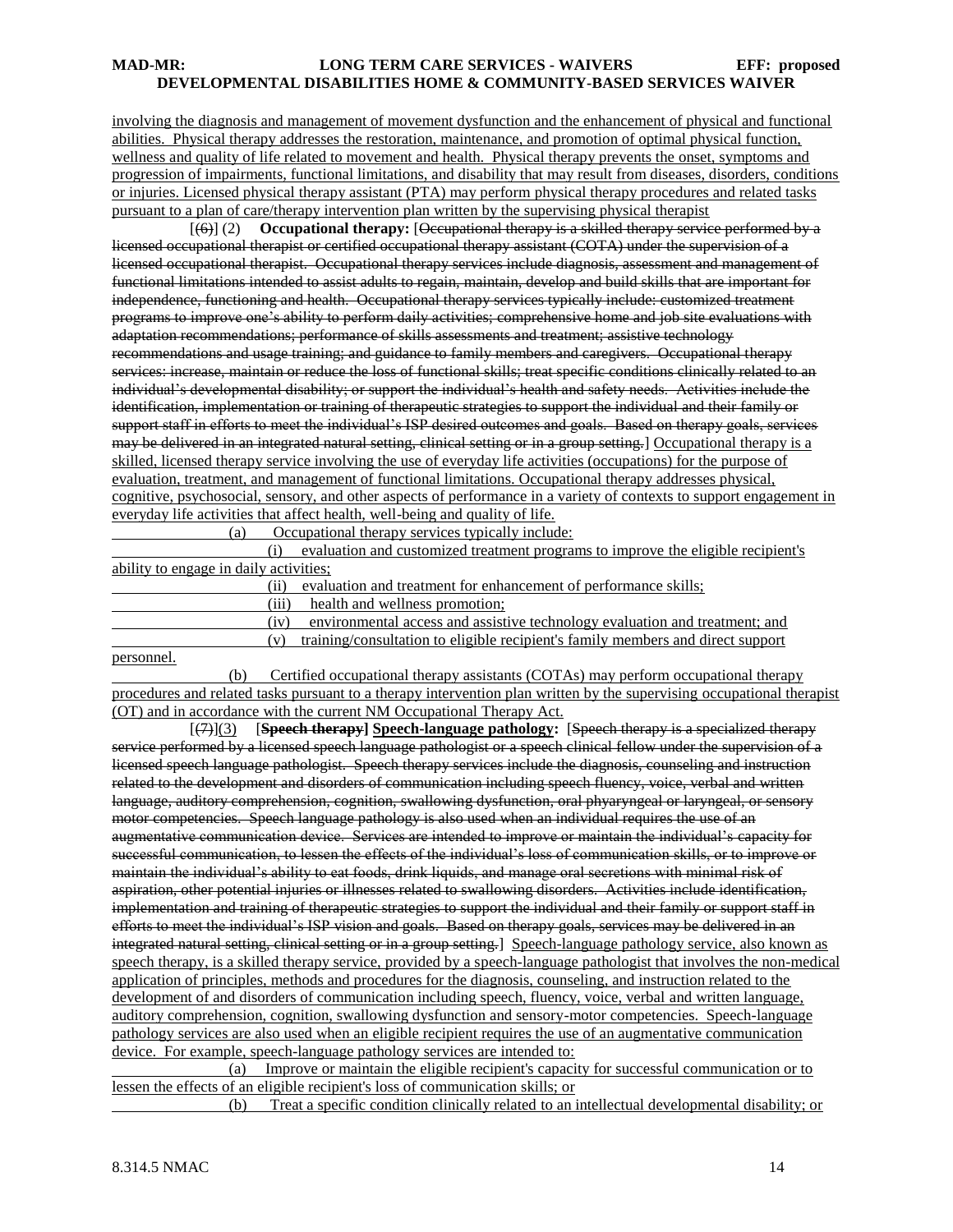involving the diagnosis and management of movement dysfunction and the enhancement of physical and functional abilities. Physical therapy addresses the restoration, maintenance, and promotion of optimal physical function, wellness and quality of life related to movement and health. Physical therapy prevents the onset, symptoms and progression of impairments, functional limitations, and disability that may result from diseases, disorders, conditions or injuries. Licensed physical therapy assistant (PTA) may perform physical therapy procedures and related tasks pursuant to a plan of care/therapy intervention plan written by the supervising physical therapist

[(6)] (2) **Occupational therapy:** [Occupational therapy is a skilled therapy service performed by a licensed occupational therapist or certified occupational therapy assistant (COTA) under the supervision of a licensed occupational therapist. Occupational therapy services include diagnosis, assessment and management of functional limitations intended to assist adults to regain, maintain, develop and build skills that are important for independence, functioning and health. Occupational therapy services typically include: customized treatment programs to improve one's ability to perform daily activities; comprehensive home and job site evaluations with adaptation recommendations; performance of skills assessments and treatment; assistive technology recommendations and usage training; and guidance to family members and caregivers. Occupational therapy services: increase, maintain or reduce the loss of functional skills; treat specific conditions clinically related to an individual's developmental disability; or support the individual's health and safety needs. Activities include the identification, implementation or training of therapeutic strategies to support the individual and their family or support staff in efforts to meet the individual's ISP desired outcomes and goals. Based on therapy goals, services may be delivered in an integrated natural setting, clinical setting or in a group setting.] Occupational therapy is a skilled, licensed therapy service involving the use of everyday life activities (occupations) for the purpose of evaluation, treatment, and management of functional limitations. Occupational therapy addresses physical, cognitive, psychosocial, sensory, and other aspects of performance in a variety of contexts to support engagement in everyday life activities that affect health, well-being and quality of life.

(a) Occupational therapy services typically include:

(i) evaluation and customized treatment programs to improve the eligible recipient's ability to engage in daily activities;

(ii) evaluation and treatment for enhancement of performance skills;

(iii) health and wellness promotion;

(iv) environmental access and assistive technology evaluation and treatment; and

(v) training/consultation to eligible recipient's family members and direct support personnel.

(b) Certified occupational therapy assistants (COTAs) may perform occupational therapy procedures and related tasks pursuant to a therapy intervention plan written by the supervising occupational therapist (OT) and in accordance with the current NM Occupational Therapy Act.

[(7)](3) [**Speech therapy**] **Speech-language pathology:** [Speech therapy is a specialized therapy service performed by a licensed speech language pathologist or a speech clinical fellow under the supervision of a licensed speech language pathologist. Speech therapy services include the diagnosis, counseling and instruction related to the development and disorders of communication including speech fluency, voice, verbal and written language, auditory comprehension, cognition, swallowing dysfunction, oral phyaryngeal or laryngeal, or sensory motor competencies. Speech language pathology is also used when an individual requires the use of an augmentative communication device. Services are intended to improve or maintain the individual's capacity for successful communication, to lessen the effects of the individual's loss of communication skills, or to improve or maintain the individual's ability to eat foods, drink liquids, and manage oral secretions with minimal risk of aspiration, other potential injuries or illnesses related to swallowing disorders. Activities include identification, implementation and training of therapeutic strategies to support the individual and their family or support staff in efforts to meet the individual's ISP vision and goals. Based on therapy goals, services may be delivered in an integrated natural setting, clinical setting or in a group setting.] Speech-language pathology service, also known as speech therapy, is a skilled therapy service, provided by a speech-language pathologist that involves the non-medical application of principles, methods and procedures for the diagnosis, counseling, and instruction related to the development of and disorders of communication including speech, fluency, voice, verbal and written language, auditory comprehension, cognition, swallowing dysfunction and sensory-motor competencies. Speech-language pathology services are also used when an eligible recipient requires the use of an augmentative communication device. For example, speech-language pathology services are intended to:

(a) Improve or maintain the eligible recipient's capacity for successful communication or to lessen the effects of an eligible recipient's loss of communication skills; or

(b) Treat a specific condition clinically related to an intellectual developmental disability; or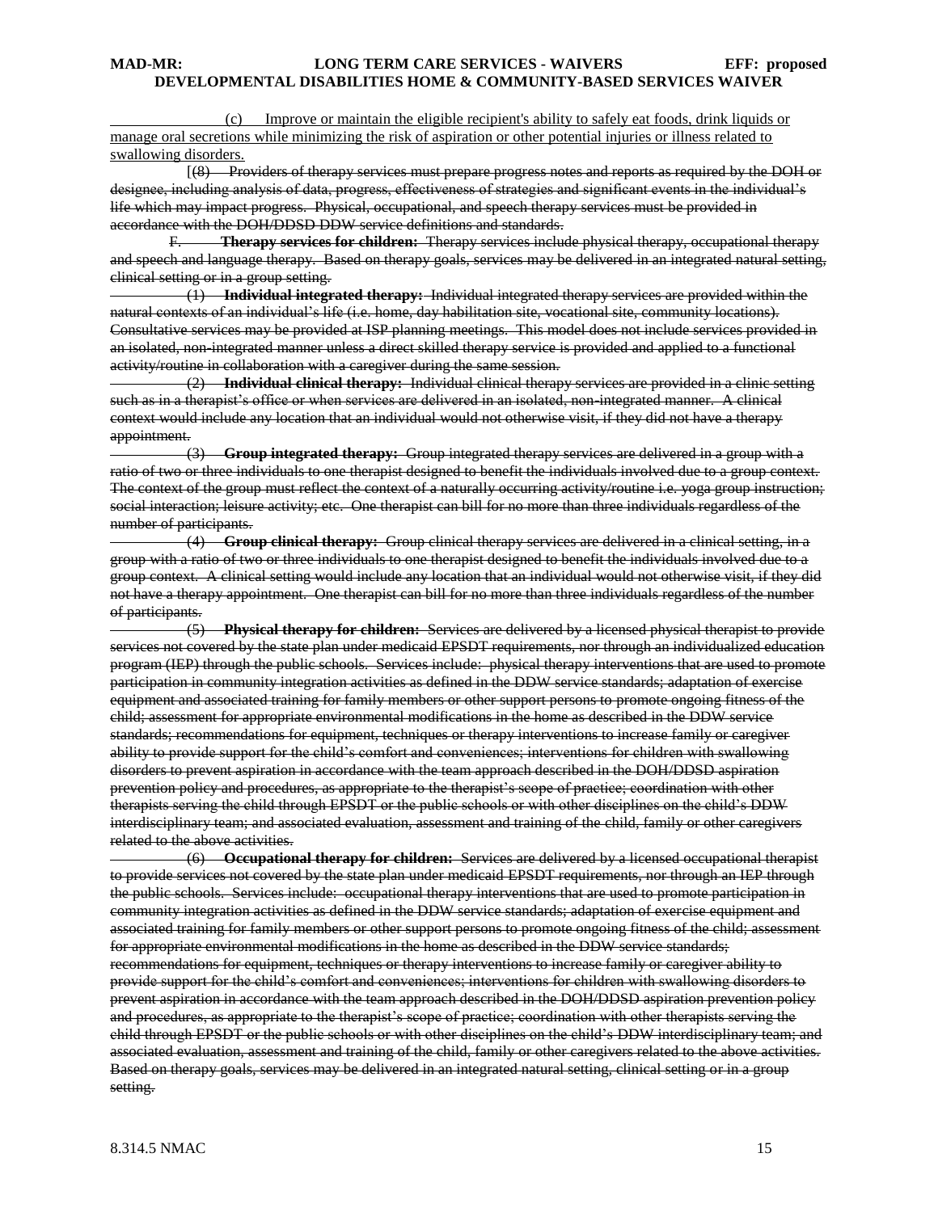(c) Improve or maintain the eligible recipient's ability to safely eat foods, drink liquids or manage oral secretions while minimizing the risk of aspiration or other potential injuries or illness related to swallowing disorders.

[~~(8) Providers of therapy services must prepare progress notes and reports as required by the DOH or designee, including analysis of data, progress, effectiveness of strategies and significant events in the individual's life which may impact progress. Physical, occupational, and speech therapy services must be provided in accordance with the DOH/DDSD DDW service definitions and standards.~~

~~F. **Therapy services for children:** Therapy services include physical therapy, occupational therapy and speech and language therapy. Based on therapy goals, services may be delivered in an integrated natural setting, clinical setting or in a group setting.~~

~~(1) **Individual integrated therapy:** Individual integrated therapy services are provided within the natural contexts of an individual's life (i.e. home, day habilitation site, vocational site, community locations). Consultative services may be provided at ISP planning meetings. This model does not include services provided in an isolated, non-integrated manner unless a direct skilled therapy service is provided and applied to a functional activity/routine in collaboration with a caregiver during the same session.~~

~~(2) **Individual clinical therapy:** Individual clinical therapy services are provided in a clinic setting such as in a therapist's office or when services are delivered in an isolated, non-integrated manner. A clinical context would include any location that an individual would not otherwise visit, if they did not have a therapy appointment.~~

~~(3) **Group integrated therapy:** Group integrated therapy services are delivered in a group with a ratio of two or three individuals to one therapist designed to benefit the individuals involved due to a group context. The context of the group must reflect the context of a naturally occurring activity/routine i.e. yoga group instruction; social interaction; leisure activity; etc. One therapist can bill for no more than three individuals regardless of the number of participants.~~

~~(4) **Group clinical therapy:** Group clinical therapy services are delivered in a clinical setting, in a group with a ratio of two or three individuals to one therapist designed to benefit the individuals involved due to a group context. A clinical setting would include any location that an individual would not otherwise visit, if they did not have a therapy appointment. One therapist can bill for no more than three individuals regardless of the number of participants.~~

~~(5) **Physical therapy for children:** Services are delivered by a licensed physical therapist to provide services not covered by the state plan under medicaid EPSDT requirements, nor through an individualized education program (IEP) through the public schools. Services include: physical therapy interventions that are used to promote participation in community integration activities as defined in the DDW service standards; adaptation of exercise equipment and associated training for family members or other support persons to promote ongoing fitness of the child; assessment for appropriate environmental modifications in the home as described in the DDW service standards; recommendations for equipment, techniques or therapy interventions to increase family or caregiver ability to provide support for the child's comfort and conveniences; interventions for children with swallowing disorders to prevent aspiration in accordance with the team approach described in the DOH/DDSD aspiration prevention policy and procedures, as appropriate to the therapist's scope of practice; coordination with other therapists serving the child through EPSDT or the public schools or with other disciplines on the child's DDW interdisciplinary team; and associated evaluation, assessment and training of the child, family or other caregivers related to the above activities.~~

~~(6) **Occupational therapy for children:** Services are delivered by a licensed occupational therapist to provide services not covered by the state plan under medicaid EPSDT requirements, nor through an IEP through the public schools. Services include: occupational therapy interventions that are used to promote participation in community integration activities as defined in the DDW service standards; adaptation of exercise equipment and associated training for family members or other support persons to promote ongoing fitness of the child; assessment for appropriate environmental modifications in the home as described in the DDW service standards; recommendations for equipment, techniques or therapy interventions to increase family or caregiver ability to provide support for the child's comfort and conveniences; interventions for children with swallowing disorders to prevent aspiration in accordance with the team approach described in the DOH/DDSD aspiration prevention policy and procedures, as appropriate to the therapist's scope of practice; coordination with other therapists serving the child through EPSDT or the public schools or with other disciplines on the child's DDW interdisciplinary team; and associated evaluation, assessment and training of the child, family or other caregivers related to the above activities. Based on therapy goals, services may be delivered in an integrated natural setting, clinical setting or in a group setting.~~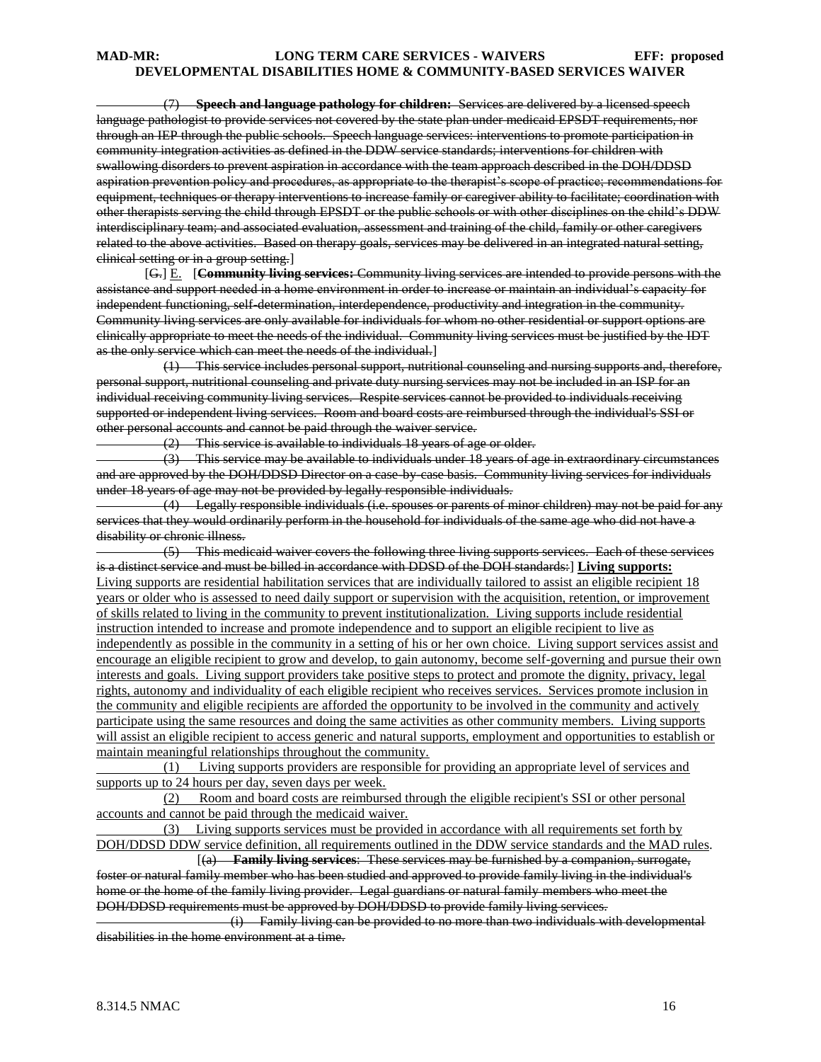~~(7) **Speech and language pathology for children:** Services are delivered by a licensed speech language pathologist to provide services not covered by the state plan under medicaid EPSDT requirements, nor through an IEP through the public schools. Speech language services: interventions to promote participation in community integration activities as defined in the DDW service standards; interventions for children with swallowing disorders to prevent aspiration in accordance with the team approach described in the DOH/DDSD aspiration prevention policy and procedures, as appropriate to the therapist's scope of practice; recommendations for equipment, techniques or therapy interventions to increase family or caregiver ability to facilitate; coordination with other therapists serving the child through EPSDT or the public schools or with other disciplines on the child's DDW interdisciplinary team; and associated evaluation, assessment and training of the child, family or other caregivers related to the above activities. Based on therapy goals, services may be delivered in an integrated natural setting, clinical setting or in a group setting.~~]

[~~G.~~] E. [~~**Community living services:** Community living services are intended to provide persons with the assistance and support needed in a home environment in order to increase or maintain an individual's capacity for independent functioning, self-determination, interdependence, productivity and integration in the community. Community living services are only available for individuals for whom no other residential or support options are clinically appropriate to meet the needs of the individual. Community living services must be justified by the IDT as the only service which can meet the needs of the individual.~~]

~~(1) This service includes personal support, nutritional counseling and nursing supports and, therefore, personal support, nutritional counseling and private duty nursing services may not be included in an ISP for an individual receiving community living services. Respite services cannot be provided to individuals receiving supported or independent living services. Room and board costs are reimbursed through the individual's SSI or other personal accounts and cannot be paid through the waiver service.~~

~~(2) This service is available to individuals 18 years of age or older.~~

~~(3) This service may be available to individuals under 18 years of age in extraordinary circumstances and are approved by the DOH/DDSD Director on a case-by-case basis. Community living services for individuals under 18 years of age may not be provided by legally responsible individuals.~~

~~(4) Legally responsible individuals (i.e. spouses or parents of minor children) may not be paid for any services that they would ordinarily perform in the household for individuals of the same age who did not have a disability or chronic illness.~~

~~(5) This medicaid waiver covers the following three living supports services. Each of these services is a distinct service and must be billed in accordance with DDSD of the DOH standards:~~] <u>**Living supports:** Living supports are residential habilitation services that are individually tailored to assist an eligible recipient 18 years or older who is assessed to need daily support or supervision with the acquisition, retention, or improvement of skills related to living in the community to prevent institutionalization. Living supports include residential instruction intended to increase and promote independence and to support an eligible recipient to live as independently as possible in the community in a setting of his or her own choice. Living support services assist and encourage an eligible recipient to grow and develop, to gain autonomy, become self-governing and pursue their own interests and goals. Living support providers take positive steps to protect and promote the dignity, privacy, legal rights, autonomy and individuality of each eligible recipient who receives services. Services promote inclusion in the community and eligible recipients are afforded the opportunity to be involved in the community and actively participate using the same resources and doing the same activities as other community members. Living supports will assist an eligible recipient to access generic and natural supports, employment and opportunities to establish or maintain meaningful relationships throughout the community.</u>

<u>(1) Living supports providers are responsible for providing an appropriate level of services and supports up to 24 hours per day, seven days per week.</u>

<u>(2) Room and board costs are reimbursed through the eligible recipient's SSI or other personal accounts and cannot be paid through the medicaid waiver.</u>

<u>(3) Living supports services must be provided in accordance with all requirements set forth by DOH/DDSD DDW service definition, all requirements outlined in the DDW service standards and the MAD rules</u>.

[~~(a) **Family living services**: These services may be furnished by a companion, surrogate, foster or natural family member who has been studied and approved to provide family living in the individual's home or the home of the family living provider. Legal guardians or natural family members who meet the DOH/DDSD requirements must be approved by DOH/DDSD to provide family living services.~~

~~(i) Family living can be provided to no more than two individuals with developmental disabilities in the home environment at a time.~~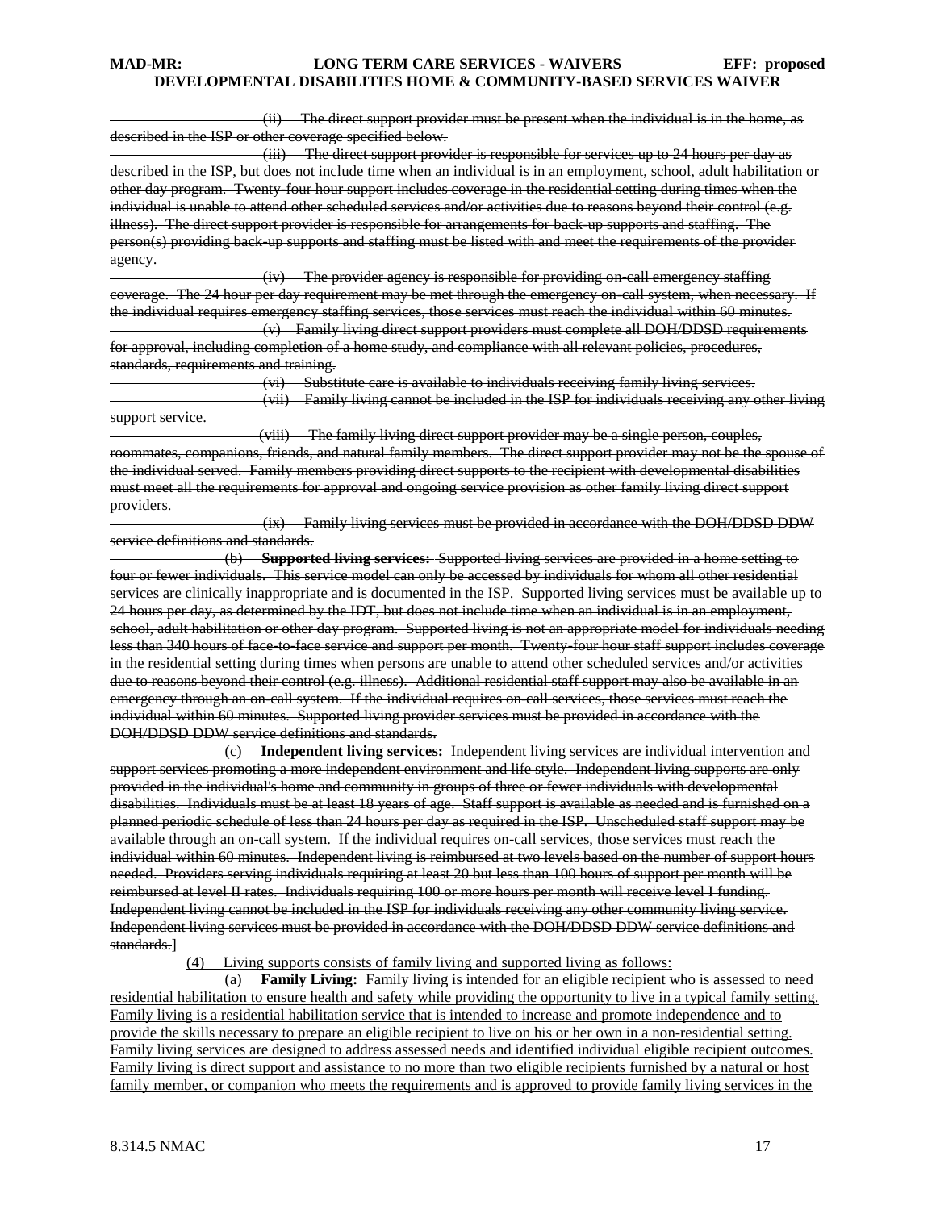~~(ii) The direct support provider must be present when the individual is in the home, as described in the ISP or other coverage specified below.~~

~~(iii) The direct support provider is responsible for services up to 24 hours per day as described in the ISP, but does not include time when an individual is in an employment, school, adult habilitation or other day program. Twenty-four hour support includes coverage in the residential setting during times when the individual is unable to attend other scheduled services and/or activities due to reasons beyond their control (e.g. illness). The direct support provider is responsible for arrangements for back-up supports and staffing. The person(s) providing back-up supports and staffing must be listed with and meet the requirements of the provider agency.~~

~~(iv) The provider agency is responsible for providing on-call emergency staffing coverage. The 24 hour per day requirement may be met through the emergency on-call system, when necessary. If the individual requires emergency staffing services, those services must reach the individual within 60 minutes.~~

~~(v) Family living direct support providers must complete all DOH/DDSD requirements for approval, including completion of a home study, and compliance with all relevant policies, procedures, standards, requirements and training.~~

~~(vi) Substitute care is available to individuals receiving family living services.~~

~~(vii) Family living cannot be included in the ISP for individuals receiving any other living support service.~~

~~(viii) The family living direct support provider may be a single person, couples, roommates, companions, friends, and natural family members. The direct support provider may not be the spouse of the individual served. Family members providing direct supports to the recipient with developmental disabilities must meet all the requirements for approval and ongoing service provision as other family living direct support providers.~~

~~(ix) Family living services must be provided in accordance with the DOH/DDSD DDW service definitions and standards.~~

~~(b) **Supported living services:** Supported living services are provided in a home setting to four or fewer individuals. This service model can only be accessed by individuals for whom all other residential services are clinically inappropriate and is documented in the ISP. Supported living services must be available up to 24 hours per day, as determined by the IDT, but does not include time when an individual is in an employment, school, adult habilitation or other day program. Supported living is not an appropriate model for individuals needing less than 340 hours of face-to-face service and support per month. Twenty-four hour staff support includes coverage in the residential setting during times when persons are unable to attend other scheduled services and/or activities due to reasons beyond their control (e.g. illness). Additional residential staff support may also be available in an emergency through an on-call system. If the individual requires on-call services, those services must reach the individual within 60 minutes. Supported living provider services must be provided in accordance with the DOH/DDSD DDW service definitions and standards.~~

~~(c) **Independent living services:** Independent living services are individual intervention and support services promoting a more independent environment and life style. Independent living supports are only provided in the individual's home and community in groups of three or fewer individuals with developmental disabilities. Individuals must be at least 18 years of age. Staff support is available as needed and is furnished on a planned periodic schedule of less than 24 hours per day as required in the ISP. Unscheduled staff support may be available through an on-call system. If the individual requires on-call services, those services must reach the individual within 60 minutes. Independent living is reimbursed at two levels based on the number of support hours needed. Providers serving individuals requiring at least 20 but less than 100 hours of support per month will be reimbursed at level II rates. Individuals requiring 100 or more hours per month will receive level I funding. Independent living cannot be included in the ISP for individuals receiving any other community living service. Independent living services must be provided in accordance with the DOH/DDSD DDW service definitions and standards.~~]

<u>(4) Living supports consists of family living and supported living as follows:</u>

<u>(a) **Family Living:** Family living is intended for an eligible recipient who is assessed to need residential habilitation to ensure health and safety while providing the opportunity to live in a typical family setting. Family living is a residential habilitation service that is intended to increase and promote independence and to provide the skills necessary to prepare an eligible recipient to live on his or her own in a non-residential setting. Family living services are designed to address assessed needs and identified individual eligible recipient outcomes. Family living is direct support and assistance to no more than two eligible recipients furnished by a natural or host family member, or companion who meets the requirements and is approved to provide family living services in the</u>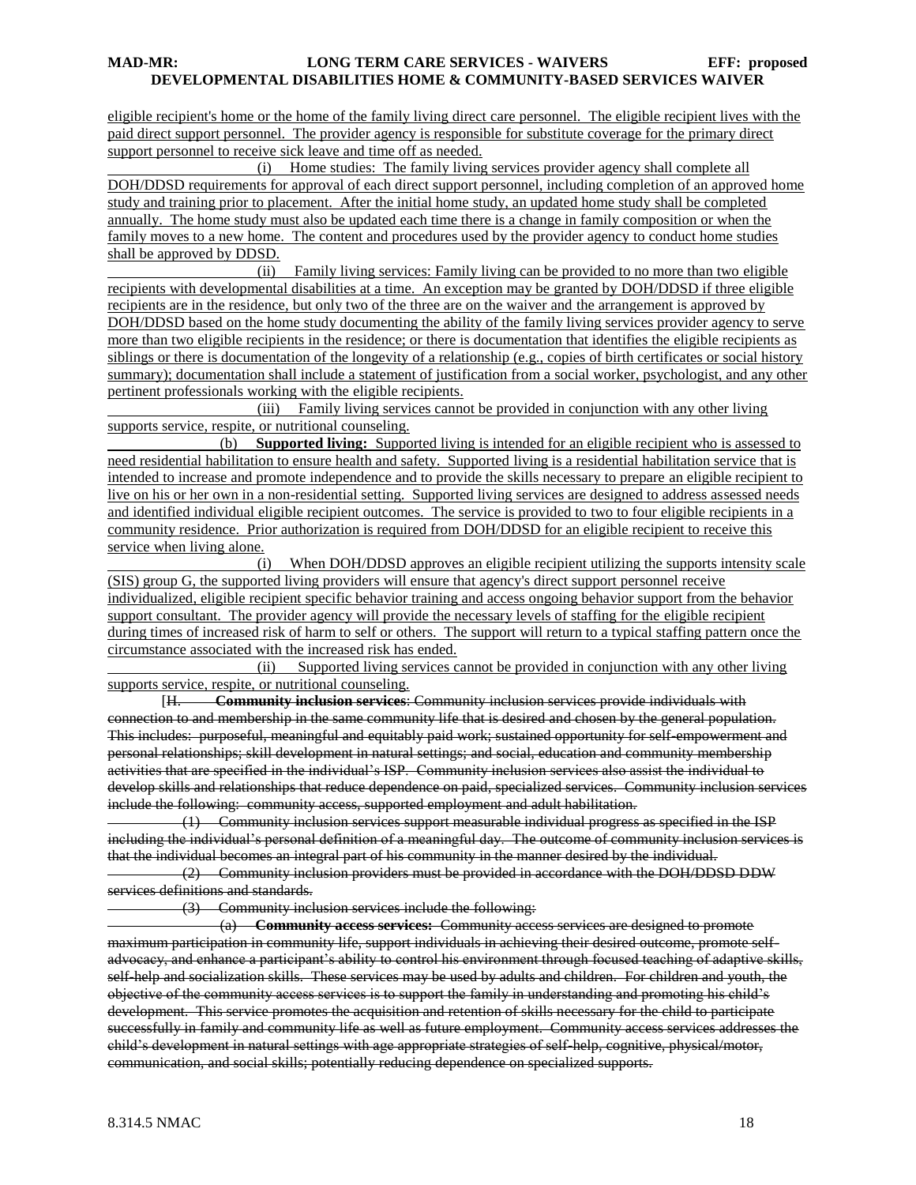eligible recipient's home or the home of the family living direct care personnel. The eligible recipient lives with the paid direct support personnel. The provider agency is responsible for substitute coverage for the primary direct support personnel to receive sick leave and time off as needed.

(i) Home studies: The family living services provider agency shall complete all DOH/DDSD requirements for approval of each direct support personnel, including completion of an approved home study and training prior to placement. After the initial home study, an updated home study shall be completed annually. The home study must also be updated each time there is a change in family composition or when the family moves to a new home. The content and procedures used by the provider agency to conduct home studies shall be approved by DDSD.

(ii) Family living services: Family living can be provided to no more than two eligible recipients with developmental disabilities at a time. An exception may be granted by DOH/DDSD if three eligible recipients are in the residence, but only two of the three are on the waiver and the arrangement is approved by DOH/DDSD based on the home study documenting the ability of the family living services provider agency to serve more than two eligible recipients in the residence; or there is documentation that identifies the eligible recipients as siblings or there is documentation of the longevity of a relationship (e.g., copies of birth certificates or social history summary); documentation shall include a statement of justification from a social worker, psychologist, and any other pertinent professionals working with the eligible recipients.

(iii) Family living services cannot be provided in conjunction with any other living supports service, respite, or nutritional counseling.

(b) **Supported living:** Supported living is intended for an eligible recipient who is assessed to need residential habilitation to ensure health and safety. Supported living is a residential habilitation service that is intended to increase and promote independence and to provide the skills necessary to prepare an eligible recipient to live on his or her own in a non-residential setting. Supported living services are designed to address assessed needs and identified individual eligible recipient outcomes. The service is provided to two to four eligible recipients in a community residence. Prior authorization is required from DOH/DDSD for an eligible recipient to receive this service when living alone.

(i) When DOH/DDSD approves an eligible recipient utilizing the supports intensity scale (SIS) group G, the supported living providers will ensure that agency's direct support personnel receive individualized, eligible recipient specific behavior training and access ongoing behavior support from the behavior support consultant. The provider agency will provide the necessary levels of staffing for the eligible recipient during times of increased risk of harm to self or others. The support will return to a typical staffing pattern once the circumstance associated with the increased risk has ended.

(ii) Supported living services cannot be provided in conjunction with any other living supports service, respite, or nutritional counseling.

[~~H. **Community inclusion services**: Community inclusion services provide individuals with connection to and membership in the same community life that is desired and chosen by the general population. This includes: purposeful, meaningful and equitably paid work; sustained opportunity for self-empowerment and personal relationships; skill development in natural settings; and social, education and community membership activities that are specified in the individual's ISP. Community inclusion services also assist the individual to develop skills and relationships that reduce dependence on paid, specialized services. Community inclusion services include the following: community access, supported employment and adult habilitation.~~

~~(1) Community inclusion services support measurable individual progress as specified in the ISP including the individual's personal definition of a meaningful day. The outcome of community inclusion services is that the individual becomes an integral part of his community in the manner desired by the individual.~~

~~(2) Community inclusion providers must be provided in accordance with the DOH/DDSD DDW services definitions and standards.~~

~~(3) Community inclusion services include the following:~~

~~(a) **Community access services:** Community access services are designed to promote maximum participation in community life, support individuals in achieving their desired outcome, promote self-advocacy, and enhance a participant's ability to control his environment through focused teaching of adaptive skills, self-help and socialization skills. These services may be used by adults and children. For children and youth, the objective of the community access services is to support the family in understanding and promoting his child's development. This service promotes the acquisition and retention of skills necessary for the child to participate successfully in family and community life as well as future employment. Community access services addresses the child's development in natural settings with age appropriate strategies of self-help, cognitive, physical/motor, communication, and social skills; potentially reducing dependence on specialized supports.~~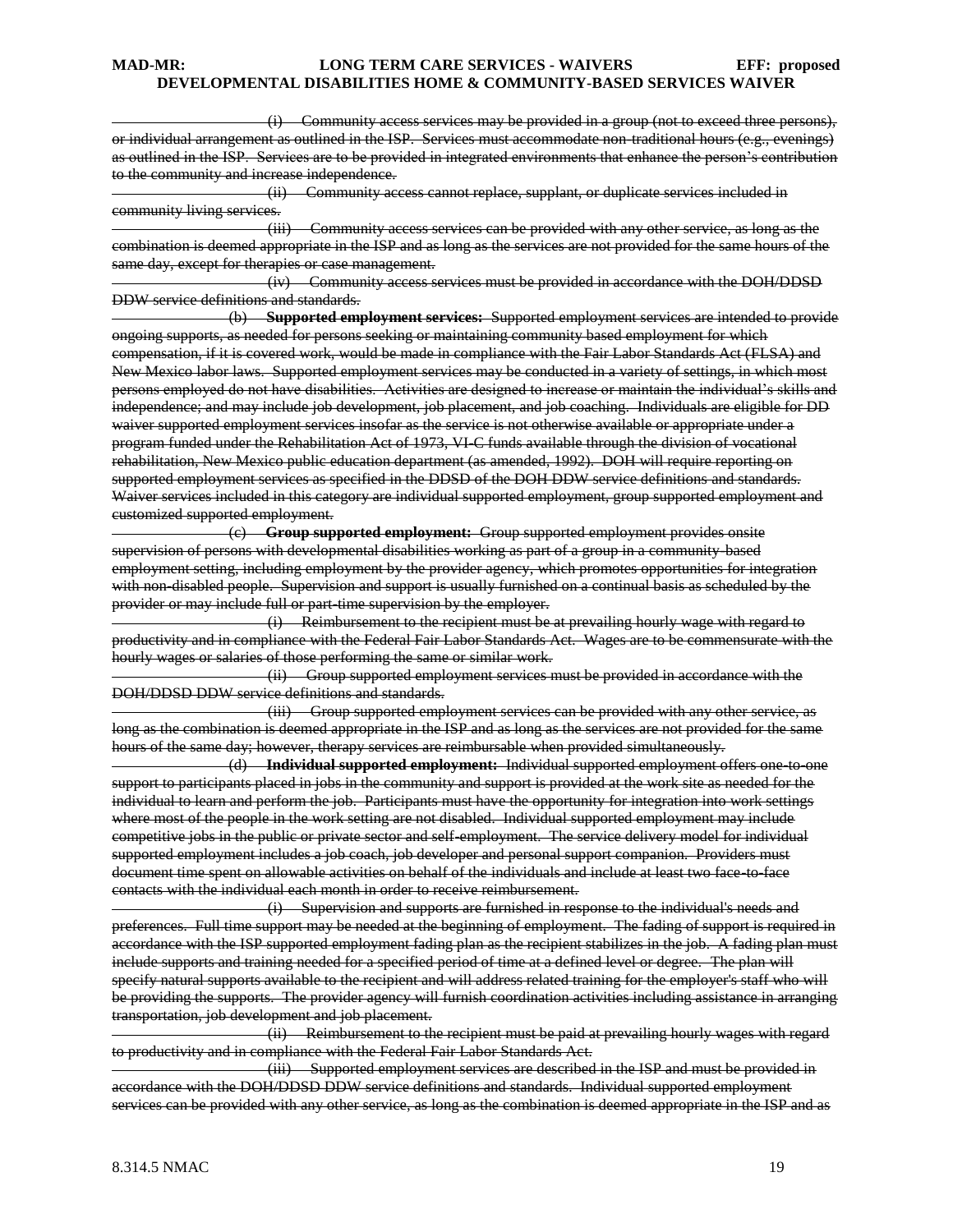~~(i) Community access services may be provided in a group (not to exceed three persons), or individual arrangement as outlined in the ISP. Services must accommodate non-traditional hours (e.g., evenings) as outlined in the ISP. Services are to be provided in integrated environments that enhance the person's contribution to the community and increase independence.~~

~~(ii) Community access cannot replace, supplant, or duplicate services included in community living services.~~

~~(iii) Community access services can be provided with any other service, as long as the combination is deemed appropriate in the ISP and as long as the services are not provided for the same hours of the same day, except for therapies or case management.~~

~~(iv) Community access services must be provided in accordance with the DOH/DDSD DDW service definitions and standards.~~

~~(b) **Supported employment services:** Supported employment services are intended to provide ongoing supports, as needed for persons seeking or maintaining community based employment for which compensation, if it is covered work, would be made in compliance with the Fair Labor Standards Act (FLSA) and New Mexico labor laws. Supported employment services may be conducted in a variety of settings, in which most persons employed do not have disabilities. Activities are designed to increase or maintain the individual's skills and independence; and may include job development, job placement, and job coaching. Individuals are eligible for DD waiver supported employment services insofar as the service is not otherwise available or appropriate under a program funded under the Rehabilitation Act of 1973, VI-C funds available through the division of vocational rehabilitation, New Mexico public education department (as amended, 1992). DOH will require reporting on supported employment services as specified in the DDSD of the DOH DDW service definitions and standards. Waiver services included in this category are individual supported employment, group supported employment and customized supported employment.~~

~~(c) **Group supported employment:** Group supported employment provides onsite supervision of persons with developmental disabilities working as part of a group in a community-based employment setting, including employment by the provider agency, which promotes opportunities for integration with non-disabled people. Supervision and support is usually furnished on a continual basis as scheduled by the provider or may include full or part-time supervision by the employer.~~

~~(i) Reimbursement to the recipient must be at prevailing hourly wage with regard to productivity and in compliance with the Federal Fair Labor Standards Act. Wages are to be commensurate with the hourly wages or salaries of those performing the same or similar work.~~

~~(ii) Group supported employment services must be provided in accordance with the DOH/DDSD DDW service definitions and standards.~~

~~(iii) Group supported employment services can be provided with any other service, as long as the combination is deemed appropriate in the ISP and as long as the services are not provided for the same hours of the same day; however, therapy services are reimbursable when provided simultaneously.~~

~~(d) **Individual supported employment:** Individual supported employment offers one-to-one support to participants placed in jobs in the community and support is provided at the work site as needed for the individual to learn and perform the job. Participants must have the opportunity for integration into work settings where most of the people in the work setting are not disabled. Individual supported employment may include competitive jobs in the public or private sector and self-employment. The service delivery model for individual supported employment includes a job coach, job developer and personal support companion. Providers must document time spent on allowable activities on behalf of the individuals and include at least two face-to-face contacts with the individual each month in order to receive reimbursement.~~

~~(i) Supervision and supports are furnished in response to the individual's needs and preferences. Full time support may be needed at the beginning of employment. The fading of support is required in accordance with the ISP supported employment fading plan as the recipient stabilizes in the job. A fading plan must include supports and training needed for a specified period of time at a defined level or degree. The plan will specify natural supports available to the recipient and will address related training for the employer's staff who will be providing the supports. The provider agency will furnish coordination activities including assistance in arranging transportation, job development and job placement.~~

~~(ii) Reimbursement to the recipient must be paid at prevailing hourly wages with regard to productivity and in compliance with the Federal Fair Labor Standards Act.~~

~~(iii) Supported employment services are described in the ISP and must be provided in accordance with the DOH/DDSD DDW service definitions and standards. Individual supported employment services can be provided with any other service, as long as the combination is deemed appropriate in the ISP and as~~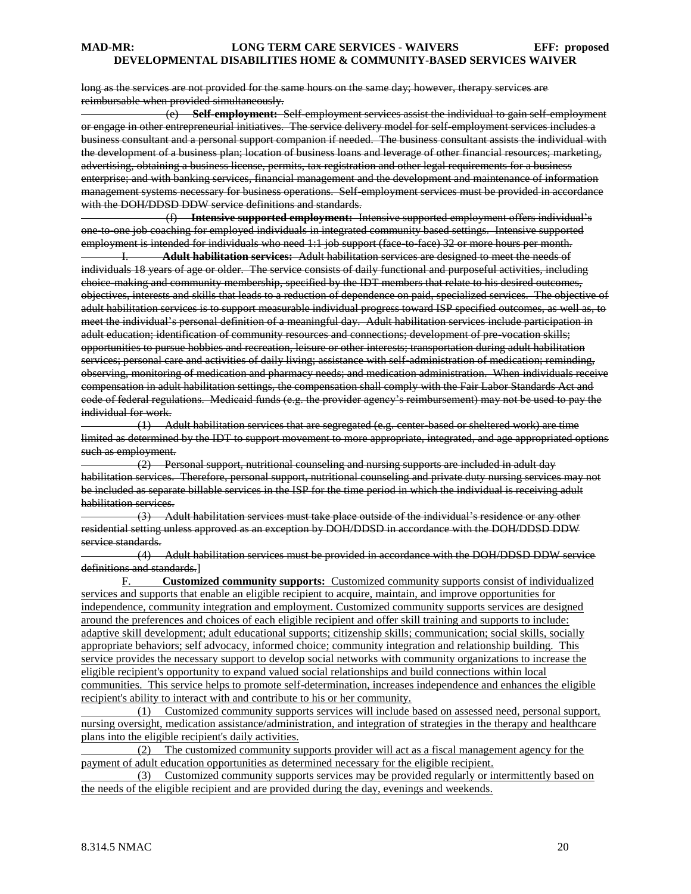long as the services are not provided for the same hours on the same day; however, therapy services are reimbursable when provided simultaneously.

(e) **Self-employment:** Self-employment services assist the individual to gain self-employment or engage in other entrepreneurial initiatives. The service delivery model for self-employment services includes a business consultant and a personal support companion if needed. The business consultant assists the individual with the development of a business plan; location of business loans and leverage of other financial resources; marketing, advertising, obtaining a business license, permits, tax registration and other legal requirements for a business enterprise; and with banking services, financial management and the development and maintenance of information management systems necessary for business operations. Self-employment services must be provided in accordance with the DOH/DDSD DDW service definitions and standards.

(f) **Intensive supported employment:** Intensive supported employment offers individual's one-to-one job coaching for employed individuals in integrated community based settings. Intensive supported employment is intended for individuals who need 1:1 job support (face-to-face) 32 or more hours per month.

I. **Adult habilitation services:** Adult habilitation services are designed to meet the needs of individuals 18 years of age or older. The service consists of daily functional and purposeful activities, including choice-making and community membership, specified by the IDT members that relate to his desired outcomes, objectives, interests and skills that leads to a reduction of dependence on paid, specialized services. The objective of adult habilitation services is to support measurable individual progress toward ISP specified outcomes, as well as, to meet the individual's personal definition of a meaningful day. Adult habilitation services include participation in adult education; identification of community resources and connections; development of pre-vocation skills; opportunities to pursue hobbies and recreation, leisure or other interests; transportation during adult habilitation services; personal care and activities of daily living; assistance with self-administration of medication; reminding, observing, monitoring of medication and pharmacy needs; and medication administration. When individuals receive compensation in adult habilitation settings, the compensation shall comply with the Fair Labor Standards Act and code of federal regulations. Medicaid funds (e.g. the provider agency's reimbursement) may not be used to pay the individual for work.

(1) Adult habilitation services that are segregated (e.g. center-based or sheltered work) are time limited as determined by the IDT to support movement to more appropriate, integrated, and age appropriated options such as employment.

(2) Personal support, nutritional counseling and nursing supports are included in adult day habilitation services. Therefore, personal support, nutritional counseling and private duty nursing services may not be included as separate billable services in the ISP for the time period in which the individual is receiving adult habilitation services.

(3) Adult habilitation services must take place outside of the individual's residence or any other residential setting unless approved as an exception by DOH/DDSD in accordance with the DOH/DDSD DDW service standards.

(4) Adult habilitation services must be provided in accordance with the DOH/DDSD DDW service definitions and standards.]

F. **Customized community supports:** Customized community supports consist of individualized services and supports that enable an eligible recipient to acquire, maintain, and improve opportunities for independence, community integration and employment. Customized community supports services are designed around the preferences and choices of each eligible recipient and offer skill training and supports to include: adaptive skill development; adult educational supports; citizenship skills; communication; social skills, socially appropriate behaviors; self advocacy, informed choice; community integration and relationship building. This service provides the necessary support to develop social networks with community organizations to increase the eligible recipient's opportunity to expand valued social relationships and build connections within local communities. This service helps to promote self-determination, increases independence and enhances the eligible recipient's ability to interact with and contribute to his or her community.

(1) Customized community supports services will include based on assessed need, personal support, nursing oversight, medication assistance/administration, and integration of strategies in the therapy and healthcare plans into the eligible recipient's daily activities.

(2) The customized community supports provider will act as a fiscal management agency for the payment of adult education opportunities as determined necessary for the eligible recipient.

(3) Customized community supports services may be provided regularly or intermittently based on the needs of the eligible recipient and are provided during the day, evenings and weekends.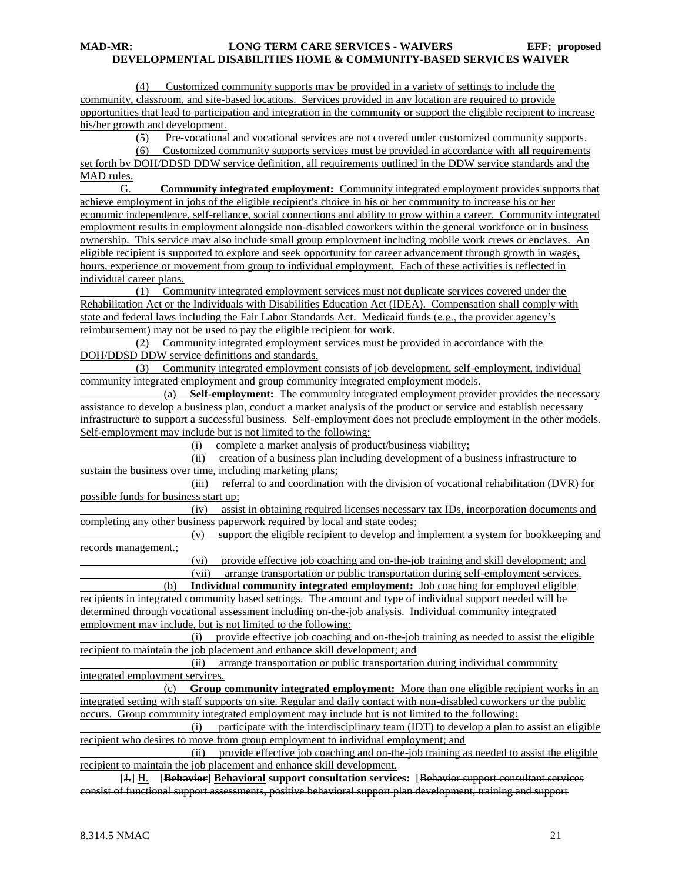(4) Customized community supports may be provided in a variety of settings to include the community, classroom, and site-based locations. Services provided in any location are required to provide opportunities that lead to participation and integration in the community or support the eligible recipient to increase his/her growth and development.

(5) Pre-vocational and vocational services are not covered under customized community supports.

(6) Customized community supports services must be provided in accordance with all requirements set forth by DOH/DDSD DDW service definition, all requirements outlined in the DDW service standards and the MAD rules.

G. **Community integrated employment:** Community integrated employment provides supports that achieve employment in jobs of the eligible recipient's choice in his or her community to increase his or her economic independence, self-reliance, social connections and ability to grow within a career. Community integrated employment results in employment alongside non-disabled coworkers within the general workforce or in business ownership. This service may also include small group employment including mobile work crews or enclaves. An eligible recipient is supported to explore and seek opportunity for career advancement through growth in wages, hours, experience or movement from group to individual employment. Each of these activities is reflected in individual career plans.

(1) Community integrated employment services must not duplicate services covered under the Rehabilitation Act or the Individuals with Disabilities Education Act (IDEA). Compensation shall comply with state and federal laws including the Fair Labor Standards Act. Medicaid funds (e.g., the provider agency's reimbursement) may not be used to pay the eligible recipient for work.

(2) Community integrated employment services must be provided in accordance with the DOH/DDSD DDW service definitions and standards.

(3) Community integrated employment consists of job development, self-employment, individual community integrated employment and group community integrated employment models.

(a) **Self-employment:** The community integrated employment provider provides the necessary assistance to develop a business plan, conduct a market analysis of the product or service and establish necessary infrastructure to support a successful business. Self-employment does not preclude employment in the other models. Self-employment may include but is not limited to the following:

(i) complete a market analysis of product/business viability;

(ii) creation of a business plan including development of a business infrastructure to sustain the business over time, including marketing plans;

(iii) referral to and coordination with the division of vocational rehabilitation (DVR) for possible funds for business start up;

(iv) assist in obtaining required licenses necessary tax IDs, incorporation documents and completing any other business paperwork required by local and state codes;

(v) support the eligible recipient to develop and implement a system for bookkeeping and records management.;

(vi) provide effective job coaching and on-the-job training and skill development; and

(vii) arrange transportation or public transportation during self-employment services.

(b) **Individual community integrated employment:** Job coaching for employed eligible recipients in integrated community based settings. The amount and type of individual support needed will be determined through vocational assessment including on-the-job analysis. Individual community integrated employment may include, but is not limited to the following:

(i) provide effective job coaching and on-the-job training as needed to assist the eligible recipient to maintain the job placement and enhance skill development; and

(ii) arrange transportation or public transportation during individual community integrated employment services.

(c) **Group community integrated employment:** More than one eligible recipient works in an integrated setting with staff supports on site. Regular and daily contact with non-disabled coworkers or the public occurs. Group community integrated employment may include but is not limited to the following:

(i) participate with the interdisciplinary team (IDT) to develop a plan to assist an eligible recipient who desires to move from group employment to individual employment; and

(ii) provide effective job coaching and on-the-job training as needed to assist the eligible recipient to maintain the job placement and enhance skill development.

[~~J.~~] H. [~~**Behavior**~~**]** **Behavioral support consultation services:** [~~Behavior support consultant services consist of functional support assessments, positive behavioral support plan development, training and support~~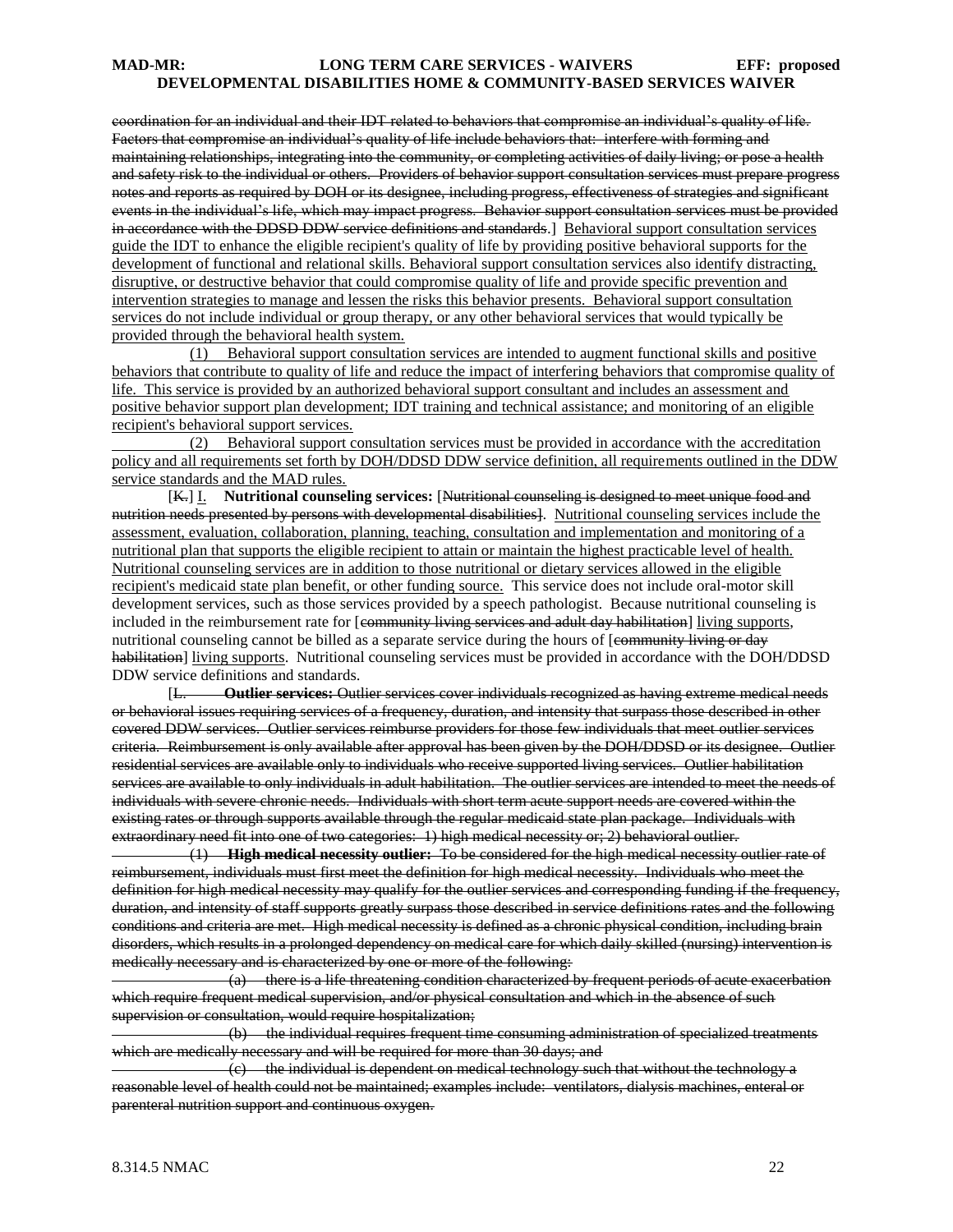coordination for an individual and their IDT related to behaviors that compromise an individual's quality of life. Factors that compromise an individual's quality of life include behaviors that: interfere with forming and maintaining relationships, integrating into the community, or completing activities of daily living; or pose a health and safety risk to the individual or others. Providers of behavior support consultation services must prepare progress notes and reports as required by DOH or its designee, including progress, effectiveness of strategies and significant events in the individual's life, which may impact progress. Behavior support consultation services must be provided in accordance with the DDSD DDW service definitions and standards.] Behavioral support consultation services guide the IDT to enhance the eligible recipient's quality of life by providing positive behavioral supports for the development of functional and relational skills. Behavioral support consultation services also identify distracting, disruptive, or destructive behavior that could compromise quality of life and provide specific prevention and intervention strategies to manage and lessen the risks this behavior presents. Behavioral support consultation services do not include individual or group therapy, or any other behavioral services that would typically be provided through the behavioral health system.

(1) Behavioral support consultation services are intended to augment functional skills and positive behaviors that contribute to quality of life and reduce the impact of interfering behaviors that compromise quality of life. This service is provided by an authorized behavioral support consultant and includes an assessment and positive behavior support plan development; IDT training and technical assistance; and monitoring of an eligible recipient's behavioral support services.

(2) Behavioral support consultation services must be provided in accordance with the accreditation policy and all requirements set forth by DOH/DDSD DDW service definition, all requirements outlined in the DDW service standards and the MAD rules.

[K.] I. **Nutritional counseling services:** [Nutritional counseling is designed to meet unique food and nutrition needs presented by persons with developmental disabilities]. Nutritional counseling services include the assessment, evaluation, collaboration, planning, teaching, consultation and implementation and monitoring of a nutritional plan that supports the eligible recipient to attain or maintain the highest practicable level of health. Nutritional counseling services are in addition to those nutritional or dietary services allowed in the eligible recipient's medicaid state plan benefit, or other funding source. This service does not include oral-motor skill development services, such as those services provided by a speech pathologist. Because nutritional counseling is included in the reimbursement rate for [community living services and adult day habilitation] living supports, nutritional counseling cannot be billed as a separate service during the hours of [community living or day habilitation] living supports. Nutritional counseling services must be provided in accordance with the DOH/DDSD DDW service definitions and standards.

[L. **Outlier services:** Outlier services cover individuals recognized as having extreme medical needs or behavioral issues requiring services of a frequency, duration, and intensity that surpass those described in other covered DDW services. Outlier services reimburse providers for those few individuals that meet outlier services criteria. Reimbursement is only available after approval has been given by the DOH/DDSD or its designee. Outlier residential services are available only to individuals who receive supported living services. Outlier habilitation services are available to only individuals in adult habilitation. The outlier services are intended to meet the needs of individuals with severe chronic needs. Individuals with short term acute support needs are covered within the existing rates or through supports available through the regular medicaid state plan package. Individuals with extraordinary need fit into one of two categories: 1) high medical necessity or; 2) behavioral outlier.

(1) **High medical necessity outlier:** To be considered for the high medical necessity outlier rate of reimbursement, individuals must first meet the definition for high medical necessity. Individuals who meet the definition for high medical necessity may qualify for the outlier services and corresponding funding if the frequency, duration, and intensity of staff supports greatly surpass those described in service definitions rates and the following conditions and criteria are met. High medical necessity is defined as a chronic physical condition, including brain disorders, which results in a prolonged dependency on medical care for which daily skilled (nursing) intervention is medically necessary and is characterized by one or more of the following:

(a) there is a life threatening condition characterized by frequent periods of acute exacerbation which require frequent medical supervision, and/or physical consultation and which in the absence of such supervision or consultation, would require hospitalization;

(b) the individual requires frequent time consuming administration of specialized treatments which are medically necessary and will be required for more than 30 days; and

(c) the individual is dependent on medical technology such that without the technology a reasonable level of health could not be maintained; examples include: ventilators, dialysis machines, enteral or parenteral nutrition support and continuous oxygen.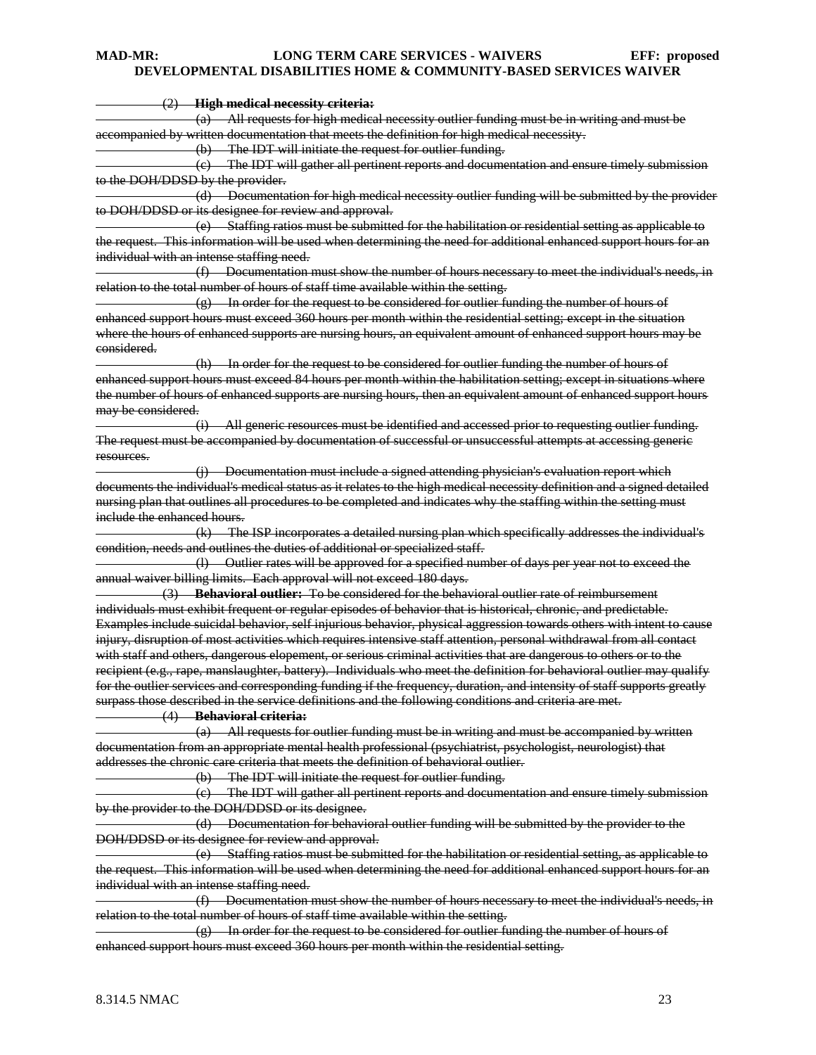~~(2) **High medical necessity criteria:**~~

~~(a) All requests for high medical necessity outlier funding must be in writing and must be accompanied by written documentation that meets the definition for high medical necessity.~~

~~(b) The IDT will initiate the request for outlier funding.~~

~~(c) The IDT will gather all pertinent reports and documentation and ensure timely submission to the DOH/DDSD by the provider.~~

~~(d) Documentation for high medical necessity outlier funding will be submitted by the provider to DOH/DDSD or its designee for review and approval.~~

~~(e) Staffing ratios must be submitted for the habilitation or residential setting as applicable to the request. This information will be used when determining the need for additional enhanced support hours for an individual with an intense staffing need.~~

~~(f) Documentation must show the number of hours necessary to meet the individual's needs, in relation to the total number of hours of staff time available within the setting.~~

~~(g) In order for the request to be considered for outlier funding the number of hours of enhanced support hours must exceed 360 hours per month within the residential setting; except in the situation where the hours of enhanced supports are nursing hours, an equivalent amount of enhanced support hours may be considered.~~

~~(h) In order for the request to be considered for outlier funding the number of hours of enhanced support hours must exceed 84 hours per month within the habilitation setting; except in situations where the number of hours of enhanced supports are nursing hours, then an equivalent amount of enhanced support hours may be considered.~~

~~(i) All generic resources must be identified and accessed prior to requesting outlier funding. The request must be accompanied by documentation of successful or unsuccessful attempts at accessing generic resources.~~

~~(j) Documentation must include a signed attending physician's evaluation report which documents the individual's medical status as it relates to the high medical necessity definition and a signed detailed nursing plan that outlines all procedures to be completed and indicates why the staffing within the setting must include the enhanced hours.~~

~~(k) The ISP incorporates a detailed nursing plan which specifically addresses the individual's condition, needs and outlines the duties of additional or specialized staff.~~

~~(l) Outlier rates will be approved for a specified number of days per year not to exceed the annual waiver billing limits. Each approval will not exceed 180 days.~~

~~(3) **Behavioral outlier:** To be considered for the behavioral outlier rate of reimbursement individuals must exhibit frequent or regular episodes of behavior that is historical, chronic, and predictable. Examples include suicidal behavior, self injurious behavior, physical aggression towards others with intent to cause injury, disruption of most activities which requires intensive staff attention, personal withdrawal from all contact with staff and others, dangerous elopement, or serious criminal activities that are dangerous to others or to the recipient (e.g., rape, manslaughter, battery). Individuals who meet the definition for behavioral outlier may qualify for the outlier services and corresponding funding if the frequency, duration, and intensity of staff supports greatly surpass those described in the service definitions and the following conditions and criteria are met.~~

~~(4) **Behavioral criteria:**~~

~~(a) All requests for outlier funding must be in writing and must be accompanied by written documentation from an appropriate mental health professional (psychiatrist, psychologist, neurologist) that addresses the chronic care criteria that meets the definition of behavioral outlier.~~

~~(b) The IDT will initiate the request for outlier funding.~~

~~(c) The IDT will gather all pertinent reports and documentation and ensure timely submission by the provider to the DOH/DDSD or its designee.~~

~~(d) Documentation for behavioral outlier funding will be submitted by the provider to the DOH/DDSD or its designee for review and approval.~~

~~(e) Staffing ratios must be submitted for the habilitation or residential setting, as applicable to the request. This information will be used when determining the need for additional enhanced support hours for an individual with an intense staffing need.~~

~~(f) Documentation must show the number of hours necessary to meet the individual's needs, in relation to the total number of hours of staff time available within the setting.~~

~~(g) In order for the request to be considered for outlier funding the number of hours of enhanced support hours must exceed 360 hours per month within the residential setting.~~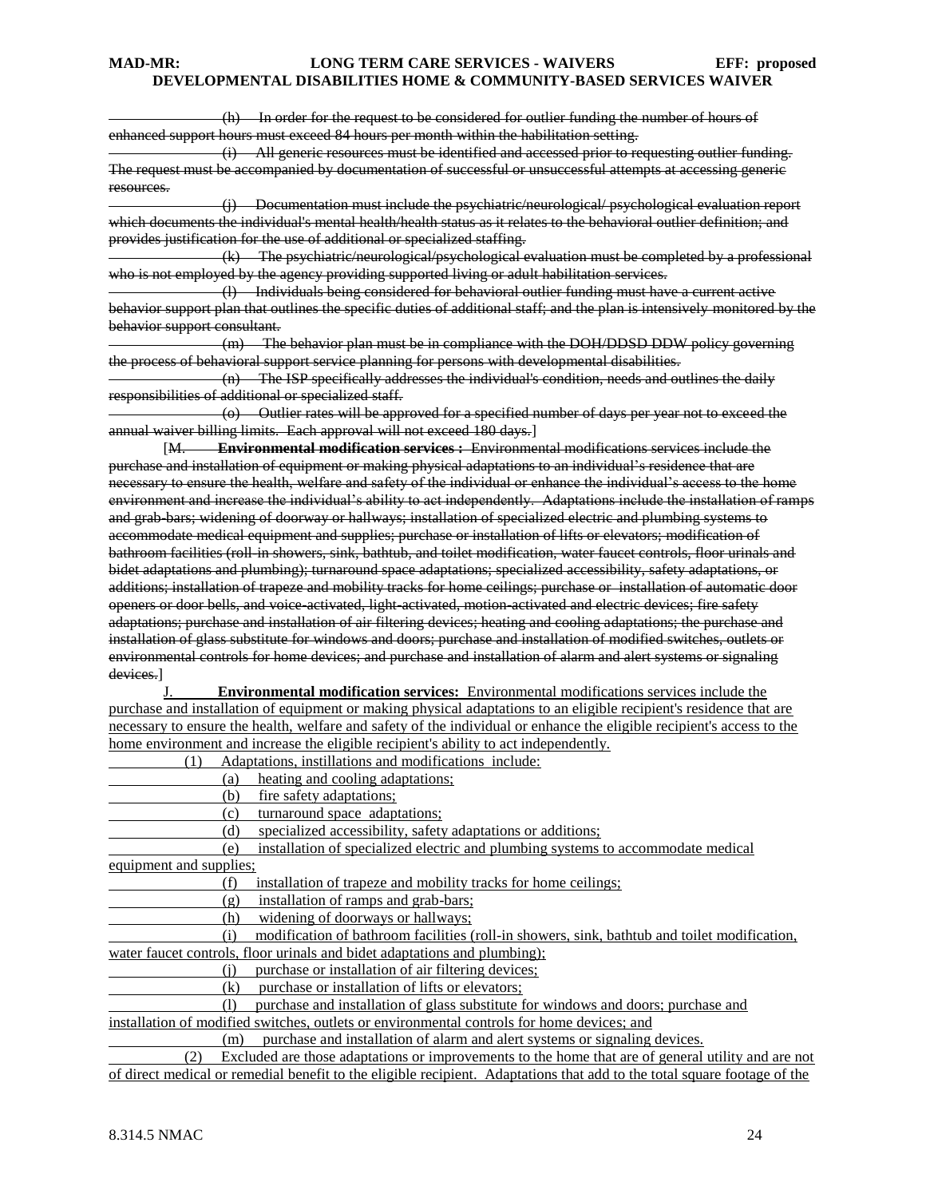~~(h) In order for the request to be considered for outlier funding the number of hours of enhanced support hours must exceed 84 hours per month within the habilitation setting.~~

~~(i) All generic resources must be identified and accessed prior to requesting outlier funding. The request must be accompanied by documentation of successful or unsuccessful attempts at accessing generic resources.~~

~~(j) Documentation must include the psychiatric/neurological/ psychological evaluation report which documents the individual's mental health/health status as it relates to the behavioral outlier definition; and provides justification for the use of additional or specialized staffing.~~

~~(k) The psychiatric/neurological/psychological evaluation must be completed by a professional who is not employed by the agency providing supported living or adult habilitation services.~~

~~(l) Individuals being considered for behavioral outlier funding must have a current active behavior support plan that outlines the specific duties of additional staff; and the plan is intensively monitored by the behavior support consultant.~~

~~(m) The behavior plan must be in compliance with the DOH/DDSD DDW policy governing the process of behavioral support service planning for persons with developmental disabilities.~~

~~(n) The ISP specifically addresses the individual's condition, needs and outlines the daily responsibilities of additional or specialized staff.~~

~~(o) Outlier rates will be approved for a specified number of days per year not to exceed the annual waiver billing limits. Each approval will not exceed 180 days.~~]

[~~M. **Environmental modification services :** Environmental modifications services include the purchase and installation of equipment or making physical adaptations to an individual's residence that are necessary to ensure the health, welfare and safety of the individual or enhance the individual's access to the home environment and increase the individual's ability to act independently. Adaptations include the installation of ramps and grab-bars; widening of doorway or hallways; installation of specialized electric and plumbing systems to accommodate medical equipment and supplies; purchase or installation of lifts or elevators; modification of bathroom facilities (roll-in showers, sink, bathtub, and toilet modification, water faucet controls, floor urinals and bidet adaptations and plumbing); turnaround space adaptations; specialized accessibility, safety adaptations, or additions; installation of trapeze and mobility tracks for home ceilings; purchase or installation of automatic door openers or door bells, and voice-activated, light-activated, motion-activated and electric devices; fire safety adaptations; purchase and installation of air filtering devices; heating and cooling adaptations; the purchase and installation of glass substitute for windows and doors; purchase and installation of modified switches, outlets or environmental controls for home devices; and purchase and installation of alarm and alert systems or signaling devices.~~]

<u>J. **Environmental modification services:** Environmental modifications services include the purchase and installation of equipment or making physical adaptations to an eligible recipient's residence that are necessary to ensure the health, welfare and safety of the individual or enhance the eligible recipient's access to the home environment and increase the eligible recipient's ability to act independently.</u>

<u>(1) Adaptations, instillations and modifications include:</u>

<u>(a) heating and cooling adaptations;</u>

<u>(b) fire safety adaptations;</u>

<u>(c) turnaround space adaptations;</u>

<u>(d) specialized accessibility, safety adaptations or additions;</u>

<u>(e) installation of specialized electric and plumbing systems to accommodate medical equipment and supplies;</u>

<u>(f) installation of trapeze and mobility tracks for home ceilings;</u>

<u>(g) installation of ramps and grab-bars;</u>

<u>(h) widening of doorways or hallways;</u>

<u>(i) modification of bathroom facilities (roll-in showers, sink, bathtub and toilet modification, water faucet controls, floor urinals and bidet adaptations and plumbing);</u>

<u>(j) purchase or installation of air filtering devices;</u>

<u>(k) purchase or installation of lifts or elevators;</u>

<u>(l) purchase and installation of glass substitute for windows and doors; purchase and installation of modified switches, outlets or environmental controls for home devices; and</u>

<u>(m) purchase and installation of alarm and alert systems or signaling devices.</u>

<u>(2) Excluded are those adaptations or improvements to the home that are of general utility and are not of direct medical or remedial benefit to the eligible recipient. Adaptations that add to the total square footage of the</u>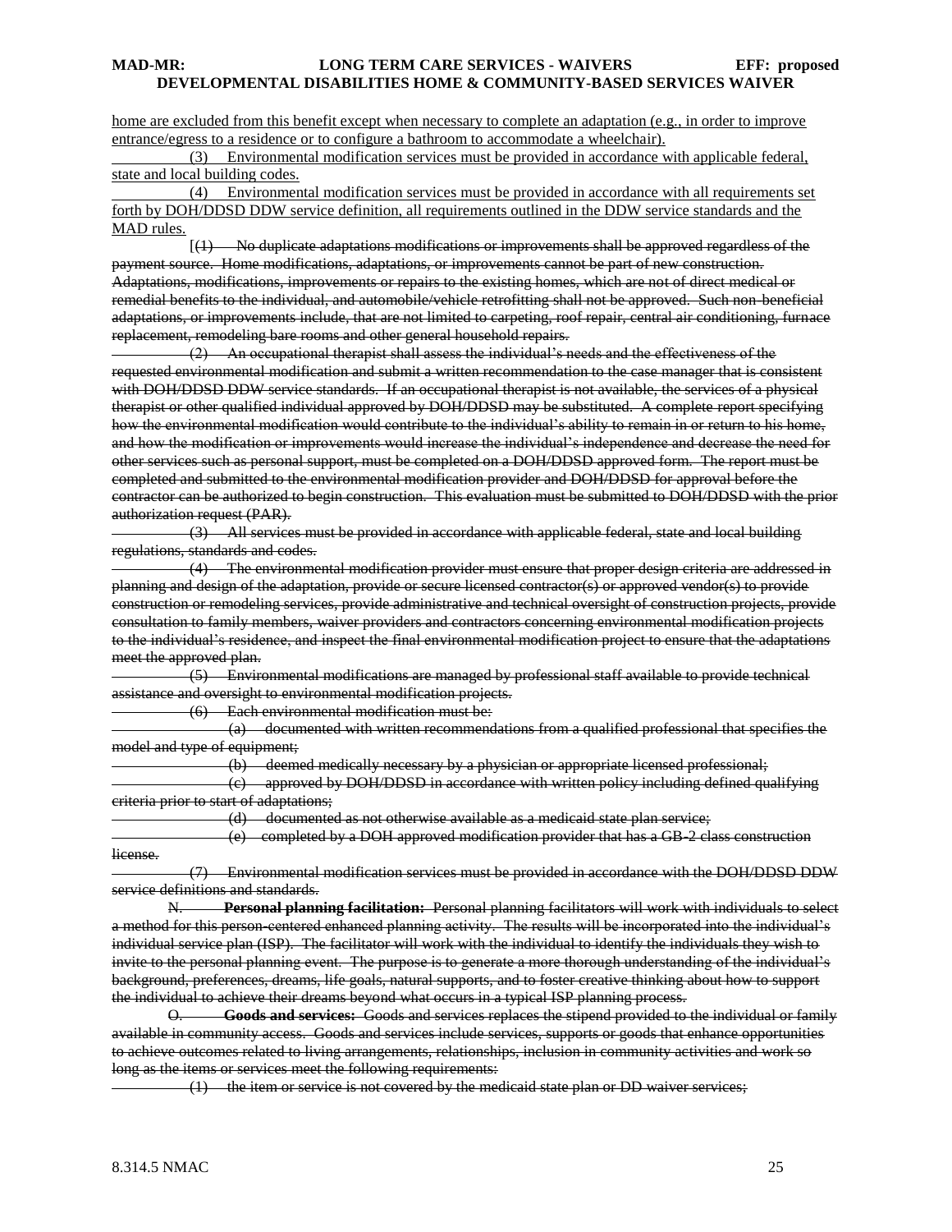home are excluded from this benefit except when necessary to complete an adaptation (e.g., in order to improve entrance/egress to a residence or to configure a bathroom to accommodate a wheelchair).

(3) Environmental modification services must be provided in accordance with applicable federal, state and local building codes.

(4) Environmental modification services must be provided in accordance with all requirements set forth by DOH/DDSD DDW service definition, all requirements outlined in the DDW service standards and the MAD rules.

[~~(1) No duplicate adaptations modifications or improvements shall be approved regardless of the payment source. Home modifications, adaptations, or improvements cannot be part of new construction. Adaptations, modifications, improvements or repairs to the existing homes, which are not of direct medical or remedial benefits to the individual, and automobile/vehicle retrofitting shall not be approved. Such non-beneficial adaptations, or improvements include, that are not limited to carpeting, roof repair, central air conditioning, furnace replacement, remodeling bare rooms and other general household repairs.~~

~~(2) An occupational therapist shall assess the individual's needs and the effectiveness of the requested environmental modification and submit a written recommendation to the case manager that is consistent with DOH/DDSD DDW service standards. If an occupational therapist is not available, the services of a physical therapist or other qualified individual approved by DOH/DDSD may be substituted. A complete report specifying how the environmental modification would contribute to the individual's ability to remain in or return to his home, and how the modification or improvements would increase the individual's independence and decrease the need for other services such as personal support, must be completed on a DOH/DDSD approved form. The report must be completed and submitted to the environmental modification provider and DOH/DDSD for approval before the contractor can be authorized to begin construction. This evaluation must be submitted to DOH/DDSD with the prior authorization request (PAR).~~

~~(3) All services must be provided in accordance with applicable federal, state and local building regulations, standards and codes.~~

~~(4) The environmental modification provider must ensure that proper design criteria are addressed in planning and design of the adaptation, provide or secure licensed contractor(s) or approved vendor(s) to provide construction or remodeling services, provide administrative and technical oversight of construction projects, provide consultation to family members, waiver providers and contractors concerning environmental modification projects to the individual's residence, and inspect the final environmental modification project to ensure that the adaptations meet the approved plan.~~

~~(5) Environmental modifications are managed by professional staff available to provide technical assistance and oversight to environmental modification projects.~~

~~(6) Each environmental modification must be:~~

~~(a) documented with written recommendations from a qualified professional that specifies the model and type of equipment;~~

~~(b) deemed medically necessary by a physician or appropriate licensed professional;~~

~~(c) approved by DOH/DDSD in accordance with written policy including defined qualifying criteria prior to start of adaptations;~~

~~(d) documented as not otherwise available as a medicaid state plan service;~~

~~(e) completed by a DOH approved modification provider that has a GB-2 class construction license.~~

~~(7) Environmental modification services must be provided in accordance with the DOH/DDSD DDW service definitions and standards.~~

~~N. **Personal planning facilitation:** Personal planning facilitators will work with individuals to select a method for this person-centered enhanced planning activity. The results will be incorporated into the individual's individual service plan (ISP). The facilitator will work with the individual to identify the individuals they wish to invite to the personal planning event. The purpose is to generate a more thorough understanding of the individual's background, preferences, dreams, life goals, natural supports, and to foster creative thinking about how to support the individual to achieve their dreams beyond what occurs in a typical ISP planning process.~~

~~O. **Goods and services:** Goods and services replaces the stipend provided to the individual or family available in community access. Goods and services include services, supports or goods that enhance opportunities to achieve outcomes related to living arrangements, relationships, inclusion in community activities and work so long as the items or services meet the following requirements:~~

~~(1) the item or service is not covered by the medicaid state plan or DD waiver services;~~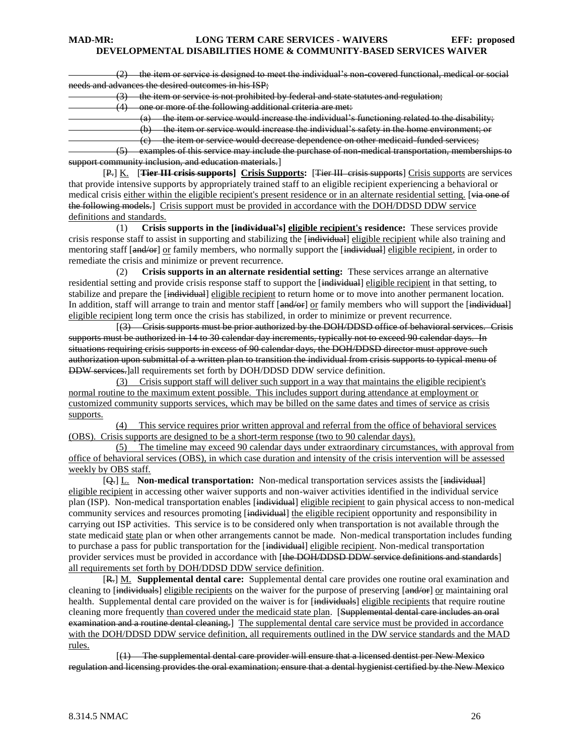~~(2) the item or service is designed to meet the individual's non-covered functional, medical or social needs and advances the desired outcomes in his ISP;~~

~~(3) the item or service is not prohibited by federal and state statutes and regulation;~~

~~(4) one or more of the following additional criteria are met:~~

~~(a) the item or service would increase the individual's functioning related to the disability;~~

~~(b) the item or service would increase the individual's safety in the home environment; or~~

~~(c) the item or service would decrease dependence on other medicaid-funded services;~~

~~(5) examples of this service may include the purchase of non-medical transportation, memberships to support community inclusion, and education materials.~~]

[~~P.~~] K. [**~~Tier III crisis supports~~**] **Crisis Supports:** [~~Tier III crisis supports~~] Crisis supports are services that provide intensive supports by appropriately trained staff to an eligible recipient experiencing a behavioral or medical crisis either within the eligible recipient's present residence or in an alternate residential setting. [~~via one of the following models.~~] Crisis support must be provided in accordance with the DOH/DDSD DDW service definitions and standards.

(1) **Crisis supports in the [~~individual's~~] eligible recipient's residence:** These services provide crisis response staff to assist in supporting and stabilizing the [~~individual~~] eligible recipient while also training and mentoring staff [~~and/or~~] or family members, who normally support the [~~individual~~] eligible recipient, in order to remediate the crisis and minimize or prevent recurrence.

(2) **Crisis supports in an alternate residential setting:** These services arrange an alternative residential setting and provide crisis response staff to support the [~~individual~~] eligible recipient in that setting, to stabilize and prepare the [~~individual~~] eligible recipient to return home or to move into another permanent location. In addition, staff will arrange to train and mentor staff [~~and/or~~] or family members who will support the [~~individual~~] eligible recipient long term once the crisis has stabilized, in order to minimize or prevent recurrence.

[~~(3) Crisis supports must be prior authorized by the DOH/DDSD office of behavioral services. Crisis supports must be authorized in 14 to 30 calendar day increments, typically not to exceed 90 calendar days. In situations requiring crisis supports in excess of 90 calendar days, the DOH/DDSD director must approve such authorization upon submittal of a written plan to transition the individual from crisis supports to typical menu of DDW services.~~]all requirements set forth by DOH/DDSD DDW service definition.

(3) Crisis support staff will deliver such support in a way that maintains the eligible recipient's normal routine to the maximum extent possible. This includes support during attendance at employment or customized community supports services, which may be billed on the same dates and times of service as crisis supports.

(4) This service requires prior written approval and referral from the office of behavioral services (OBS). Crisis supports are designed to be a short-term response (two to 90 calendar days).

(5) The timeline may exceed 90 calendar days under extraordinary circumstances, with approval from office of behavioral services (OBS), in which case duration and intensity of the crisis intervention will be assessed weekly by OBS staff.

[~~Q.~~] L. **Non-medical transportation:** Non-medical transportation services assists the [~~individual~~] eligible recipient in accessing other waiver supports and non-waiver activities identified in the individual service plan (ISP). Non-medical transportation enables [~~individual~~] eligible recipient to gain physical access to non-medical community services and resources promoting [~~individual~~] the eligible recipient opportunity and responsibility in carrying out ISP activities. This service is to be considered only when transportation is not available through the state medicaid state plan or when other arrangements cannot be made. Non-medical transportation includes funding to purchase a pass for public transportation for the [~~individual~~] eligible recipient. Non-medical transportation provider services must be provided in accordance with [~~the DOH/DDSD DDW service definitions and standards~~] all requirements set forth by DOH/DDSD DDW service definition.

[~~R.~~] M. **Supplemental dental care:** Supplemental dental care provides one routine oral examination and cleaning to [~~individuals~~] eligible recipients on the waiver for the purpose of preserving [~~and/or~~] or maintaining oral health. Supplemental dental care provided on the waiver is for [~~individuals~~] eligible recipients that require routine cleaning more frequently than covered under the medicaid state plan. [~~Supplemental dental care includes an oral examination and a routine dental cleaning.~~] The supplemental dental care service must be provided in accordance with the DOH/DDSD DDW service definition, all requirements outlined in the DW service standards and the MAD rules.

[~~(1) The supplemental dental care provider will ensure that a licensed dentist per New Mexico regulation and licensing provides the oral examination; ensure that a dental hygienist certified by the New Mexico~~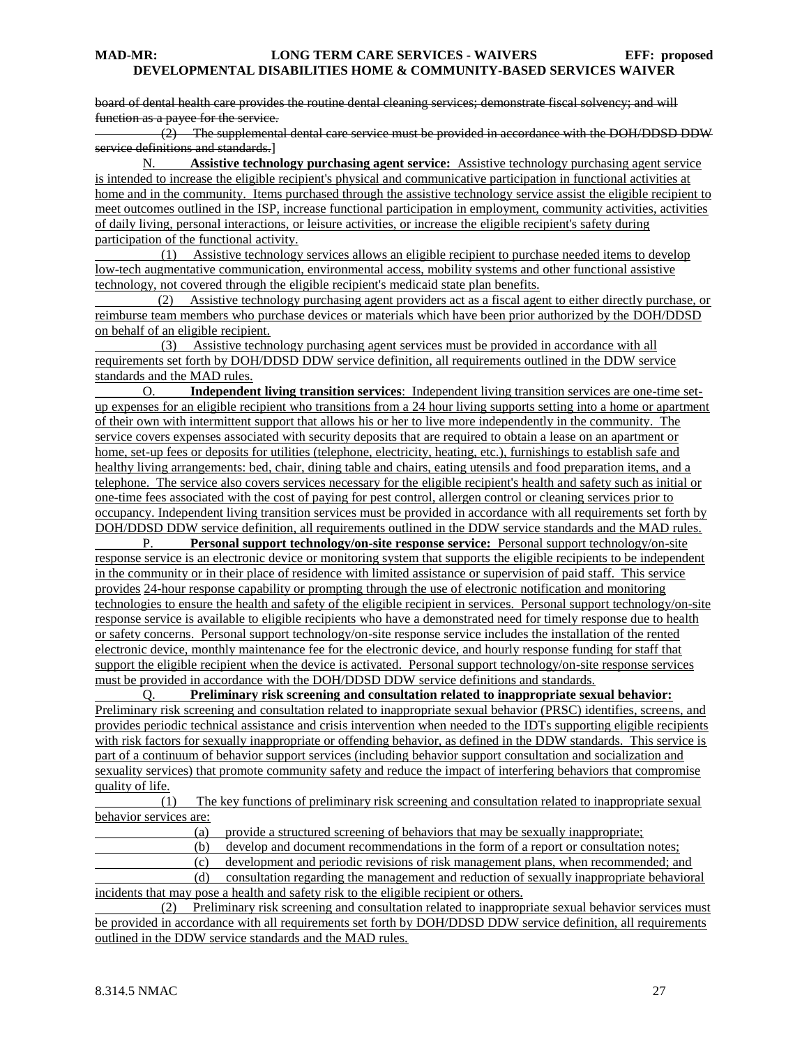board of dental health care provides the routine dental cleaning services; demonstrate fiscal solvency; and will function as a payee for the service.

(2) The supplemental dental care service must be provided in accordance with the DOH/DDSD DDW service definitions and standards.]

N. **Assistive technology purchasing agent service:** Assistive technology purchasing agent service is intended to increase the eligible recipient's physical and communicative participation in functional activities at home and in the community. Items purchased through the assistive technology service assist the eligible recipient to meet outcomes outlined in the ISP, increase functional participation in employment, community activities, activities of daily living, personal interactions, or leisure activities, or increase the eligible recipient's safety during participation of the functional activity.

(1) Assistive technology services allows an eligible recipient to purchase needed items to develop low-tech augmentative communication, environmental access, mobility systems and other functional assistive technology, not covered through the eligible recipient's medicaid state plan benefits.

(2) Assistive technology purchasing agent providers act as a fiscal agent to either directly purchase, or reimburse team members who purchase devices or materials which have been prior authorized by the DOH/DDSD on behalf of an eligible recipient.

(3) Assistive technology purchasing agent services must be provided in accordance with all requirements set forth by DOH/DDSD DDW service definition, all requirements outlined in the DDW service standards and the MAD rules.

O. **Independent living transition services**: Independent living transition services are one-time set-up expenses for an eligible recipient who transitions from a 24 hour living supports setting into a home or apartment of their own with intermittent support that allows his or her to live more independently in the community. The service covers expenses associated with security deposits that are required to obtain a lease on an apartment or home, set-up fees or deposits for utilities (telephone, electricity, heating, etc.), furnishings to establish safe and healthy living arrangements: bed, chair, dining table and chairs, eating utensils and food preparation items, and a telephone. The service also covers services necessary for the eligible recipient's health and safety such as initial or one-time fees associated with the cost of paying for pest control, allergen control or cleaning services prior to occupancy. Independent living transition services must be provided in accordance with all requirements set forth by DOH/DDSD DDW service definition, all requirements outlined in the DDW service standards and the MAD rules.

P. **Personal support technology/on-site response service:** Personal support technology/on-site response service is an electronic device or monitoring system that supports the eligible recipients to be independent in the community or in their place of residence with limited assistance or supervision of paid staff. This service provides 24-hour response capability or prompting through the use of electronic notification and monitoring technologies to ensure the health and safety of the eligible recipient in services. Personal support technology/on-site response service is available to eligible recipients who have a demonstrated need for timely response due to health or safety concerns. Personal support technology/on-site response service includes the installation of the rented electronic device, monthly maintenance fee for the electronic device, and hourly response funding for staff that support the eligible recipient when the device is activated. Personal support technology/on-site response services must be provided in accordance with the DOH/DDSD DDW service definitions and standards.

Q. **Preliminary risk screening and consultation related to inappropriate sexual behavior:** Preliminary risk screening and consultation related to inappropriate sexual behavior (PRSC) identifies, screens, and provides periodic technical assistance and crisis intervention when needed to the IDTs supporting eligible recipients with risk factors for sexually inappropriate or offending behavior, as defined in the DDW standards. This service is part of a continuum of behavior support services (including behavior support consultation and socialization and sexuality services) that promote community safety and reduce the impact of interfering behaviors that compromise quality of life.

(1) The key functions of preliminary risk screening and consultation related to inappropriate sexual behavior services are:

(a) provide a structured screening of behaviors that may be sexually inappropriate;

(b) develop and document recommendations in the form of a report or consultation notes;

(c) development and periodic revisions of risk management plans, when recommended; and

(d) consultation regarding the management and reduction of sexually inappropriate behavioral incidents that may pose a health and safety risk to the eligible recipient or others.

(2) Preliminary risk screening and consultation related to inappropriate sexual behavior services must be provided in accordance with all requirements set forth by DOH/DDSD DDW service definition, all requirements outlined in the DDW service standards and the MAD rules.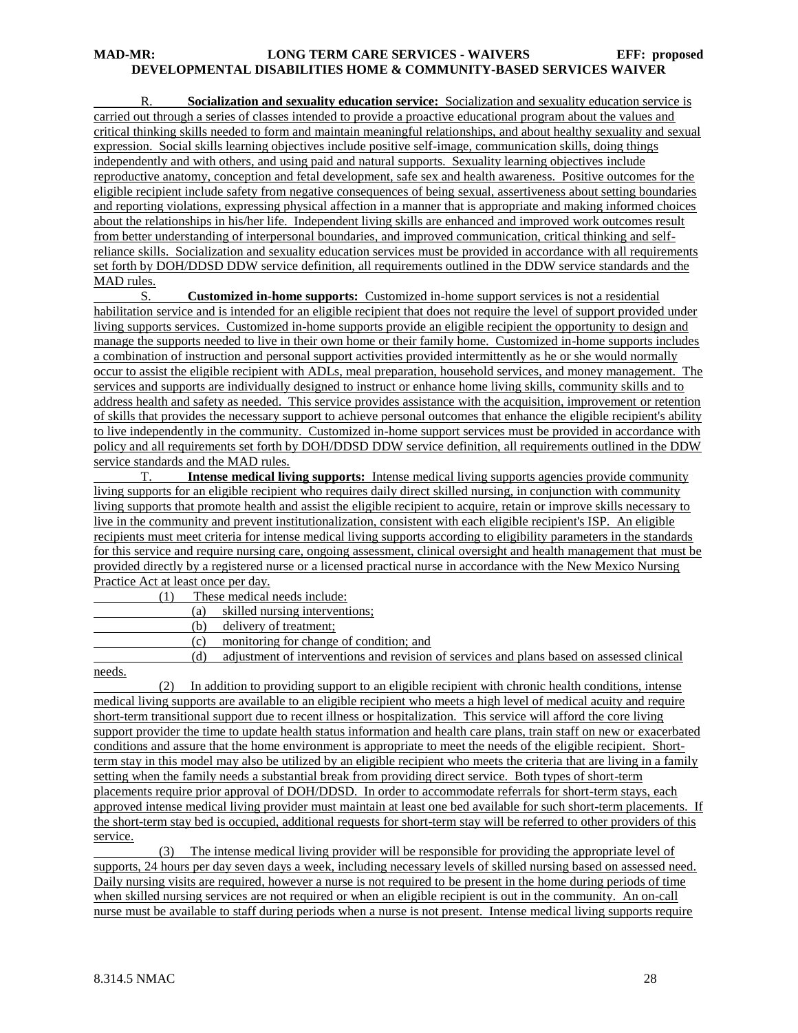R. **Socialization and sexuality education service:** Socialization and sexuality education service is carried out through a series of classes intended to provide a proactive educational program about the values and critical thinking skills needed to form and maintain meaningful relationships, and about healthy sexuality and sexual expression. Social skills learning objectives include positive self-image, communication skills, doing things independently and with others, and using paid and natural supports. Sexuality learning objectives include reproductive anatomy, conception and fetal development, safe sex and health awareness. Positive outcomes for the eligible recipient include safety from negative consequences of being sexual, assertiveness about setting boundaries and reporting violations, expressing physical affection in a manner that is appropriate and making informed choices about the relationships in his/her life. Independent living skills are enhanced and improved work outcomes result from better understanding of interpersonal boundaries, and improved communication, critical thinking and self-reliance skills. Socialization and sexuality education services must be provided in accordance with all requirements set forth by DOH/DDSD DDW service definition, all requirements outlined in the DDW service standards and the MAD rules.

S. **Customized in-home supports:** Customized in-home support services is not a residential habilitation service and is intended for an eligible recipient that does not require the level of support provided under living supports services. Customized in-home supports provide an eligible recipient the opportunity to design and manage the supports needed to live in their own home or their family home. Customized in-home supports includes a combination of instruction and personal support activities provided intermittently as he or she would normally occur to assist the eligible recipient with ADLs, meal preparation, household services, and money management. The services and supports are individually designed to instruct or enhance home living skills, community skills and to address health and safety as needed. This service provides assistance with the acquisition, improvement or retention of skills that provides the necessary support to achieve personal outcomes that enhance the eligible recipient's ability to live independently in the community. Customized in-home support services must be provided in accordance with policy and all requirements set forth by DOH/DDSD DDW service definition, all requirements outlined in the DDW service standards and the MAD rules.

T. **Intense medical living supports:** Intense medical living supports agencies provide community living supports for an eligible recipient who requires daily direct skilled nursing, in conjunction with community living supports that promote health and assist the eligible recipient to acquire, retain or improve skills necessary to live in the community and prevent institutionalization, consistent with each eligible recipient's ISP. An eligible recipients must meet criteria for intense medical living supports according to eligibility parameters in the standards for this service and require nursing care, ongoing assessment, clinical oversight and health management that must be provided directly by a registered nurse or a licensed practical nurse in accordance with the New Mexico Nursing Practice Act at least once per day.

(1) These medical needs include:

(a) skilled nursing interventions;

(b) delivery of treatment;

(c) monitoring for change of condition; and

(d) adjustment of interventions and revision of services and plans based on assessed clinical needs.

(2) In addition to providing support to an eligible recipient with chronic health conditions, intense medical living supports are available to an eligible recipient who meets a high level of medical acuity and require short-term transitional support due to recent illness or hospitalization. This service will afford the core living support provider the time to update health status information and health care plans, train staff on new or exacerbated conditions and assure that the home environment is appropriate to meet the needs of the eligible recipient. Short-term stay in this model may also be utilized by an eligible recipient who meets the criteria that are living in a family setting when the family needs a substantial break from providing direct service. Both types of short-term placements require prior approval of DOH/DDSD. In order to accommodate referrals for short-term stays, each approved intense medical living provider must maintain at least one bed available for such short-term placements. If the short-term stay bed is occupied, additional requests for short-term stay will be referred to other providers of this service.

(3) The intense medical living provider will be responsible for providing the appropriate level of supports, 24 hours per day seven days a week, including necessary levels of skilled nursing based on assessed need. Daily nursing visits are required, however a nurse is not required to be present in the home during periods of time when skilled nursing services are not required or when an eligible recipient is out in the community. An on-call nurse must be available to staff during periods when a nurse is not present. Intense medical living supports require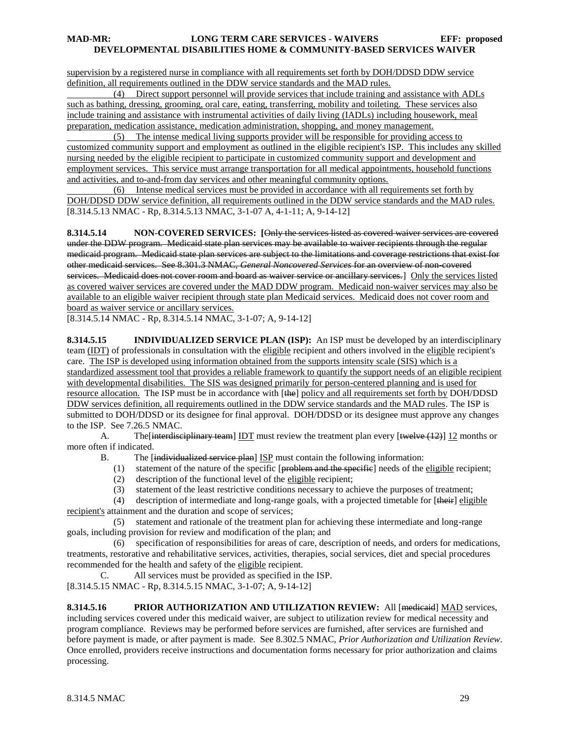supervision by a registered nurse in compliance with all requirements set forth by DOH/DDSD DDW service definition, all requirements outlined in the DDW service standards and the MAD rules.

(4) Direct support personnel will provide services that include training and assistance with ADLs such as bathing, dressing, grooming, oral care, eating, transferring, mobility and toileting. These services also include training and assistance with instrumental activities of daily living (IADLs) including housework, meal preparation, medication assistance, medication administration, shopping, and money management.

(5) The intense medical living supports provider will be responsible for providing access to customized community support and employment as outlined in the eligible recipient's ISP. This includes any skilled nursing needed by the eligible recipient to participate in customized community support and development and employment services. This service must arrange transportation for all medical appointments, household functions and activities, and to-and-from day services and other meaningful community options.

(6) Intense medical services must be provided in accordance with all requirements set forth by DOH/DDSD DDW service definition, all requirements outlined in the DDW service standards and the MAD rules.

[8.314.5.13 NMAC - Rp, 8.314.5.13 NMAC, 3-1-07 A, 4-1-11; A, 9-14-12]

**8.314.5.14 NON-COVERED SERVICES:** [~~Only the services listed as covered waiver services are covered under the DDW program. Medicaid state plan services may be available to waiver recipients through the regular medicaid program. Medicaid state plan services are subject to the limitations and coverage restrictions that exist for other medicaid services. See 8.301.3 NMAC, *General Noncovered Services* for an overview of non-covered services. Medicaid does not cover room and board as waiver service or ancillary services.~~] Only the services listed as covered waiver services are covered under the MAD DDW program. Medicaid non-waiver services may also be available to an eligible waiver recipient through state plan Medicaid services. Medicaid does not cover room and board as waiver service or ancillary services.

[8.314.5.14 NMAC - Rp, 8.314.5.14 NMAC, 3-1-07; A, 9-14-12]

**8.314.5.15 INDIVIDUALIZED SERVICE PLAN (ISP):** An ISP must be developed by an interdisciplinary team (IDT) of professionals in consultation with the eligible recipient and others involved in the eligible recipient's care. The ISP is developed using information obtained from the supports intensity scale (SIS) which is a standardized assessment tool that provides a reliable framework to quantify the support needs of an eligible recipient with developmental disabilities. The SIS was designed primarily for person-centered planning and is used for resource allocation. The ISP must be in accordance with [~~the~~] policy and all requirements set forth by DOH/DDSD DDW services definition, all requirements outlined in the DDW service standards and the MAD rules. The ISP is submitted to DOH/DDSD or its designee for final approval. DOH/DDSD or its designee must approve any changes to the ISP. See 7.26.5 NMAC.

A. The[~~interdisciplinary team~~] IDT must review the treatment plan every [~~twelve (12)~~] 12 months or more often if indicated.

B. The [~~individualized service plan~~] ISP must contain the following information:

(1) statement of the nature of the specific [~~problem and the specific~~] needs of the eligible recipient;

(2) description of the functional level of the eligible recipient;

(3) statement of the least restrictive conditions necessary to achieve the purposes of treatment;

(4) description of intermediate and long-range goals, with a projected timetable for [~~their~~] eligible recipient's attainment and the duration and scope of services;

(5) statement and rationale of the treatment plan for achieving these intermediate and long-range goals, including provision for review and modification of the plan; and

(6) specification of responsibilities for areas of care, description of needs, and orders for medications, treatments, restorative and rehabilitative services, activities, therapies, social services, diet and special procedures recommended for the health and safety of the eligible recipient.

C. All services must be provided as specified in the ISP.

[8.314.5.15 NMAC - Rp, 8.314.5.15 NMAC, 3-1-07; A, 9-14-12]

**8.314.5.16 PRIOR AUTHORIZATION AND UTILIZATION REVIEW:** All [~~medicaid~~] MAD services, including services covered under this medicaid waiver, are subject to utilization review for medical necessity and program compliance. Reviews may be performed before services are furnished, after services are furnished and before payment is made, or after payment is made. See 8.302.5 NMAC, *Prior Authorization and Utilization Review*. Once enrolled, providers receive instructions and documentation forms necessary for prior authorization and claims processing.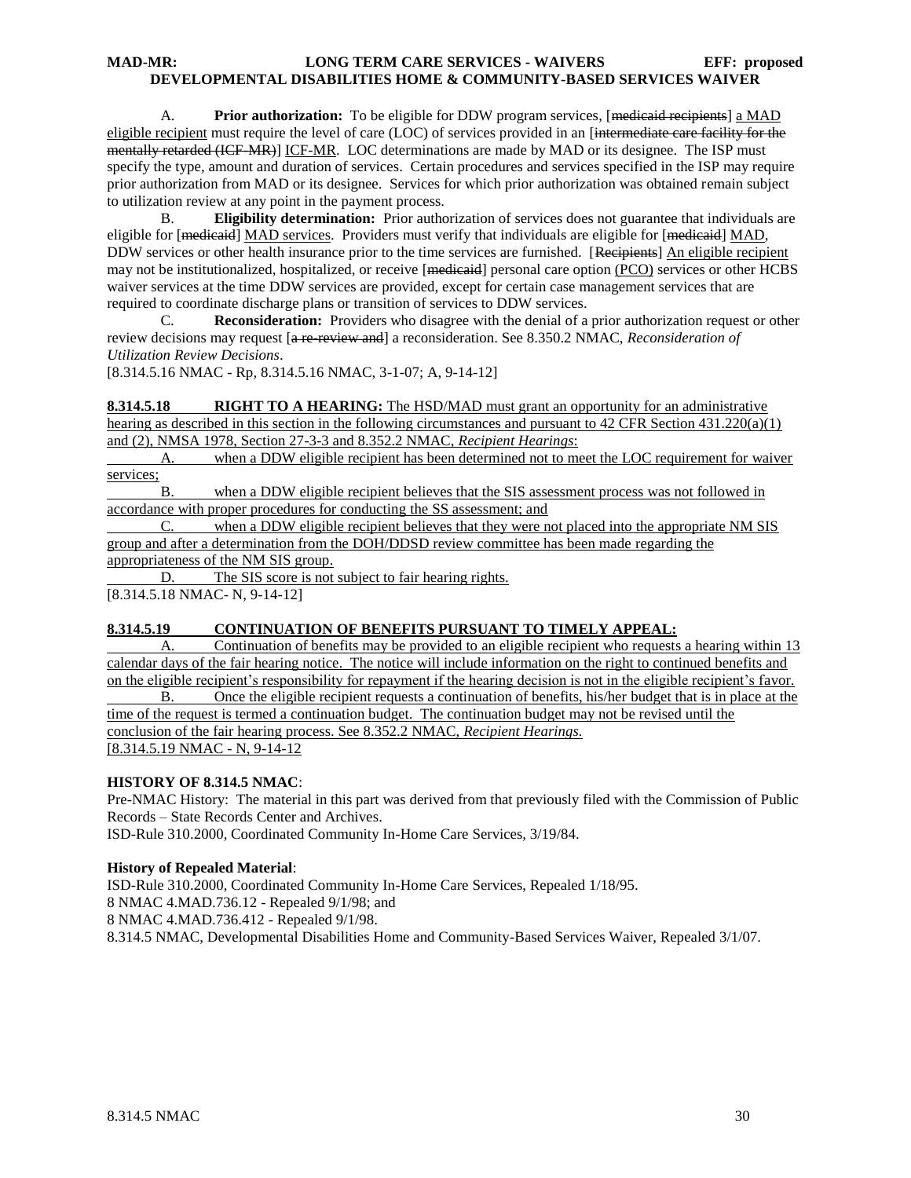A. **Prior authorization:** To be eligible for DDW program services, [~~medicaid recipients~~] <u>a MAD eligible recipient</u> must require the level of care (LOC) of services provided in an [~~intermediate care facility for the mentally retarded (ICF-MR)~~] <u>ICF-MR</u>. LOC determinations are made by MAD or its designee. The ISP must specify the type, amount and duration of services. Certain procedures and services specified in the ISP may require prior authorization from MAD or its designee. Services for which prior authorization was obtained remain subject to utilization review at any point in the payment process.

B. **Eligibility determination:** Prior authorization of services does not guarantee that individuals are eligible for [~~medicaid~~] <u>MAD services</u>. Providers must verify that individuals are eligible for [~~medicaid~~] <u>MAD</u>, DDW services or other health insurance prior to the time services are furnished. [~~Recipients~~] <u>An eligible recipient</u> may not be institutionalized, hospitalized, or receive [~~medicaid~~] personal care option <u>(PCO)</u> services or other HCBS waiver services at the time DDW services are provided, except for certain case management services that are required to coordinate discharge plans or transition of services to DDW services.

C. **Reconsideration:** Providers who disagree with the denial of a prior authorization request or other review decisions may request [~~a re-review and~~] a reconsideration. See 8.350.2 NMAC, *Reconsideration of Utilization Review Decisions*.

[8.314.5.16 NMAC - Rp, 8.314.5.16 NMAC, 3-1-07; A, 9-14-12]

<u>**8.314.5.18 RIGHT TO A HEARING:** The HSD/MAD must grant an opportunity for an administrative hearing as described in this section in the following circumstances and pursuant to 42 CFR Section 431.220(a)(1) and (2), NMSA 1978, Section 27-3-3 and 8.352.2 NMAC, *Recipient Hearings*:</u>

<u>A. when a DDW eligible recipient has been determined not to meet the LOC requirement for waiver services;</u>

<u>B. when a DDW eligible recipient believes that the SIS assessment process was not followed in accordance with proper procedures for conducting the SS assessment; and</u>

<u>C. when a DDW eligible recipient believes that they were not placed into the appropriate NM SIS group and after a determination from the DOH/DDSD review committee has been made regarding the appropriateness of the NM SIS group.</u>

<u>D. The SIS score is not subject to fair hearing rights.</u>

<u>[8.314.5.18 NMAC- N, 9-14-12]</u>

<u>**8.314.5.19 CONTINUATION OF BENEFITS PURSUANT TO TIMELY APPEAL:**</u>

<u>A. Continuation of benefits may be provided to an eligible recipient who requests a hearing within 13 calendar days of the fair hearing notice. The notice will include information on the right to continued benefits and on the eligible recipient's responsibility for repayment if the hearing decision is not in the eligible recipient's favor.</u>

<u>B. Once the eligible recipient requests a continuation of benefits, his/her budget that is in place at the time of the request is termed a continuation budget. The continuation budget may not be revised until the conclusion of the fair hearing process. See 8.352.2 NMAC, *Recipient Hearings.*</u>

<u>[8.314.5.19 NMAC - N, 9-14-12</u>

**HISTORY OF 8.314.5 NMAC**:

Pre-NMAC History: The material in this part was derived from that previously filed with the Commission of Public Records – State Records Center and Archives.

ISD-Rule 310.2000, Coordinated Community In-Home Care Services, 3/19/84.

**History of Repealed Material**:

ISD-Rule 310.2000, Coordinated Community In-Home Care Services, Repealed 1/18/95.

8 NMAC 4.MAD.736.12 - Repealed 9/1/98; and

8 NMAC 4.MAD.736.412 - Repealed 9/1/98.

8.314.5 NMAC, Developmental Disabilities Home and Community-Based Services Waiver, Repealed 3/1/07.